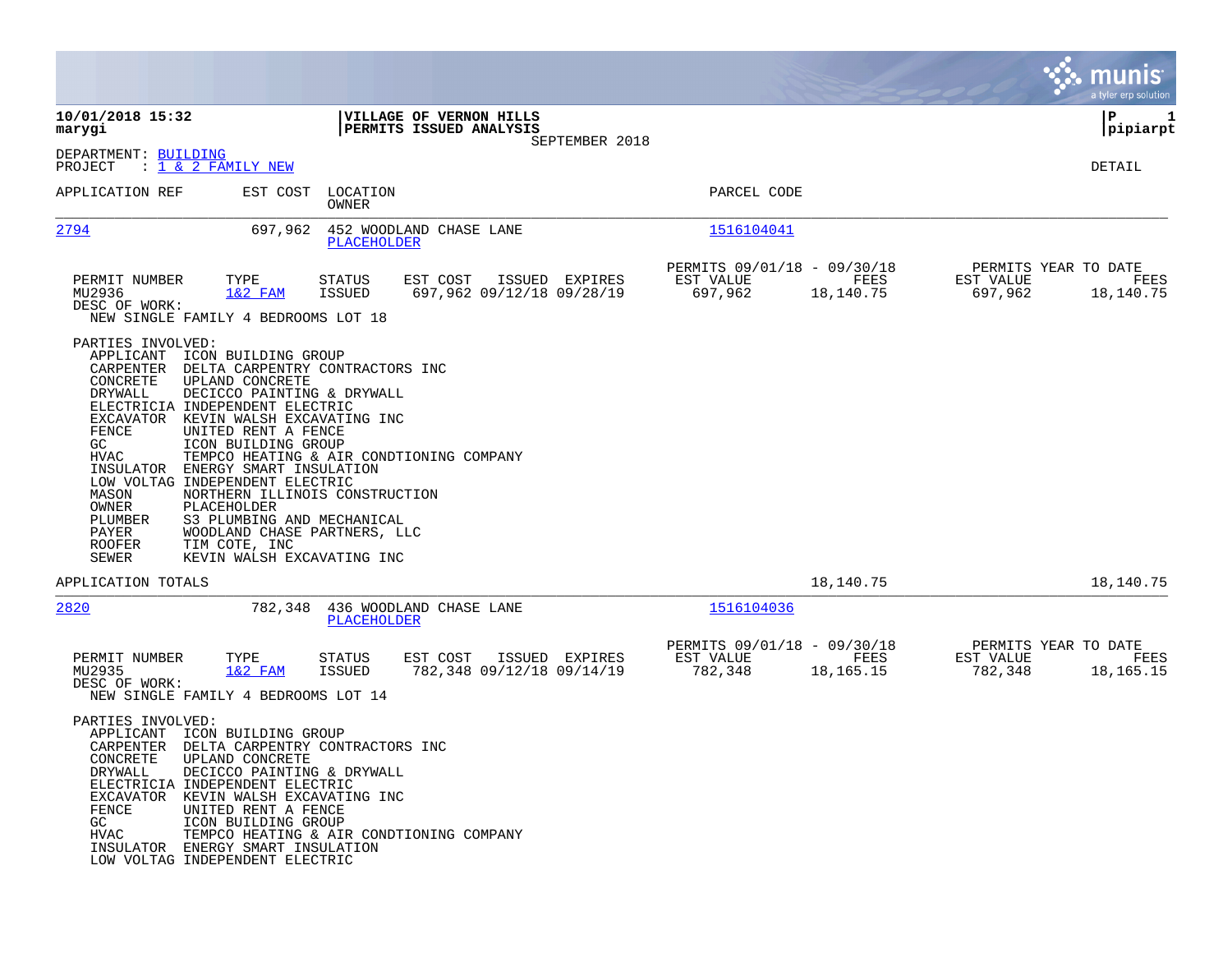**10/01/2018 15:32**
**marygi**

**VILLAGE OF VERNON HILLS**
**PERMITS ISSUED ANALYSIS**
SEPTEMBER 2018

**P 1**
**pipiarpt**

DEPARTMENT: BUILDING
PROJECT : 1 & 2 FAMILY NEW

DETAIL

| APPLICATION REF | EST COST | LOCATION / OWNER | PARCEL CODE |
|---|---|---|---|
| 2794 | 697,962 | 452 WOODLAND CHASE LANE / PLACEHOLDER | 1516104041 |

| PERMIT NUMBER | TYPE | STATUS | EST COST | ISSUED | EXPIRES | PERMITS 09/01/18 - 09/30/18 EST VALUE | FEES | PERMITS YEAR TO DATE EST VALUE | FEES |
|---|---|---|---|---|---|---|---|---|---|
| MU2936 | 1&2 FAM | ISSUED | 697,962 | 09/12/18 | 09/28/19 | 697,962 | 18,140.75 | 697,962 | 18,140.75 |

DESC OF WORK:
NEW SINGLE FAMILY 4 BEDROOMS LOT 18

PARTIES INVOLVED:

| Role | Name |
|---|---|
| APPLICANT | ICON BUILDING GROUP |
| CARPENTER | DELTA CARPENTRY CONTRACTORS INC |
| CONCRETE | UPLAND CONCRETE |
| DRYWALL | DECICCO PAINTING & DRYWALL |
| ELECTRICIA | INDEPENDENT ELECTRIC |
| EXCAVATOR | KEVIN WALSH EXCAVATING INC |
| FENCE | UNITED RENT A FENCE |
| GC | ICON BUILDING GROUP |
| HVAC | TEMPCO HEATING & AIR CONDTIONING COMPANY |
| INSULATOR | ENERGY SMART INSULATION |
| LOW VOLTAG | INDEPENDENT ELECTRIC |
| MASON | NORTHERN ILLINOIS CONSTRUCTION |
| OWNER | PLACEHOLDER |
| PLUMBER | S3 PLUMBING AND MECHANICAL |
| PAYER | WOODLAND CHASE PARTNERS, LLC |
| ROOFER | TIM COTE, INC |
| SEWER | KEVIN WALSH EXCAVATING INC |

APPLICATION TOTALS — 18,140.75 — 18,140.75

| APPLICATION REF | EST COST | LOCATION / OWNER | PARCEL CODE |
|---|---|---|---|
| 2820 | 782,348 | 436 WOODLAND CHASE LANE / PLACEHOLDER | 1516104036 |

| PERMIT NUMBER | TYPE | STATUS | EST COST | ISSUED | EXPIRES | PERMITS 09/01/18 - 09/30/18 EST VALUE | FEES | PERMITS YEAR TO DATE EST VALUE | FEES |
|---|---|---|---|---|---|---|---|---|---|
| MU2935 | 1&2 FAM | ISSUED | 782,348 | 09/12/18 | 09/14/19 | 782,348 | 18,165.15 | 782,348 | 18,165.15 |

DESC OF WORK:
NEW SINGLE FAMILY 4 BEDROOMS LOT 14

PARTIES INVOLVED:

| Role | Name |
|---|---|
| APPLICANT | ICON BUILDING GROUP |
| CARPENTER | DELTA CARPENTRY CONTRACTORS INC |
| CONCRETE | UPLAND CONCRETE |
| DRYWALL | DECICCO PAINTING & DRYWALL |
| ELECTRICIA | INDEPENDENT ELECTRIC |
| EXCAVATOR | KEVIN WALSH EXCAVATING INC |
| FENCE | UNITED RENT A FENCE |
| GC | ICON BUILDING GROUP |
| HVAC | TEMPCO HEATING & AIR CONDTIONING COMPANY |
| INSULATOR | ENERGY SMART INSULATION |
| LOW VOLTAG | INDEPENDENT ELECTRIC |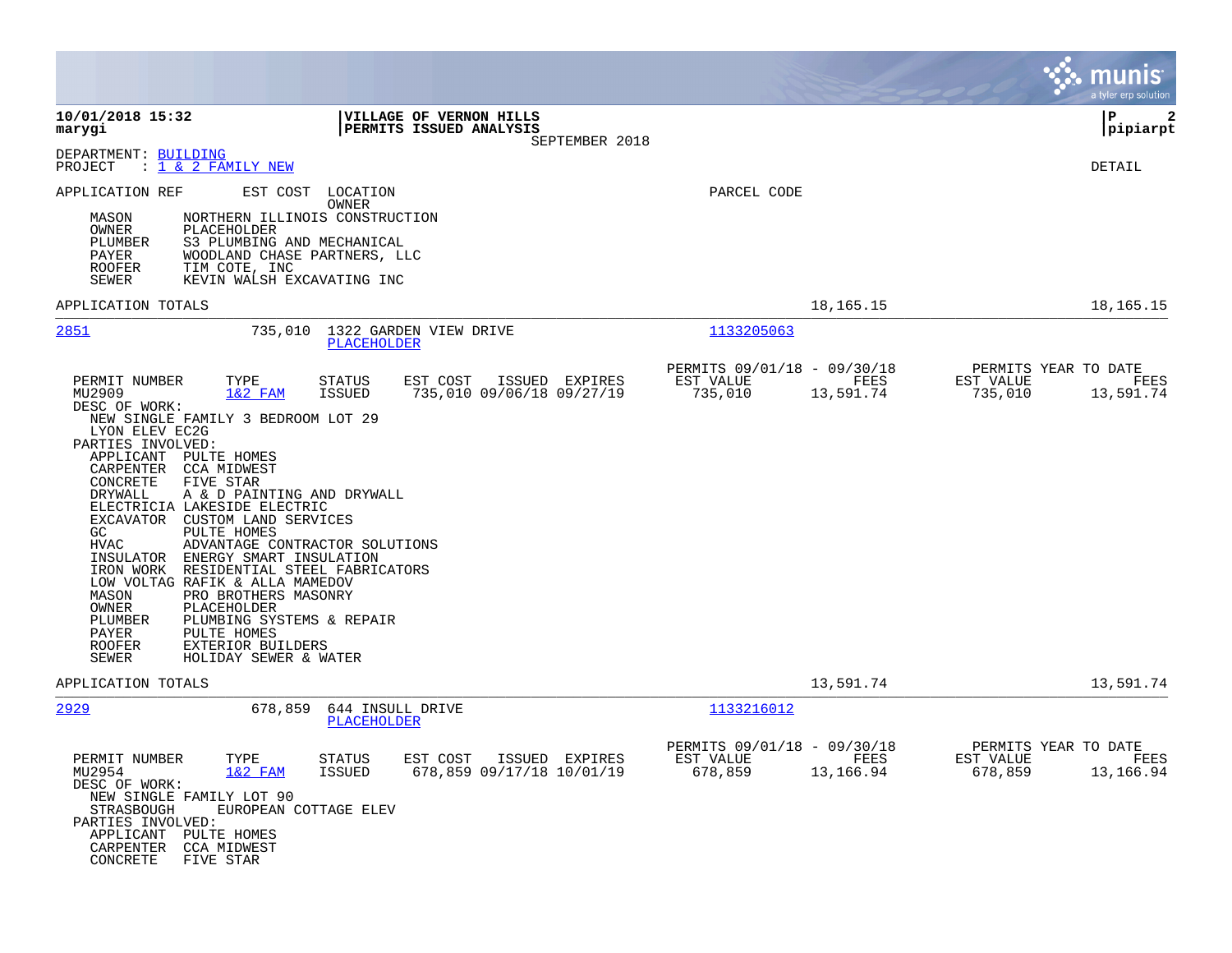**10/01/2018 15:32**
**marygi**

**VILLAGE OF VERNON HILLS**
**PERMITS ISSUED ANALYSIS**
SEPTEMBER 2018

**P 2**
**pipiarpt**

DEPARTMENT: BUILDING
PROJECT : 1 & 2 FAMILY NEW

DETAIL

APPLICATION REF | EST COST | LOCATION | PARCEL CODE
OWNER

MASON NORTHERN ILLINOIS CONSTRUCTION
OWNER PLACEHOLDER
PLUMBER S3 PLUMBING AND MECHANICAL
PAYER WOODLAND CHASE PARTNERS, LLC
ROOFER TIM COTE, INC
SEWER KEVIN WALSH EXCAVATING INC

APPLICATION TOTALS 18,165.15 18,165.15

---

**2851** 735,010 1322 GARDEN VIEW DRIVE — PLACEHOLDER — 1133205063

| PERMIT NUMBER | TYPE | STATUS | EST COST | ISSUED | EXPIRES | PERMITS 09/01/18 - 09/30/18 EST VALUE | FEES | PERMITS YEAR TO DATE EST VALUE | FEES |
|---|---|---|---|---|---|---|---|---|---|
| MU2909 | 1&2 FAM | ISSUED | 735,010 | 09/06/18 | 09/27/19 | 735,010 | 13,591.74 | 735,010 | 13,591.74 |

DESC OF WORK:
NEW SINGLE FAMILY 3 BEDROOM LOT 29
LYON ELEV EC2G

PARTIES INVOLVED:
APPLICANT PULTE HOMES
CARPENTER CCA MIDWEST
CONCRETE FIVE STAR
DRYWALL A & D PAINTING AND DRYWALL
ELECTRICIA LAKESIDE ELECTRIC
EXCAVATOR CUSTOM LAND SERVICES
GC PULTE HOMES
HVAC ADVANTAGE CONTRACTOR SOLUTIONS
INSULATOR ENERGY SMART INSULATION
IRON WORK RESIDENTIAL STEEL FABRICATORS
LOW VOLTAG RAFIK & ALLA MAMEDOV
MASON PRO BROTHERS MASONRY
OWNER PLACEHOLDER
PLUMBER PLUMBING SYSTEMS & REPAIR
PAYER PULTE HOMES
ROOFER EXTERIOR BUILDERS
SEWER HOLIDAY SEWER & WATER

APPLICATION TOTALS 13,591.74 13,591.74

---

**2929** 678,859 644 INSULL DRIVE — PLACEHOLDER — 1133216012

| PERMIT NUMBER | TYPE | STATUS | EST COST | ISSUED | EXPIRES | PERMITS 09/01/18 - 09/30/18 EST VALUE | FEES | PERMITS YEAR TO DATE EST VALUE | FEES |
|---|---|---|---|---|---|---|---|---|---|
| MU2954 | 1&2 FAM | ISSUED | 678,859 | 09/17/18 | 10/01/19 | 678,859 | 13,166.94 | 678,859 | 13,166.94 |

DESC OF WORK:
NEW SINGLE FAMILY LOT 90
STRASBOUGH EUROPEAN COTTAGE ELEV

PARTIES INVOLVED:
APPLICANT PULTE HOMES
CARPENTER CCA MIDWEST
CONCRETE FIVE STAR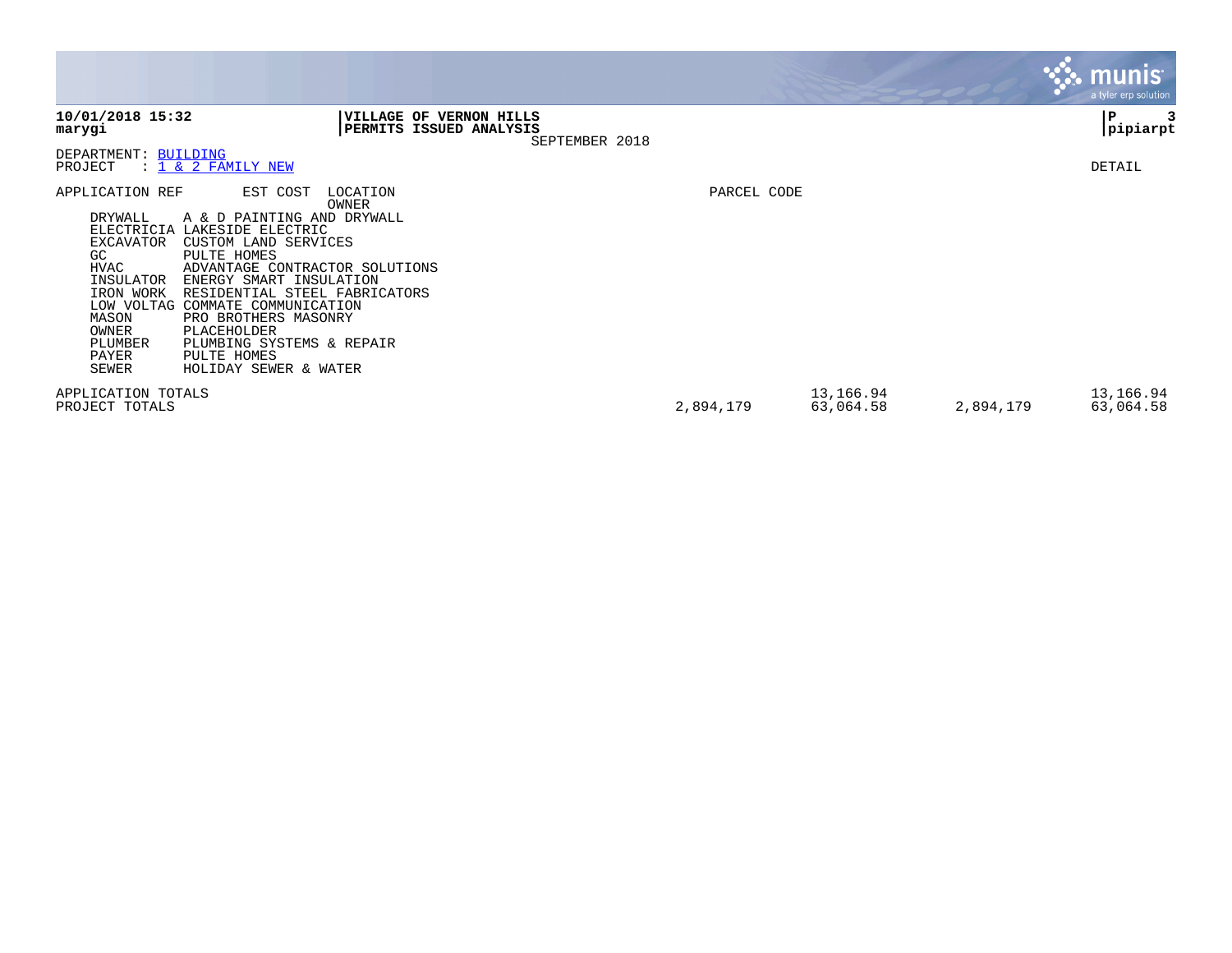**VILLAGE OF VERNON HILLS**
**PERMITS ISSUED ANALYSIS**
SEPTEMBER 2018

DEPARTMENT: BUILDING
PROJECT : 1 & 2 FAMILY NEW

DETAIL

| APPLICATION REF | EST COST | LOCATION / OWNER | PARCEL CODE |
|---|---|---|---|
| DRYWALL | A & D PAINTING AND DRYWALL | | |
| ELECTRICIA | LAKESIDE ELECTRIC | | |
| EXCAVATOR | CUSTOM LAND SERVICES | | |
| GC | PULTE HOMES | | |
| HVAC | ADVANTAGE CONTRACTOR SOLUTIONS | | |
| INSULATOR | ENERGY SMART INSULATION | | |
| IRON WORK | RESIDENTIAL STEEL FABRICATORS | | |
| LOW VOLTAG | COMMATE COMMUNICATION | | |
| MASON | PRO BROTHERS MASONRY | | |
| OWNER | PLACEHOLDER | | |
| PLUMBER | PLUMBING SYSTEMS & REPAIR | | |
| PAYER | PULTE HOMES | | |
| SEWER | HOLIDAY SEWER & WATER | | |

| | | | | |
|---|---|---|---|---|
| APPLICATION TOTALS | | 13,166.94 | | 13,166.94 |
| PROJECT TOTALS | 2,894,179 | 63,064.58 | 2,894,179 | 63,064.58 |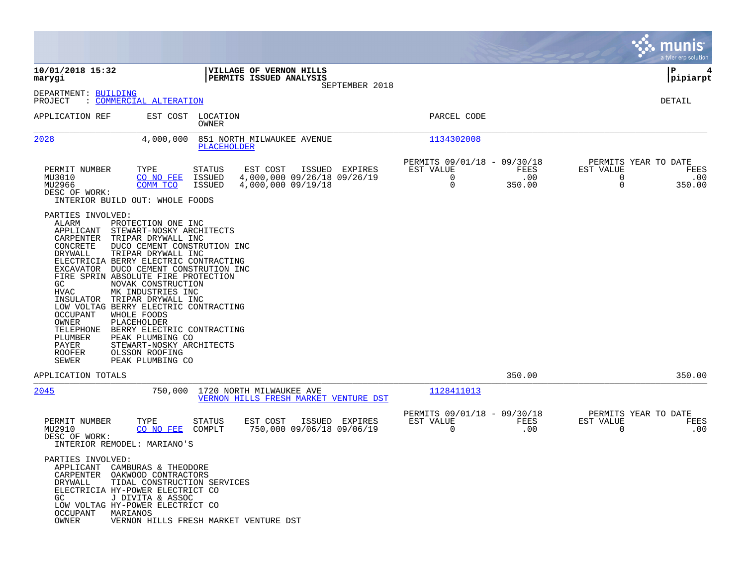**10/01/2018 15:32**
**marygi**

**VILLAGE OF VERNON HILLS**
**PERMITS ISSUED ANALYSIS**
SEPTEMBER 2018

**P 4**
**pipiarpt**

DEPARTMENT: BUILDING
PROJECT : COMMERCIAL ALTERATION

DETAIL

| APPLICATION REF | EST COST | LOCATION / OWNER | PARCEL CODE |
|---|---|---|---|
| 2028 | 4,000,000 | 851 NORTH MILWAUKEE AVENUE / PLACEHOLDER | 1134302008 |

| PERMIT NUMBER | TYPE | STATUS | EST COST | ISSUED | EXPIRES | PERMITS 09/01/18 - 09/30/18 EST VALUE | FEES | PERMITS YEAR TO DATE EST VALUE | FEES |
|---|---|---|---|---|---|---|---|---|---|
| MU3010 | CO NO FEE | ISSUED | 4,000,000 | 09/26/18 | 09/26/19 | 0 | .00 | 0 | .00 |
| MU2966 | COMM TCO | ISSUED | 4,000,000 | 09/19/18 | | 0 | 350.00 | 0 | 350.00 |

DESC OF WORK:
INTERIOR BUILD OUT: WHOLE FOODS

PARTIES INVOLVED:

| | |
|---|---|
| ALARM | PROTECTION ONE INC |
| APPLICANT | STEWART-NOSKY ARCHITECTS |
| CARPENTER | TRIPAR DRYWALL INC |
| CONCRETE | DUCO CEMENT CONSTRUTION INC |
| DRYWALL | TRIPAR DRYWALL INC |
| ELECTRICIA | BERRY ELECTRIC CONTRACTING |
| EXCAVATOR | DUCO CEMENT CONSTRUTION INC |
| FIRE SPRIN | ABSOLUTE FIRE PROTECTION |
| GC | NOVAK CONSTRUCTION |
| HVAC | MK INDUSTRIES INC |
| INSULATOR | TRIPAR DRYWALL INC |
| LOW VOLTAG | BERRY ELECTRIC CONTRACTING |
| OCCUPANT | WHOLE FOODS |
| OWNER | PLACEHOLDER |
| TELEPHONE | BERRY ELECTRIC CONTRACTING |
| PLUMBER | PEAK PLUMBING CO |
| PAYER | STEWART-NOSKY ARCHITECTS |
| ROOFER | OLSSON ROOFING |
| SEWER | PEAK PLUMBING CO |

APPLICATION TOTALS — 350.00 — 350.00

| APPLICATION REF | EST COST | LOCATION / OWNER | PARCEL CODE |
|---|---|---|---|
| 2045 | 750,000 | 1720 NORTH MILWAUKEE AVE / VERNON HILLS FRESH MARKET VENTURE DST | 1128411013 |

| PERMIT NUMBER | TYPE | STATUS | EST COST | ISSUED | EXPIRES | PERMITS 09/01/18 - 09/30/18 EST VALUE | FEES | PERMITS YEAR TO DATE EST VALUE | FEES |
|---|---|---|---|---|---|---|---|---|---|
| MU2910 | CO NO FEE | COMPLT | 750,000 | 09/06/18 | 09/06/19 | 0 | .00 | 0 | .00 |

DESC OF WORK:
INTERIOR REMODEL: MARIANO'S

PARTIES INVOLVED:

| | |
|---|---|
| APPLICANT | CAMBURAS & THEODORE |
| CARPENTER | OAKWOOD CONTRACTORS |
| DRYWALL | TIDAL CONSTRUCTION SERVICES |
| ELECTRICIA | HY-POWER ELECTRICT CO |
| GC | J DIVITA & ASSOC |
| LOW VOLTAG | HY-POWER ELECTRICT CO |
| OCCUPANT | MARIANOS |
| OWNER | VERNON HILLS FRESH MARKET VENTURE DST |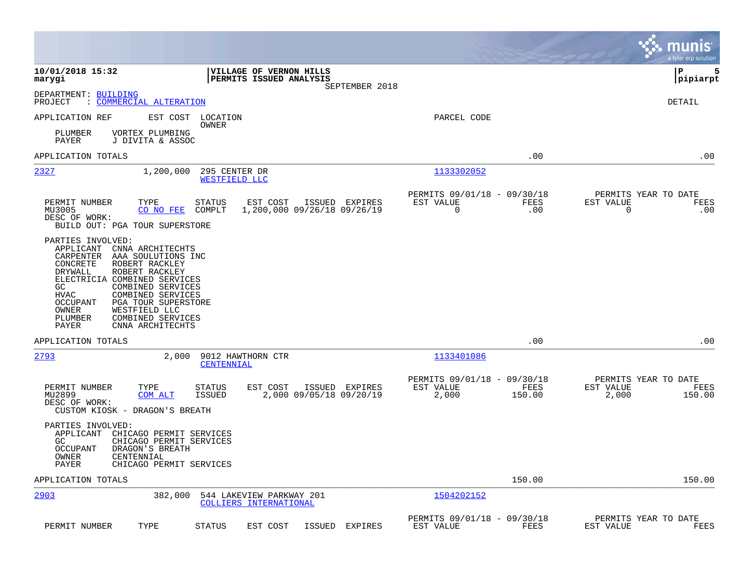10/01/2018 15:32
marygi

**VILLAGE OF VERNON HILLS**
**PERMITS ISSUED ANALYSIS**
SEPTEMBER 2018

P 5
pipiarpt

DEPARTMENT: BUILDING
PROJECT : COMMERCIAL ALTERATION

DETAIL

APPLICATION REF | EST COST | LOCATION / OWNER | PARCEL CODE

PLUMBER VORTEX PLUMBING
PAYER J DIVITA & ASSOC

APPLICATION TOTALS .00 .00

---

**2327** | 1,200,000 | 295 CENTER DR | WESTFIELD LLC | 1133302052

| PERMIT NUMBER | TYPE | STATUS | EST COST | ISSUED | EXPIRES | PERMITS 09/01/18 - 09/30/18 EST VALUE | FEES | PERMITS YEAR TO DATE EST VALUE | FEES |
|---|---|---|---|---|---|---|---|---|---|
| MU3005 | CO NO FEE | COMPLT | 1,200,000 | 09/26/18 | 09/26/19 | 0 | .00 | 0 | .00 |

DESC OF WORK:
BUILD OUT: PGA TOUR SUPERSTORE

PARTIES INVOLVED:
- APPLICANT CNNA ARCHITECHTS
- CARPENTER AAA SOULUTIONS INC
- CONCRETE ROBERT RACKLEY
- DRYWALL ROBERT RACKLEY
- ELECTRICIA COMBINED SERVICES
- GC COMBINED SERVICES
- HVAC COMBINED SERVICES
- OCCUPANT PGA TOUR SUPERSTORE
- OWNER WESTFIELD LLC
- PLUMBER COMBINED SERVICES
- PAYER CNNA ARCHITECHTS

APPLICATION TOTALS .00 .00

---

**2793** | 2,000 | 9012 HAWTHORN CTR | CENTENNIAL | 1133401086

| PERMIT NUMBER | TYPE | STATUS | EST COST | ISSUED | EXPIRES | PERMITS 09/01/18 - 09/30/18 EST VALUE | FEES | PERMITS YEAR TO DATE EST VALUE | FEES |
|---|---|---|---|---|---|---|---|---|---|
| MU2899 | COM ALT | ISSUED | 2,000 | 09/05/18 | 09/20/19 | 2,000 | 150.00 | 2,000 | 150.00 |

DESC OF WORK:
CUSTOM KIOSK - DRAGON'S BREATH

PARTIES INVOLVED:
- APPLICANT CHICAGO PERMIT SERVICES
- GC CHICAGO PERMIT SERVICES
- OCCUPANT DRAGON'S BREATH
- OWNER CENTENNIAL
- PAYER CHICAGO PERMIT SERVICES

APPLICATION TOTALS 150.00 150.00

---

**2903** | 382,000 | 544 LAKEVIEW PARKWAY 201 | COLLIERS INTERNATIONAL | 1504202152

| PERMIT NUMBER | TYPE | STATUS | EST COST | ISSUED | EXPIRES | PERMITS 09/01/18 - 09/30/18 EST VALUE | FEES | PERMITS YEAR TO DATE EST VALUE | FEES |
|---|---|---|---|---|---|---|---|---|---|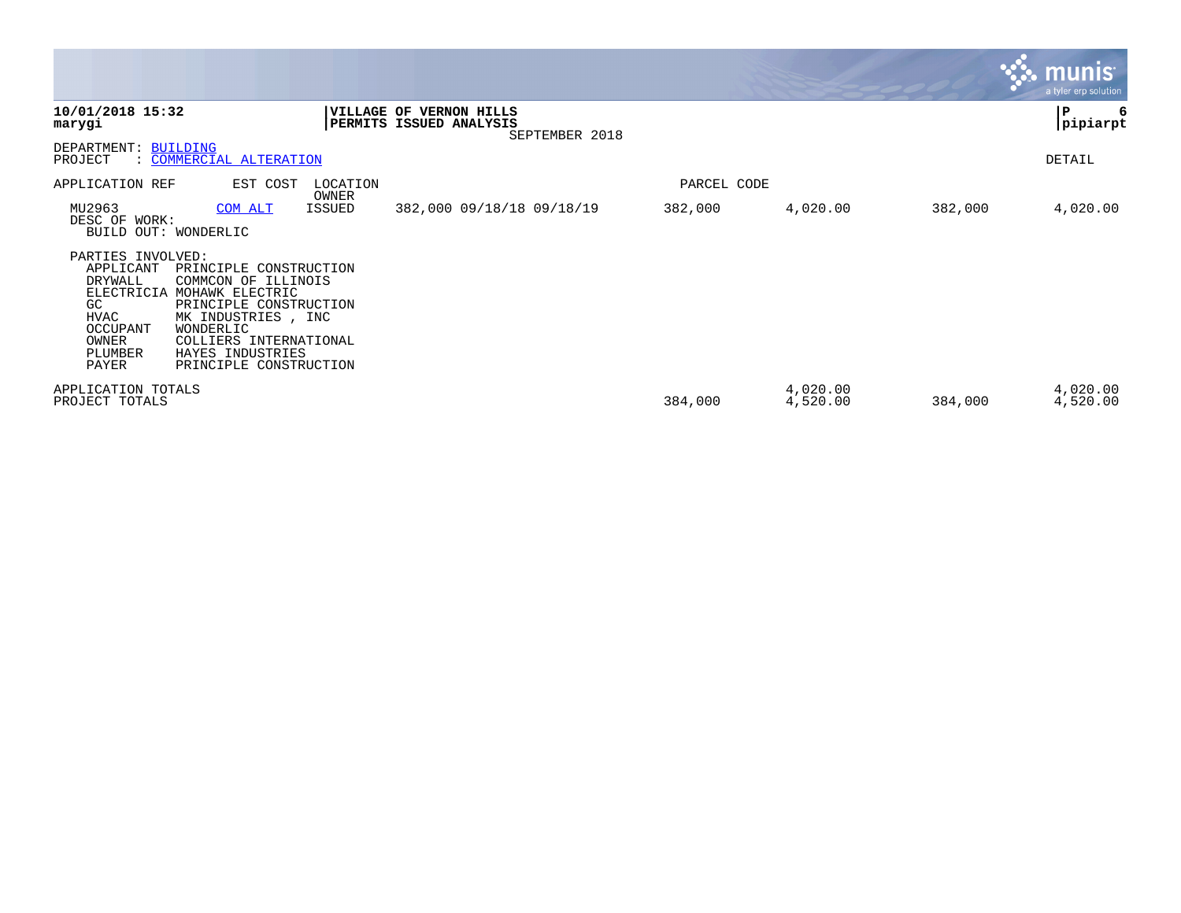**10/01/2018 15:32**
**marygi**

**VILLAGE OF VERNON HILLS**
**PERMITS ISSUED ANALYSIS**
SEPTEMBER 2018

**P 6**
**pipiarpt**

DEPARTMENT: BUILDING
PROJECT : COMMERCIAL ALTERATION

DETAIL

| APPLICATION REF | EST COST | LOCATION / OWNER | | PARCEL CODE | | | |
|---|---|---|---|---|---|---|---|
| MU2963 | COM ALT | ISSUED | 382,000 09/18/18 09/18/19 | 382,000 | 4,020.00 | 382,000 | 4,020.00 |

DESC OF WORK:
BUILD OUT: WONDERLIC

PARTIES INVOLVED:

| Role | Party |
|---|---|
| APPLICANT | PRINCIPLE CONSTRUCTION |
| DRYWALL | COMMCON OF ILLINOIS |
| ELECTRICIA | MOHAWK ELECTRIC |
| GC | PRINCIPLE CONSTRUCTION |
| HVAC | MK INDUSTRIES , INC |
| OCCUPANT | WONDERLIC |
| OWNER | COLLIERS INTERNATIONAL |
| PLUMBER | HAYES INDUSTRIES |
| PAYER | PRINCIPLE CONSTRUCTION |

| | | | | |
|---|---|---|---|---|
| APPLICATION TOTALS | | 4,020.00 | | 4,020.00 |
| PROJECT TOTALS | 384,000 | 4,520.00 | 384,000 | 4,520.00 |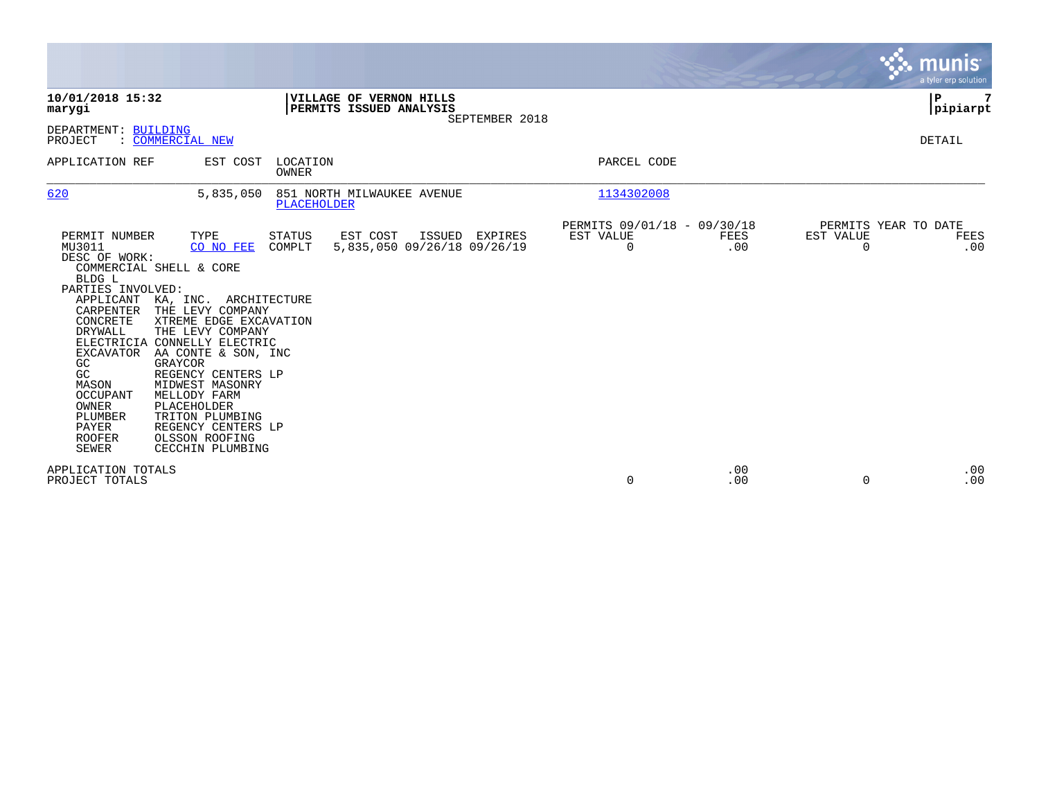**10/01/2018 15:32**
**marygi**

**VILLAGE OF VERNON HILLS**
**PERMITS ISSUED ANALYSIS**
SEPTEMBER 2018

**pipiarpt**

DEPARTMENT: BUILDING
PROJECT : COMMERCIAL NEW

DETAIL

| APPLICATION REF | EST COST | LOCATION / OWNER | PARCEL CODE |
|---|---|---|---|
| 620 | 5,835,050 | 851 NORTH MILWAUKEE AVENUE / PLACEHOLDER | 1134302008 |

| PERMIT NUMBER | TYPE | STATUS | EST COST | ISSUED | EXPIRES | PERMITS 09/01/18 - 09/30/18 EST VALUE | FEES | PERMITS YEAR TO DATE EST VALUE | FEES |
|---|---|---|---|---|---|---|---|---|---|
| MU3011 | CO NO FEE | COMPLT | 5,835,050 | 09/26/18 | 09/26/19 | 0 | .00 | 0 | .00 |

DESC OF WORK:
COMMERCIAL SHELL & CORE
BLDG L

PARTIES INVOLVED:

| Role | Party |
|---|---|
| APPLICANT | KA, INC. ARCHITECTURE |
| CARPENTER | THE LEVY COMPANY |
| CONCRETE | XTREME EDGE EXCAVATION |
| DRYWALL | THE LEVY COMPANY |
| ELECTRICIA | CONNELLY ELECTRIC |
| EXCAVATOR | AA CONTE & SON, INC |
| GC | GRAYCOR |
| GC | REGENCY CENTERS LP |
| MASON | MIDWEST MASONRY |
| OCCUPANT | MELLODY FARM |
| OWNER | PLACEHOLDER |
| PLUMBER | TRITON PLUMBING |
| PAYER | REGENCY CENTERS LP |
| ROOFER | OLSSON ROOFING |
| SEWER | CECCHIN PLUMBING |

| | EST VALUE | FEES | YTD EST VALUE | YTD FEES |
|---|---|---|---|---|
| APPLICATION TOTALS | | .00 | | .00 |
| PROJECT TOTALS | 0 | .00 | 0 | .00 |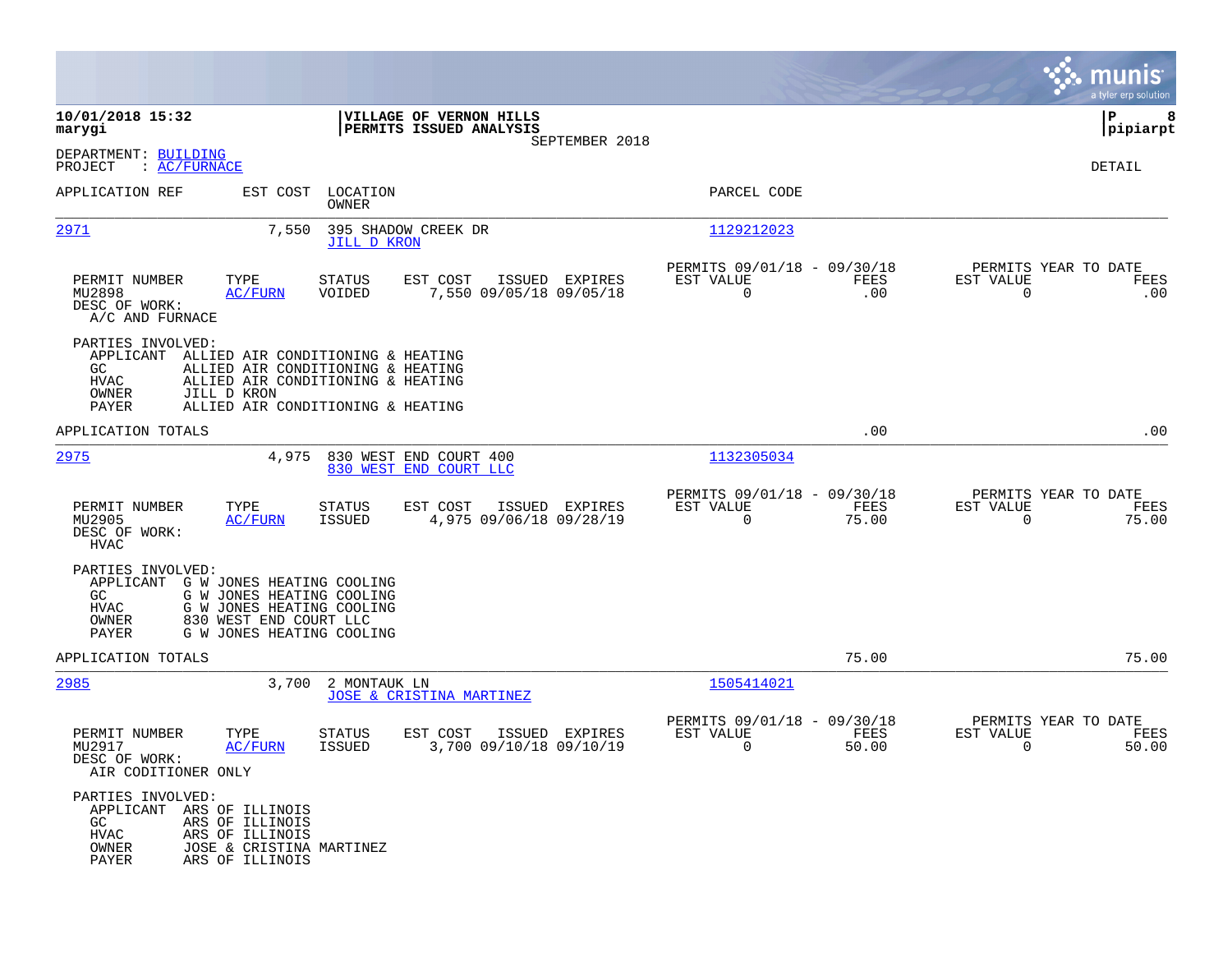**VILLAGE OF VERNON HILLS**
**PERMITS ISSUED ANALYSIS**
SEPTEMBER 2018

**10/01/2018 15:32**
**marygi**

**pipiarpt**

DEPARTMENT: BUILDING
PROJECT : AC/FURNACE

DETAIL

| APPLICATION REF | EST COST | LOCATION / OWNER | PARCEL CODE |
|---|---|---|---|
| 2971 | 7,550 | 395 SHADOW CREEK DR / JILL D KRON | 1129212023 |

| PERMIT NUMBER | TYPE | STATUS | EST COST | ISSUED | EXPIRES | PERMITS 09/01/18 - 09/30/18 EST VALUE | FEES | PERMITS YEAR TO DATE EST VALUE | FEES |
|---|---|---|---|---|---|---|---|---|---|
| MU2898 | AC/FURN | VOIDED | 7,550 | 09/05/18 | 09/05/18 | 0 | .00 | 0 | .00 |

DESC OF WORK:
A/C AND FURNACE

PARTIES INVOLVED:
- APPLICANT ALLIED AIR CONDITIONING & HEATING
- GC ALLIED AIR CONDITIONING & HEATING
- HVAC ALLIED AIR CONDITIONING & HEATING
- OWNER JILL D KRON
- PAYER ALLIED AIR CONDITIONING & HEATING

APPLICATION TOTALS .00 .00

| APPLICATION REF | EST COST | LOCATION / OWNER | PARCEL CODE |
|---|---|---|---|
| 2975 | 4,975 | 830 WEST END COURT 400 / 830 WEST END COURT LLC | 1132305034 |

| PERMIT NUMBER | TYPE | STATUS | EST COST | ISSUED | EXPIRES | PERMITS 09/01/18 - 09/30/18 EST VALUE | FEES | PERMITS YEAR TO DATE EST VALUE | FEES |
|---|---|---|---|---|---|---|---|---|---|
| MU2905 | AC/FURN | ISSUED | 4,975 | 09/06/18 | 09/28/19 | 0 | 75.00 | 0 | 75.00 |

DESC OF WORK:
HVAC

PARTIES INVOLVED:
- APPLICANT G W JONES HEATING COOLING
- GC G W JONES HEATING COOLING
- HVAC G W JONES HEATING COOLING
- OWNER 830 WEST END COURT LLC
- PAYER G W JONES HEATING COOLING

APPLICATION TOTALS 75.00 75.00

| APPLICATION REF | EST COST | LOCATION / OWNER | PARCEL CODE |
|---|---|---|---|
| 2985 | 3,700 | 2 MONTAUK LN / JOSE & CRISTINA MARTINEZ | 1505414021 |

| PERMIT NUMBER | TYPE | STATUS | EST COST | ISSUED | EXPIRES | PERMITS 09/01/18 - 09/30/18 EST VALUE | FEES | PERMITS YEAR TO DATE EST VALUE | FEES |
|---|---|---|---|---|---|---|---|---|---|
| MU2917 | AC/FURN | ISSUED | 3,700 | 09/10/18 | 09/10/19 | 0 | 50.00 | 0 | 50.00 |

DESC OF WORK:
AIR CODITIONER ONLY

PARTIES INVOLVED:
- APPLICANT ARS OF ILLINOIS
- GC ARS OF ILLINOIS
- HVAC ARS OF ILLINOIS
- OWNER JOSE & CRISTINA MARTINEZ
- PAYER ARS OF ILLINOIS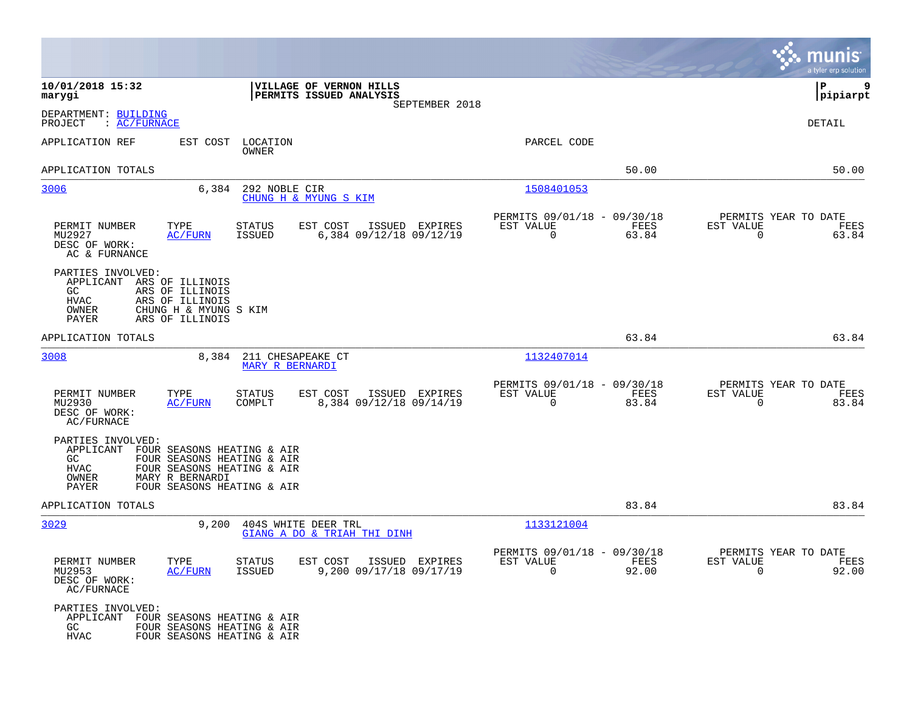**10/01/2018 15:32**
**marygi**

**VILLAGE OF VERNON HILLS**
**PERMITS ISSUED ANALYSIS**
SEPTEMBER 2018

**P 9**
**pipiarpt**

DEPARTMENT: BUILDING
PROJECT : AC/FURNACE

DETAIL

| APPLICATION REF | EST COST | LOCATION / OWNER | PARCEL CODE | | |
|---|---|---|---|---|---|
| APPLICATION TOTALS | | | | 50.00 | 50.00 |

---

**3006** — 6,384 — 292 NOBLE CIR — CHUNG H & MYUNG S KIM — 1508401053

| PERMIT NUMBER | TYPE | STATUS | EST COST | ISSUED | EXPIRES | PERMITS 09/01/18 - 09/30/18 EST VALUE | FEES | PERMITS YEAR TO DATE EST VALUE | FEES |
|---|---|---|---|---|---|---|---|---|---|
| MU2927 | AC/FURN | ISSUED | 6,384 | 09/12/18 | 09/12/19 | 0 | 63.84 | 0 | 63.84 |

DESC OF WORK:
AC & FURNACE

PARTIES INVOLVED:
- APPLICANT ARS OF ILLINOIS
- GC ARS OF ILLINOIS
- HVAC ARS OF ILLINOIS
- OWNER CHUNG H & MYUNG S KIM
- PAYER ARS OF ILLINOIS

APPLICATION TOTALS — 63.84 — 63.84

---

**3008** — 8,384 — 211 CHESAPEAKE CT — MARY R BERNARDI — 1132407014

| PERMIT NUMBER | TYPE | STATUS | EST COST | ISSUED | EXPIRES | PERMITS 09/01/18 - 09/30/18 EST VALUE | FEES | PERMITS YEAR TO DATE EST VALUE | FEES |
|---|---|---|---|---|---|---|---|---|---|
| MU2930 | AC/FURN | COMPLT | 8,384 | 09/12/18 | 09/14/19 | 0 | 83.84 | 0 | 83.84 |

DESC OF WORK:
AC/FURNACE

PARTIES INVOLVED:
- APPLICANT FOUR SEASONS HEATING & AIR
- GC FOUR SEASONS HEATING & AIR
- HVAC FOUR SEASONS HEATING & AIR
- OWNER MARY R BERNARDI
- PAYER FOUR SEASONS HEATING & AIR

APPLICATION TOTALS — 83.84 — 83.84

---

**3029** — 9,200 — 404S WHITE DEER TRL — GIANG A DO & TRIAH THI DINH — 1133121004

| PERMIT NUMBER | TYPE | STATUS | EST COST | ISSUED | EXPIRES | PERMITS 09/01/18 - 09/30/18 EST VALUE | FEES | PERMITS YEAR TO DATE EST VALUE | FEES |
|---|---|---|---|---|---|---|---|---|---|
| MU2953 | AC/FURN | ISSUED | 9,200 | 09/17/18 | 09/17/19 | 0 | 92.00 | 0 | 92.00 |

DESC OF WORK:
AC/FURNACE

PARTIES INVOLVED:
- APPLICANT FOUR SEASONS HEATING & AIR
- GC FOUR SEASONS HEATING & AIR
- HVAC FOUR SEASONS HEATING & AIR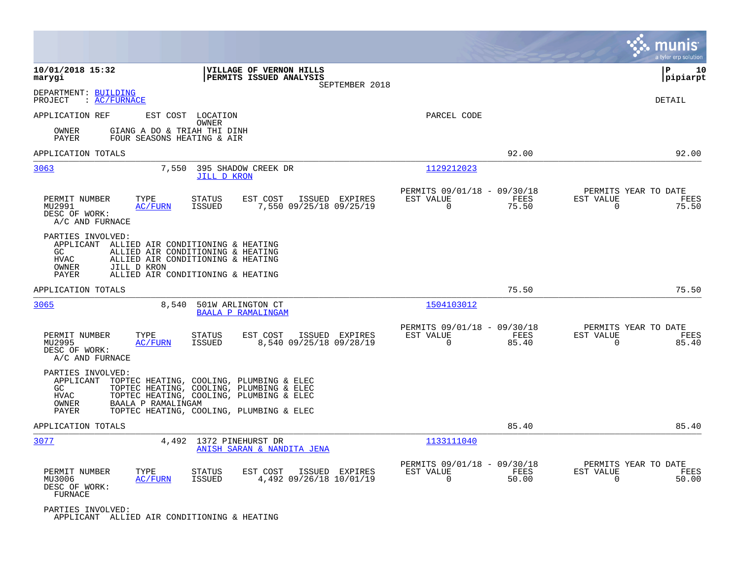DEPARTMENT: BUILDING
PROJECT : AC/FURNACE

DETAIL

APPLICATION REF | EST COST | LOCATION / OWNER | PARCEL CODE

OWNER GIANG A DO & TRIAH THI DINH
PAYER FOUR SEASONS HEATING & AIR

APPLICATION TOTALS 92.00 92.00

---

**3063** | 7,550 | 395 SHADOW CREEK DR / JILL D KRON | 1129212023

| PERMIT NUMBER | TYPE | STATUS | EST COST | ISSUED | EXPIRES | PERMITS 09/01/18 - 09/30/18 EST VALUE | FEES | PERMITS YEAR TO DATE EST VALUE | FEES |
|---|---|---|---|---|---|---|---|---|---|
| MU2991 | AC/FURN | ISSUED | 7,550 | 09/25/18 | 09/25/19 | 0 | 75.50 | 0 | 75.50 |

DESC OF WORK:
A/C AND FURNACE

PARTIES INVOLVED:
APPLICANT ALLIED AIR CONDITIONING & HEATING
GC ALLIED AIR CONDITIONING & HEATING
HVAC ALLIED AIR CONDITIONING & HEATING
OWNER JILL D KRON
PAYER ALLIED AIR CONDITIONING & HEATING

APPLICATION TOTALS 75.50 75.50

---

**3065** | 8,540 | 501W ARLINGTON CT / BAALA P RAMALINGAM | 1504103012

| PERMIT NUMBER | TYPE | STATUS | EST COST | ISSUED | EXPIRES | PERMITS 09/01/18 - 09/30/18 EST VALUE | FEES | PERMITS YEAR TO DATE EST VALUE | FEES |
|---|---|---|---|---|---|---|---|---|---|
| MU2995 | AC/FURN | ISSUED | 8,540 | 09/25/18 | 09/28/19 | 0 | 85.40 | 0 | 85.40 |

DESC OF WORK:
A/C AND FURNACE

PARTIES INVOLVED:
APPLICANT TOPTEC HEATING, COOLING, PLUMBING & ELEC
GC TOPTEC HEATING, COOLING, PLUMBING & ELEC
HVAC TOPTEC HEATING, COOLING, PLUMBING & ELEC
OWNER BAALA P RAMALINGAM
PAYER TOPTEC HEATING, COOLING, PLUMBING & ELEC

APPLICATION TOTALS 85.40 85.40

---

**3077** | 4,492 | 1372 PINEHURST DR / ANISH SARAN & NANDITA JENA | 1133111040

| PERMIT NUMBER | TYPE | STATUS | EST COST | ISSUED | EXPIRES | PERMITS 09/01/18 - 09/30/18 EST VALUE | FEES | PERMITS YEAR TO DATE EST VALUE | FEES |
|---|---|---|---|---|---|---|---|---|---|
| MU3006 | AC/FURN | ISSUED | 4,492 | 09/26/18 | 10/01/19 | 0 | 50.00 | 0 | 50.00 |

DESC OF WORK:
FURNACE

PARTIES INVOLVED:
APPLICANT ALLIED AIR CONDITIONING & HEATING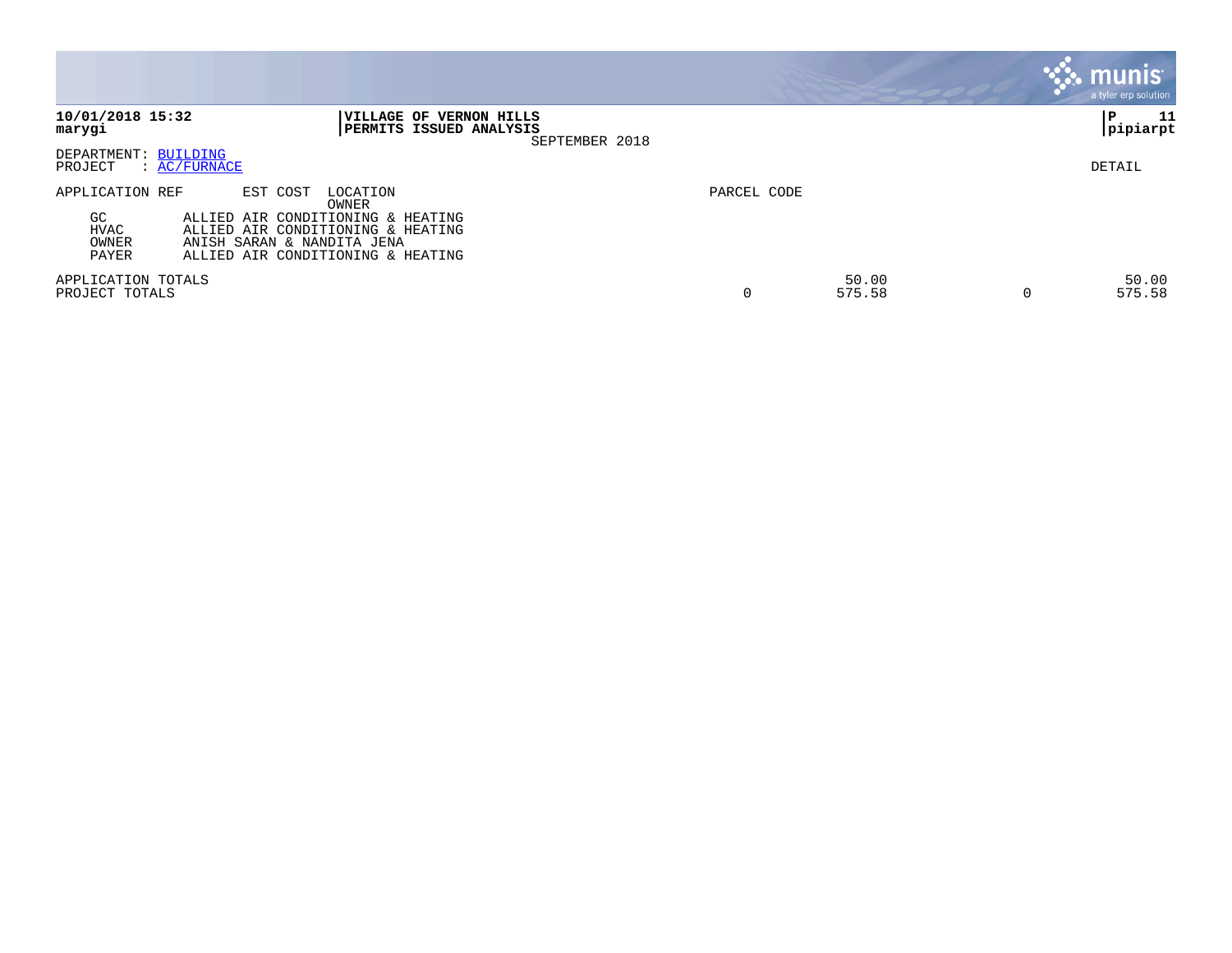**10/01/2018 15:32**
**marygi**

**VILLAGE OF VERNON HILLS**
**PERMITS ISSUED ANALYSIS**
SEPTEMBER 2018

**P 11**
**pipiarpt**

DEPARTMENT: BUILDING
PROJECT : AC/FURNACE

DETAIL

| APPLICATION REF | EST COST | LOCATION / OWNER | PARCEL CODE | | | |
|---|---|---|---|---|---|---|
| GC | | ALLIED AIR CONDITIONING & HEATING | | | | |
| HVAC | | ALLIED AIR CONDITIONING & HEATING | | | | |
| OWNER | | ANISH SARAN & NANDITA JENA | | | | |
| PAYER | | ALLIED AIR CONDITIONING & HEATING | | | | |
| APPLICATION TOTALS | | | | 50.00 | | 50.00 |
| PROJECT TOTALS | | | 0 | 575.58 | 0 | 575.58 |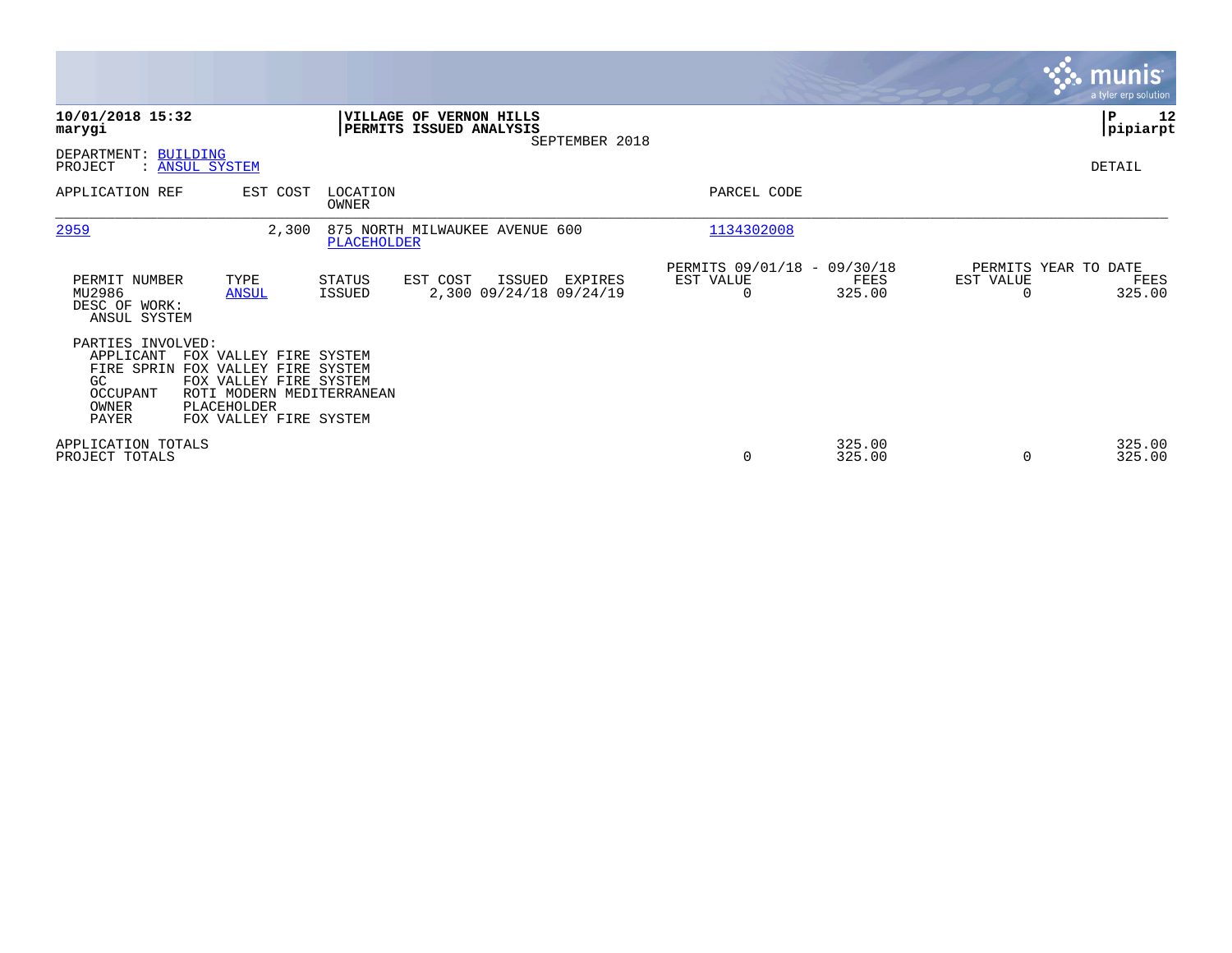**10/01/2018 15:32**
**marygi**

**VILLAGE OF VERNON HILLS**
**PERMITS ISSUED ANALYSIS**
SEPTEMBER 2018

**P 12**
**pipiarpt**

DEPARTMENT: BUILDING
PROJECT : ANSUL SYSTEM

DETAIL

| APPLICATION REF | EST COST | LOCATION / OWNER | PARCEL CODE |
|---|---|---|---|
| 2959 | 2,300 | 875 NORTH MILWAUKEE AVENUE 600 / PLACEHOLDER | 1134302008 |

| PERMIT NUMBER | TYPE | STATUS | EST COST | ISSUED | EXPIRES | PERMITS 09/01/18 - 09/30/18 EST VALUE | FEES | PERMITS YEAR TO DATE EST VALUE | FEES |
|---|---|---|---|---|---|---|---|---|---|
| MU2986 | ANSUL | ISSUED | 2,300 | 09/24/18 | 09/24/19 | 0 | 325.00 | 0 | 325.00 |

DESC OF WORK:
ANSUL SYSTEM

PARTIES INVOLVED:

| | |
|---|---|
| APPLICANT | FOX VALLEY FIRE SYSTEM |
| FIRE SPRIN | FOX VALLEY FIRE SYSTEM |
| GC | FOX VALLEY FIRE SYSTEM |
| OCCUPANT | ROTI MODERN MEDITERRANEAN |
| OWNER | PLACEHOLDER |
| PAYER | FOX VALLEY FIRE SYSTEM |

| | EST VALUE | FEES | EST VALUE | FEES |
|---|---|---|---|---|
| APPLICATION TOTALS | | 325.00 | | 325.00 |
| PROJECT TOTALS | 0 | 325.00 | 0 | 325.00 |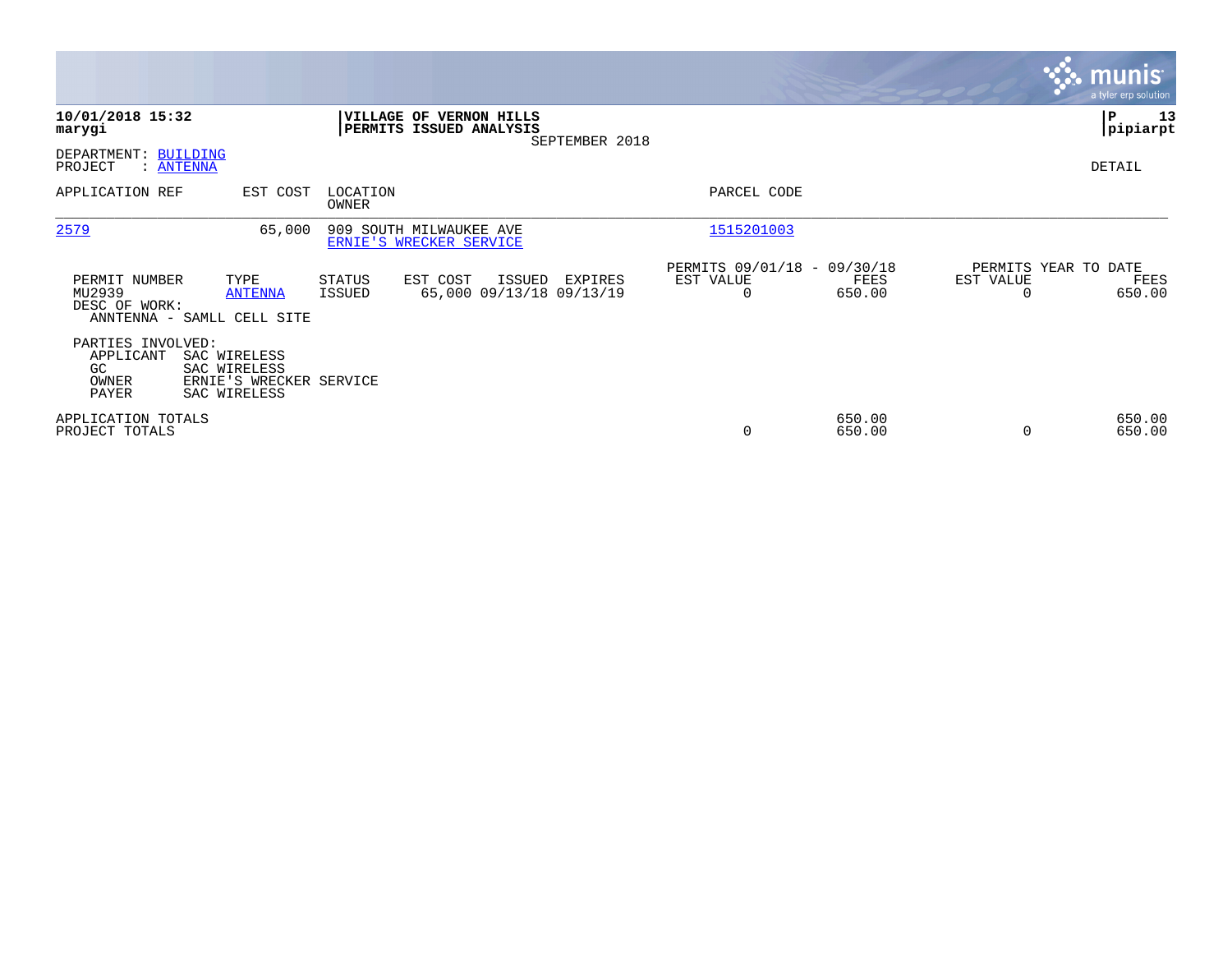**10/01/2018 15:32**
**marygi**

**VILLAGE OF VERNON HILLS**
**PERMITS ISSUED ANALYSIS**
SEPTEMBER 2018

**P 13**
**pipiarpt**

DEPARTMENT: BUILDING
PROJECT : ANTENNA

DETAIL

| APPLICATION REF | EST COST | LOCATION / OWNER | PARCEL CODE |
|---|---|---|---|
| 2579 | 65,000 | 909 SOUTH MILWAUKEE AVE / ERNIE'S WRECKER SERVICE | 1515201003 |

| PERMIT NUMBER | TYPE | STATUS | EST COST | ISSUED | EXPIRES | PERMITS 09/01/18 - 09/30/18 EST VALUE | FEES | PERMITS YEAR TO DATE EST VALUE | FEES |
|---|---|---|---|---|---|---|---|---|---|
| MU2939 | ANTENNA | ISSUED | 65,000 | 09/13/18 | 09/13/19 | 0 | 650.00 | 0 | 650.00 |

DESC OF WORK:
ANNTENNA - SAMLL CELL SITE

PARTIES INVOLVED:

| | |
|---|---|
| APPLICANT | SAC WIRELESS |
| GC | SAC WIRELESS |
| OWNER | ERNIE'S WRECKER SERVICE |
| PAYER | SAC WIRELESS |

| | EST VALUE | FEES | YTD EST VALUE | YTD FEES |
|---|---|---|---|---|
| APPLICATION TOTALS | | 650.00 | | 650.00 |
| PROJECT TOTALS | 0 | 650.00 | 0 | 650.00 |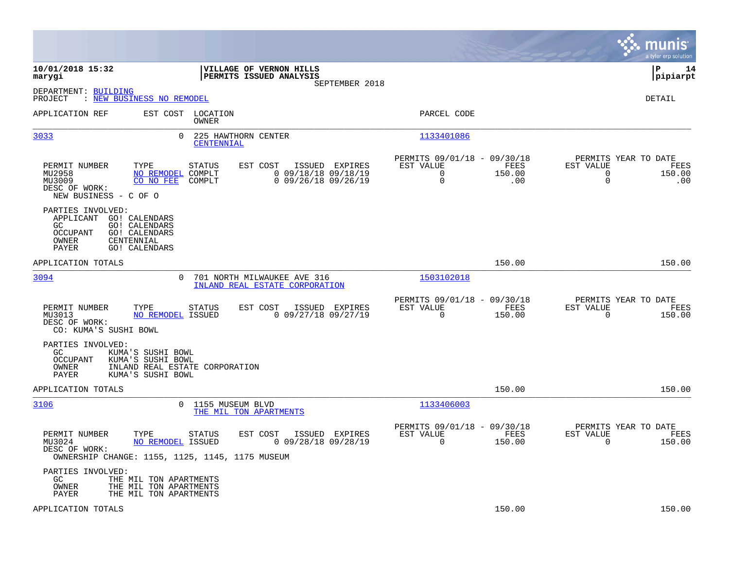**10/01/2018 15:32**
**marygi**

**VILLAGE OF VERNON HILLS**
**PERMITS ISSUED ANALYSIS**
SEPTEMBER 2018

**P 14**
**pipiarpt**

DEPARTMENT: BUILDING
PROJECT : NEW BUSINESS NO REMODEL

DETAIL

| APPLICATION REF | EST COST | LOCATION / OWNER | PARCEL CODE |
|---|---|---|---|
| 3033 | 0 | 225 HAWTHORN CENTER / CENTENNIAL | 1133401086 |

| PERMIT NUMBER | TYPE | STATUS | EST COST | ISSUED | EXPIRES | PERMITS 09/01/18 - 09/30/18 EST VALUE | FEES | PERMITS YEAR TO DATE EST VALUE | FEES |
|---|---|---|---|---|---|---|---|---|---|
| MU2958 | NO REMODEL | COMPLT | 0 | 09/18/18 | 09/18/19 | 0 | 150.00 | 0 | 150.00 |
| MU3009 | CO NO FEE | COMPLT | 0 | 09/26/18 | 09/26/19 | 0 | .00 | 0 | .00 |

DESC OF WORK:
NEW BUSINESS - C OF O

PARTIES INVOLVED:
- APPLICANT GO! CALENDARS
- GC GO! CALENDARS
- OCCUPANT GO! CALENDARS
- OWNER CENTENNIAL
- PAYER GO! CALENDARS

APPLICATION TOTALS 150.00 150.00

| APPLICATION REF | EST COST | LOCATION / OWNER | PARCEL CODE |
|---|---|---|---|
| 3094 | 0 | 701 NORTH MILWAUKEE AVE 316 / INLAND REAL ESTATE CORPORATION | 1503102018 |

| PERMIT NUMBER | TYPE | STATUS | EST COST | ISSUED | EXPIRES | PERMITS 09/01/18 - 09/30/18 EST VALUE | FEES | PERMITS YEAR TO DATE EST VALUE | FEES |
|---|---|---|---|---|---|---|---|---|---|
| MU3013 | NO REMODEL | ISSUED | 0 | 09/27/18 | 09/27/19 | 0 | 150.00 | 0 | 150.00 |

DESC OF WORK:
CO: KUMA'S SUSHI BOWL

PARTIES INVOLVED:
- GC KUMA'S SUSHI BOWL
- OCCUPANT KUMA'S SUSHI BOWL
- OWNER INLAND REAL ESTATE CORPORATION
- PAYER KUMA'S SUSHI BOWL

APPLICATION TOTALS 150.00 150.00

| APPLICATION REF | EST COST | LOCATION / OWNER | PARCEL CODE |
|---|---|---|---|
| 3106 | 0 | 1155 MUSEUM BLVD / THE MIL TON APARTMENTS | 1133406003 |

| PERMIT NUMBER | TYPE | STATUS | EST COST | ISSUED | EXPIRES | PERMITS 09/01/18 - 09/30/18 EST VALUE | FEES | PERMITS YEAR TO DATE EST VALUE | FEES |
|---|---|---|---|---|---|---|---|---|---|
| MU3024 | NO REMODEL | ISSUED | 0 | 09/28/18 | 09/28/19 | 0 | 150.00 | 0 | 150.00 |

DESC OF WORK:
OWNERSHIP CHANGE: 1155, 1125, 1145, 1175 MUSEUM

PARTIES INVOLVED:
- GC THE MIL TON APARTMENTS
- OWNER THE MIL TON APARTMENTS
- PAYER THE MIL TON APARTMENTS

APPLICATION TOTALS 150.00 150.00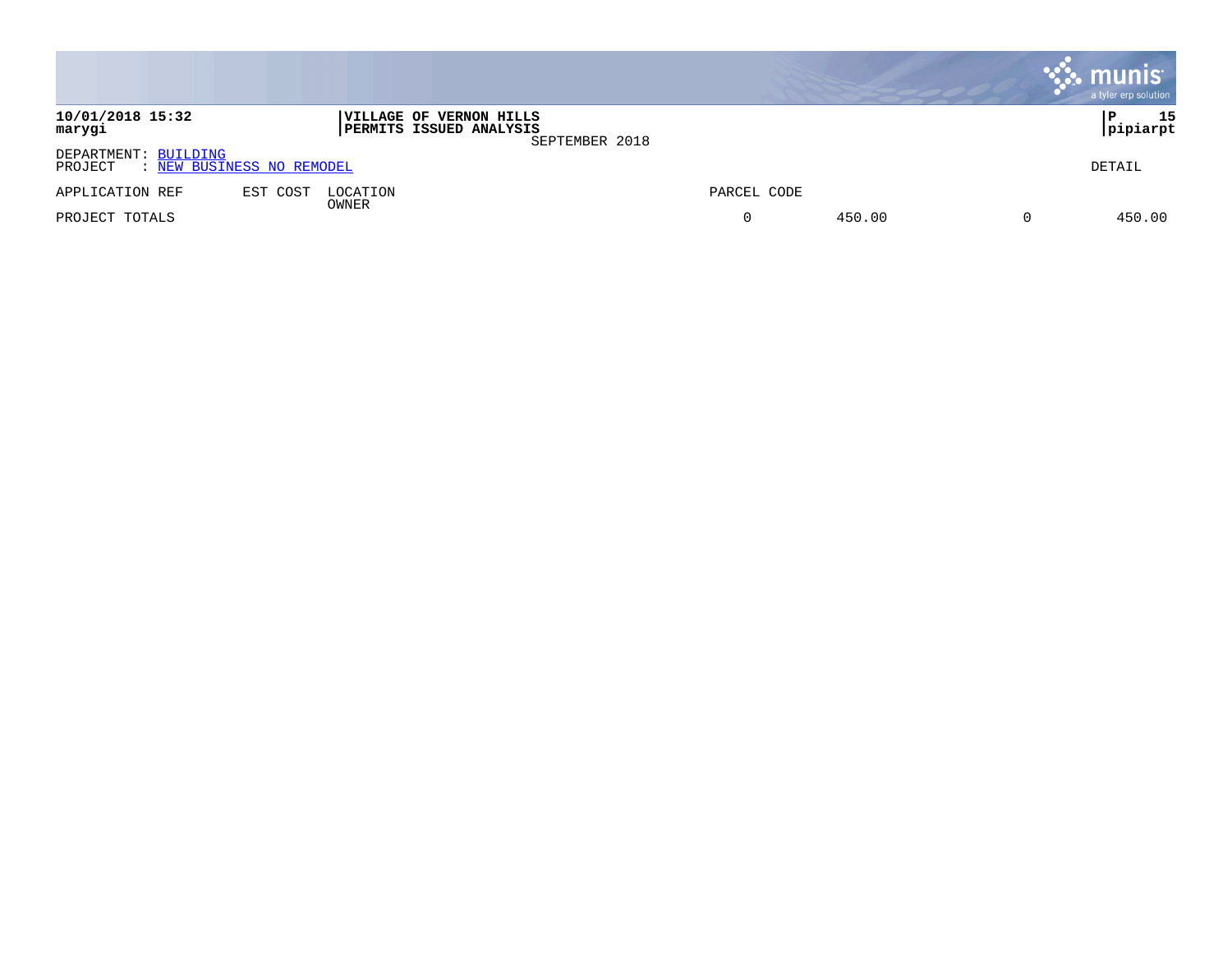**10/01/2018 15:32**
**marygi**

**VILLAGE OF VERNON HILLS**
**PERMITS ISSUED ANALYSIS**
SEPTEMBER 2018

**P 15**
**pipiarpt**

DEPARTMENT: BUILDING
PROJECT : NEW BUSINESS NO REMODEL

DETAIL

| APPLICATION REF | EST COST | LOCATION<br>OWNER | PARCEL CODE | | | |
|---|---|---|---|---|---|---|
| PROJECT TOTALS | | | 0 | 450.00 | 0 | 450.00 |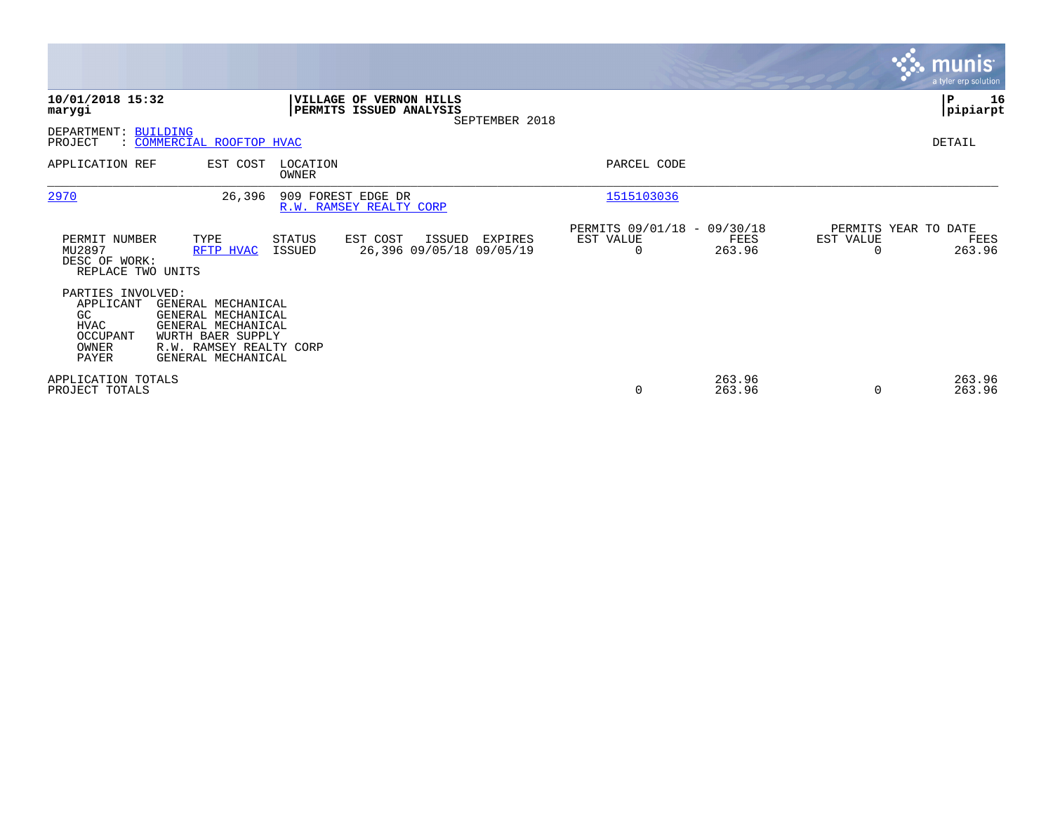**10/01/2018 15:32**
**marygi**

**VILLAGE OF VERNON HILLS**
**PERMITS ISSUED ANALYSIS**
SEPTEMBER 2018

**P 16**
**pipiarpt**

DEPARTMENT: BUILDING
PROJECT : COMMERCIAL ROOFTOP HVAC

DETAIL

| APPLICATION REF | EST COST | LOCATION / OWNER | PARCEL CODE |
|---|---|---|---|
| 2970 | 26,396 | 909 FOREST EDGE DR / R.W. RAMSEY REALTY CORP | 1515103036 |

| PERMIT NUMBER | TYPE | STATUS | EST COST | ISSUED | EXPIRES | PERMITS 09/01/18 - 09/30/18 EST VALUE | FEES | PERMITS YEAR TO DATE EST VALUE | FEES |
|---|---|---|---|---|---|---|---|---|---|
| MU2897 | RFTP HVAC | ISSUED | 26,396 | 09/05/18 | 09/05/19 | 0 | 263.96 | 0 | 263.96 |

DESC OF WORK:
REPLACE TWO UNITS

PARTIES INVOLVED:

| Role | Name |
|---|---|
| APPLICANT | GENERAL MECHANICAL |
| GC | GENERAL MECHANICAL |
| HVAC | GENERAL MECHANICAL |
| OCCUPANT | WURTH BAER SUPPLY |
| OWNER | R.W. RAMSEY REALTY CORP |
| PAYER | GENERAL MECHANICAL |

| | EST VALUE | FEES | EST VALUE | FEES |
|---|---|---|---|---|
| APPLICATION TOTALS | | 263.96 | | 263.96 |
| PROJECT TOTALS | 0 | 263.96 | 0 | 263.96 |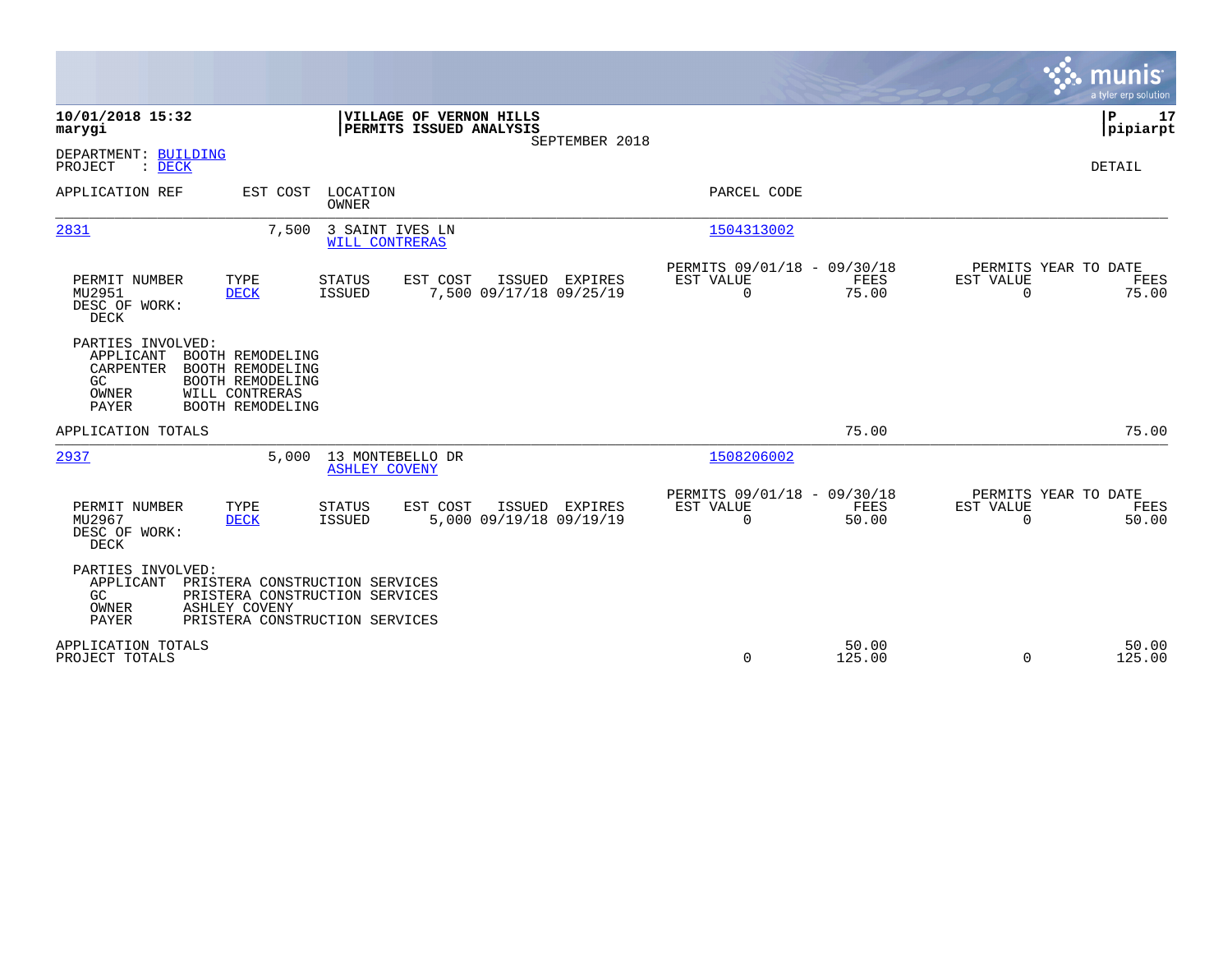**10/01/2018 15:32**
**marygi**

**VILLAGE OF VERNON HILLS**
**PERMITS ISSUED ANALYSIS**
SEPTEMBER 2018

**P 17**
**pipiarpt**

DEPARTMENT: BUILDING
PROJECT : DECK

DETAIL

| APPLICATION REF | EST COST | LOCATION / OWNER | PARCEL CODE |
|---|---|---|---|
| 2831 | 7,500 | 3 SAINT IVES LN / WILL CONTRERAS | 1504313002 |

| PERMIT NUMBER | TYPE | STATUS | EST COST | ISSUED | EXPIRES | PERMITS 09/01/18 - 09/30/18 EST VALUE | FEES | PERMITS YEAR TO DATE EST VALUE | FEES |
|---|---|---|---|---|---|---|---|---|---|
| MU2951 | DECK | ISSUED | 7,500 | 09/17/18 | 09/25/19 | 0 | 75.00 | 0 | 75.00 |

DESC OF WORK:
DECK

PARTIES INVOLVED:

| | |
|---|---|
| APPLICANT | BOOTH REMODELING |
| CARPENTER | BOOTH REMODELING |
| GC | BOOTH REMODELING |
| OWNER | WILL CONTRERAS |
| PAYER | BOOTH REMODELING |

APPLICATION TOTALS 75.00 75.00

| APPLICATION REF | EST COST | LOCATION / OWNER | PARCEL CODE |
|---|---|---|---|
| 2937 | 5,000 | 13 MONTEBELLO DR / ASHLEY COVENY | 1508206002 |

| PERMIT NUMBER | TYPE | STATUS | EST COST | ISSUED | EXPIRES | PERMITS 09/01/18 - 09/30/18 EST VALUE | FEES | PERMITS YEAR TO DATE EST VALUE | FEES |
|---|---|---|---|---|---|---|---|---|---|
| MU2967 | DECK | ISSUED | 5,000 | 09/19/18 | 09/19/19 | 0 | 50.00 | 0 | 50.00 |

DESC OF WORK:
DECK

PARTIES INVOLVED:

| | |
|---|---|
| APPLICANT | PRISTERA CONSTRUCTION SERVICES |
| GC | PRISTERA CONSTRUCTION SERVICES |
| OWNER | ASHLEY COVENY |
| PAYER | PRISTERA CONSTRUCTION SERVICES |

| | EST VALUE | FEES | YTD EST VALUE | YTD FEES |
|---|---|---|---|---|
| APPLICATION TOTALS | | 50.00 | | 50.00 |
| PROJECT TOTALS | 0 | 125.00 | 0 | 125.00 |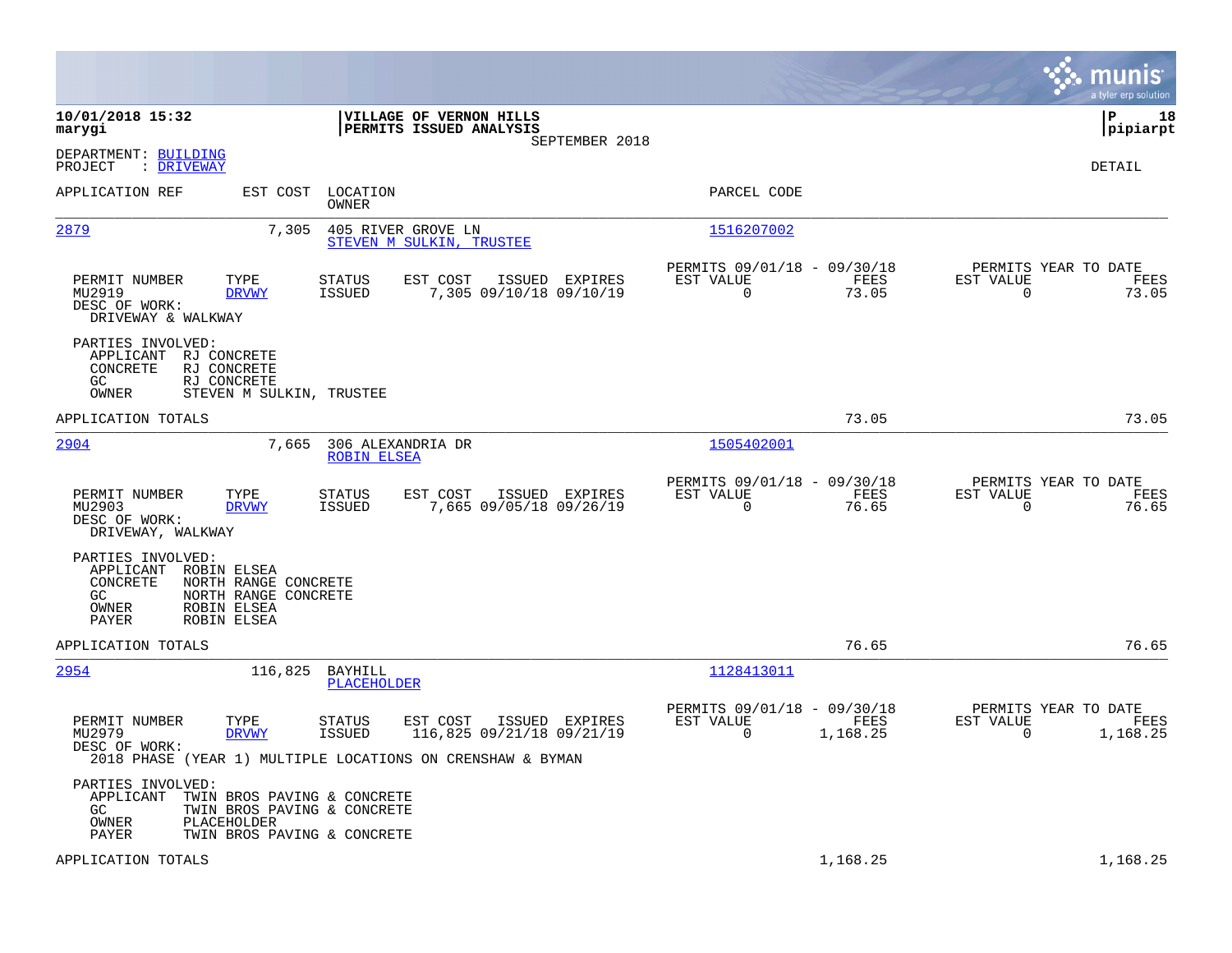**10/01/2018 15:32**
**marygi**

**VILLAGE OF VERNON HILLS**
**PERMITS ISSUED ANALYSIS**
SEPTEMBER 2018

**P 18**
**pipiarpt**

DEPARTMENT: BUILDING
PROJECT : DRIVEWAY

DETAIL

| APPLICATION REF | EST COST | LOCATION / OWNER | PARCEL CODE |
|---|---|---|---|
| 2879 | 7,305 | 405 RIVER GROVE LN / STEVEN M SULKIN, TRUSTEE | 1516207002 |

| PERMIT NUMBER | TYPE | STATUS | EST COST | ISSUED | EXPIRES | PERMITS 09/01/18 - 09/30/18 EST VALUE | FEES | PERMITS YEAR TO DATE EST VALUE | FEES |
|---|---|---|---|---|---|---|---|---|---|
| MU2919 | DRVWY | ISSUED | 7,305 | 09/10/18 | 09/10/19 | 0 | 73.05 | 0 | 73.05 |

DESC OF WORK:
DRIVEWAY & WALKWAY

PARTIES INVOLVED:
- APPLICANT RJ CONCRETE
- CONCRETE RJ CONCRETE
- GC RJ CONCRETE
- OWNER STEVEN M SULKIN, TRUSTEE

APPLICATION TOTALS 73.05 73.05

| APPLICATION REF | EST COST | LOCATION / OWNER | PARCEL CODE |
|---|---|---|---|
| 2904 | 7,665 | 306 ALEXANDRIA DR / ROBIN ELSEA | 1505402001 |

| PERMIT NUMBER | TYPE | STATUS | EST COST | ISSUED | EXPIRES | PERMITS 09/01/18 - 09/30/18 EST VALUE | FEES | PERMITS YEAR TO DATE EST VALUE | FEES |
|---|---|---|---|---|---|---|---|---|---|
| MU2903 | DRVWY | ISSUED | 7,665 | 09/05/18 | 09/26/19 | 0 | 76.65 | 0 | 76.65 |

DESC OF WORK:
DRIVEWAY, WALKWAY

PARTIES INVOLVED:
- APPLICANT ROBIN ELSEA
- CONCRETE NORTH RANGE CONCRETE
- GC NORTH RANGE CONCRETE
- OWNER ROBIN ELSEA
- PAYER ROBIN ELSEA

APPLICATION TOTALS 76.65 76.65

| APPLICATION REF | EST COST | LOCATION / OWNER | PARCEL CODE |
|---|---|---|---|
| 2954 | 116,825 | BAYHILL / PLACEHOLDER | 1128413011 |

| PERMIT NUMBER | TYPE | STATUS | EST COST | ISSUED | EXPIRES | PERMITS 09/01/18 - 09/30/18 EST VALUE | FEES | PERMITS YEAR TO DATE EST VALUE | FEES |
|---|---|---|---|---|---|---|---|---|---|
| MU2979 | DRVWY | ISSUED | 116,825 | 09/21/18 | 09/21/19 | 0 | 1,168.25 | 0 | 1,168.25 |

DESC OF WORK:
2018 PHASE (YEAR 1) MULTIPLE LOCATIONS ON CRENSHAW & BYMAN

PARTIES INVOLVED:
- APPLICANT TWIN BROS PAVING & CONCRETE
- GC TWIN BROS PAVING & CONCRETE
- OWNER PLACEHOLDER
- PAYER TWIN BROS PAVING & CONCRETE

APPLICATION TOTALS 1,168.25 1,168.25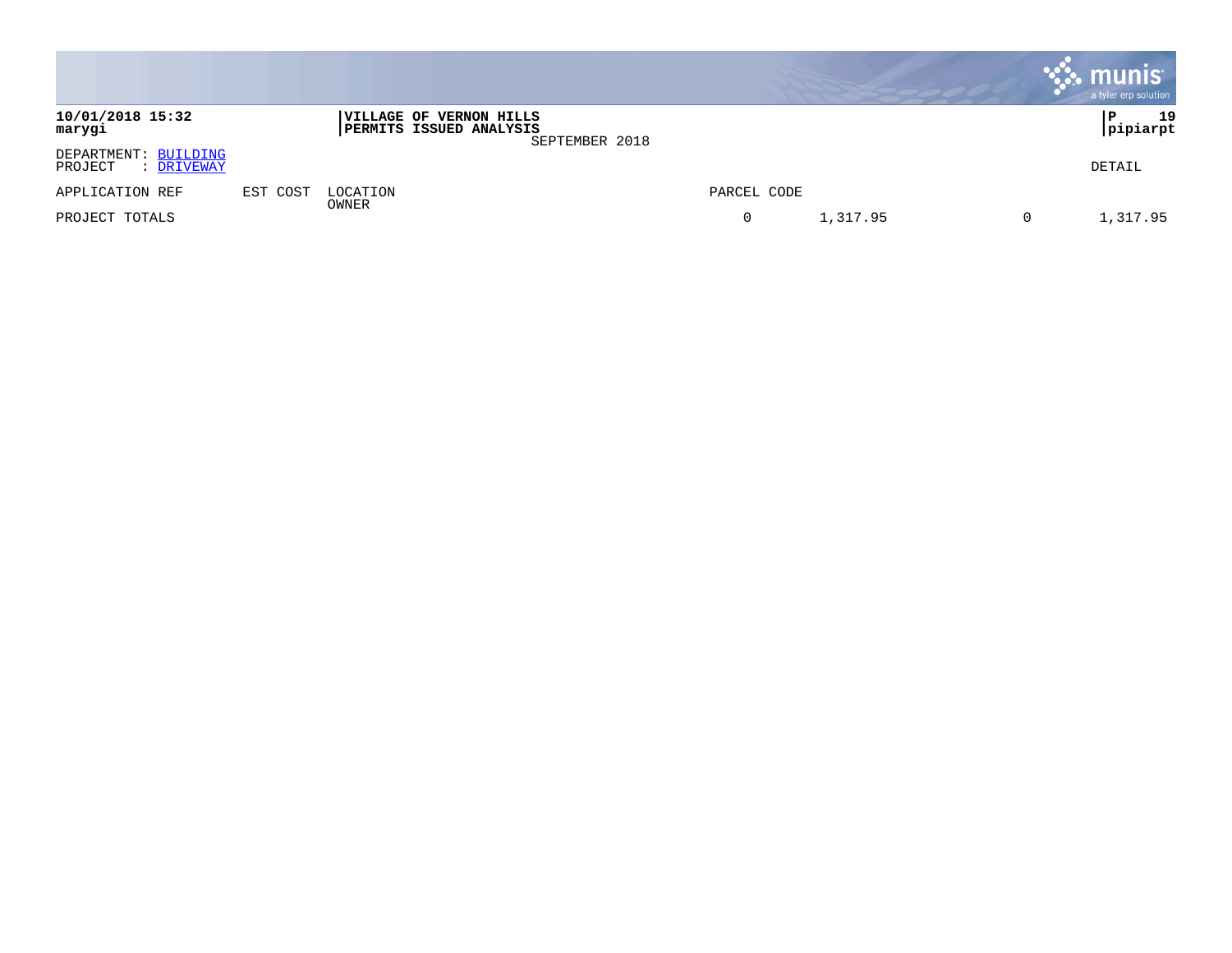10/01/2018 15:32
marygi

**VILLAGE OF VERNON HILLS**
**PERMITS ISSUED ANALYSIS**
SEPTEMBER 2018

P 19
pipiarpt

DEPARTMENT: BUILDING
PROJECT : DRIVEWAY

DETAIL

| APPLICATION REF | EST COST | LOCATION / OWNER | PARCEL CODE | | | |
|---|---|---|---|---|---|---|
| PROJECT TOTALS | | | 0 | 1,317.95 | 0 | 1,317.95 |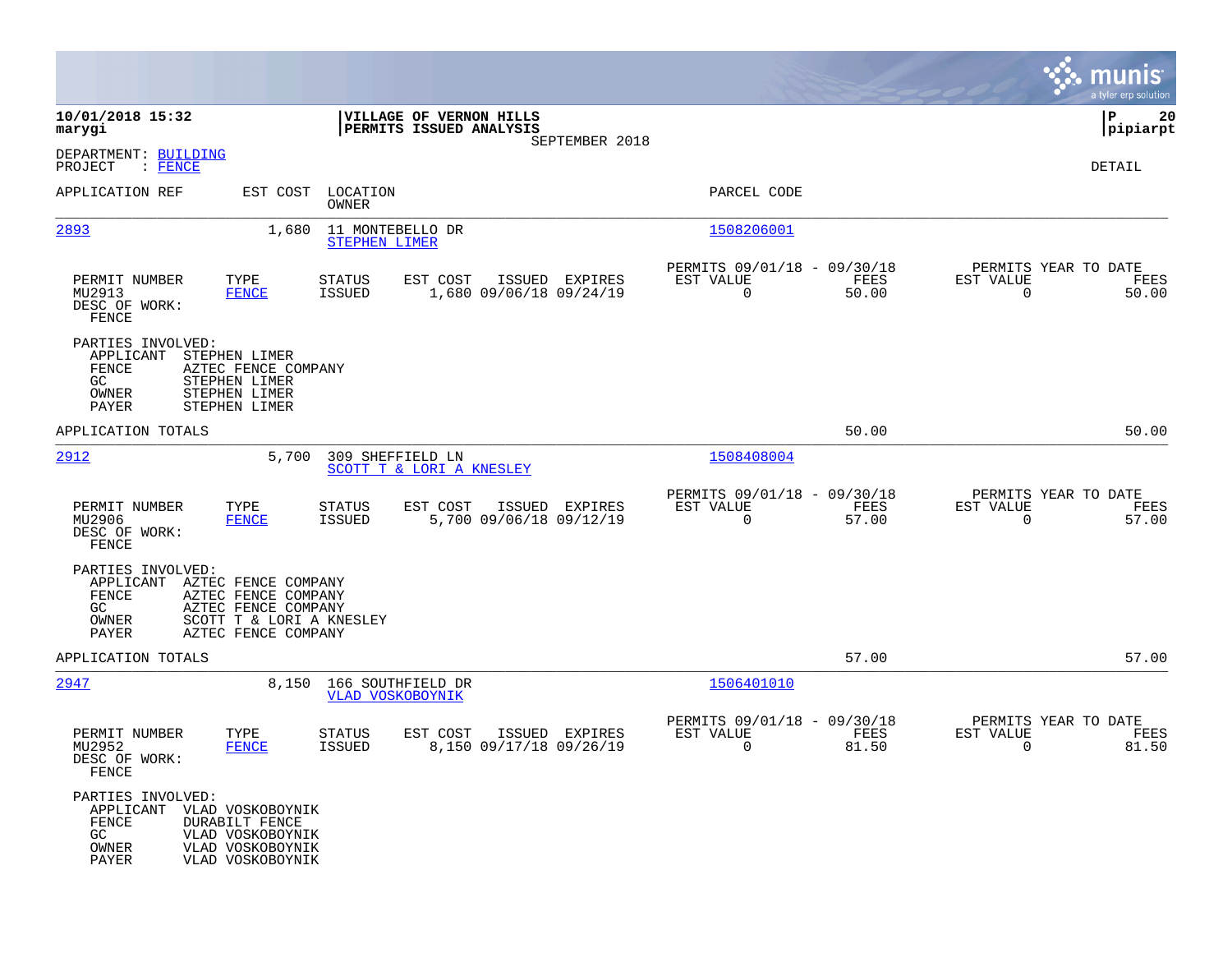**10/01/2018 15:32**
**marygi**

**VILLAGE OF VERNON HILLS**
**PERMITS ISSUED ANALYSIS**
SEPTEMBER 2018

**P 20**
**pipiarpt**

DEPARTMENT: BUILDING
PROJECT : FENCE

DETAIL

| APPLICATION REF | EST COST | LOCATION / OWNER | PARCEL CODE |
|---|---|---|---|
| 2893 | 1,680 | 11 MONTEBELLO DR / STEPHEN LIMER | 1508206001 |

| PERMIT NUMBER | TYPE | STATUS | EST COST | ISSUED | EXPIRES | PERMITS 09/01/18 - 09/30/18 EST VALUE | FEES | PERMITS YEAR TO DATE EST VALUE | FEES |
|---|---|---|---|---|---|---|---|---|---|
| MU2913 | FENCE | ISSUED | 1,680 | 09/06/18 | 09/24/19 | 0 | 50.00 | 0 | 50.00 |

DESC OF WORK:
FENCE

PARTIES INVOLVED:
- APPLICANT STEPHEN LIMER
- FENCE AZTEC FENCE COMPANY
- GC STEPHEN LIMER
- OWNER STEPHEN LIMER
- PAYER STEPHEN LIMER

APPLICATION TOTALS 50.00 50.00

| APPLICATION REF | EST COST | LOCATION / OWNER | PARCEL CODE |
|---|---|---|---|
| 2912 | 5,700 | 309 SHEFFIELD LN / SCOTT T & LORI A KNESLEY | 1508408004 |

| PERMIT NUMBER | TYPE | STATUS | EST COST | ISSUED | EXPIRES | PERMITS 09/01/18 - 09/30/18 EST VALUE | FEES | PERMITS YEAR TO DATE EST VALUE | FEES |
|---|---|---|---|---|---|---|---|---|---|
| MU2906 | FENCE | ISSUED | 5,700 | 09/06/18 | 09/12/19 | 0 | 57.00 | 0 | 57.00 |

DESC OF WORK:
FENCE

PARTIES INVOLVED:
- APPLICANT AZTEC FENCE COMPANY
- FENCE AZTEC FENCE COMPANY
- GC AZTEC FENCE COMPANY
- OWNER SCOTT T & LORI A KNESLEY
- PAYER AZTEC FENCE COMPANY

APPLICATION TOTALS 57.00 57.00

| APPLICATION REF | EST COST | LOCATION / OWNER | PARCEL CODE |
|---|---|---|---|
| 2947 | 8,150 | 166 SOUTHFIELD DR / VLAD VOSKOBOYNIK | 1506401010 |

| PERMIT NUMBER | TYPE | STATUS | EST COST | ISSUED | EXPIRES | PERMITS 09/01/18 - 09/30/18 EST VALUE | FEES | PERMITS YEAR TO DATE EST VALUE | FEES |
|---|---|---|---|---|---|---|---|---|---|
| MU2952 | FENCE | ISSUED | 8,150 | 09/17/18 | 09/26/19 | 0 | 81.50 | 0 | 81.50 |

DESC OF WORK:
FENCE

PARTIES INVOLVED:
- APPLICANT VLAD VOSKOBOYNIK
- FENCE DURABILT FENCE
- GC VLAD VOSKOBOYNIK
- OWNER VLAD VOSKOBOYNIK
- PAYER VLAD VOSKOBOYNIK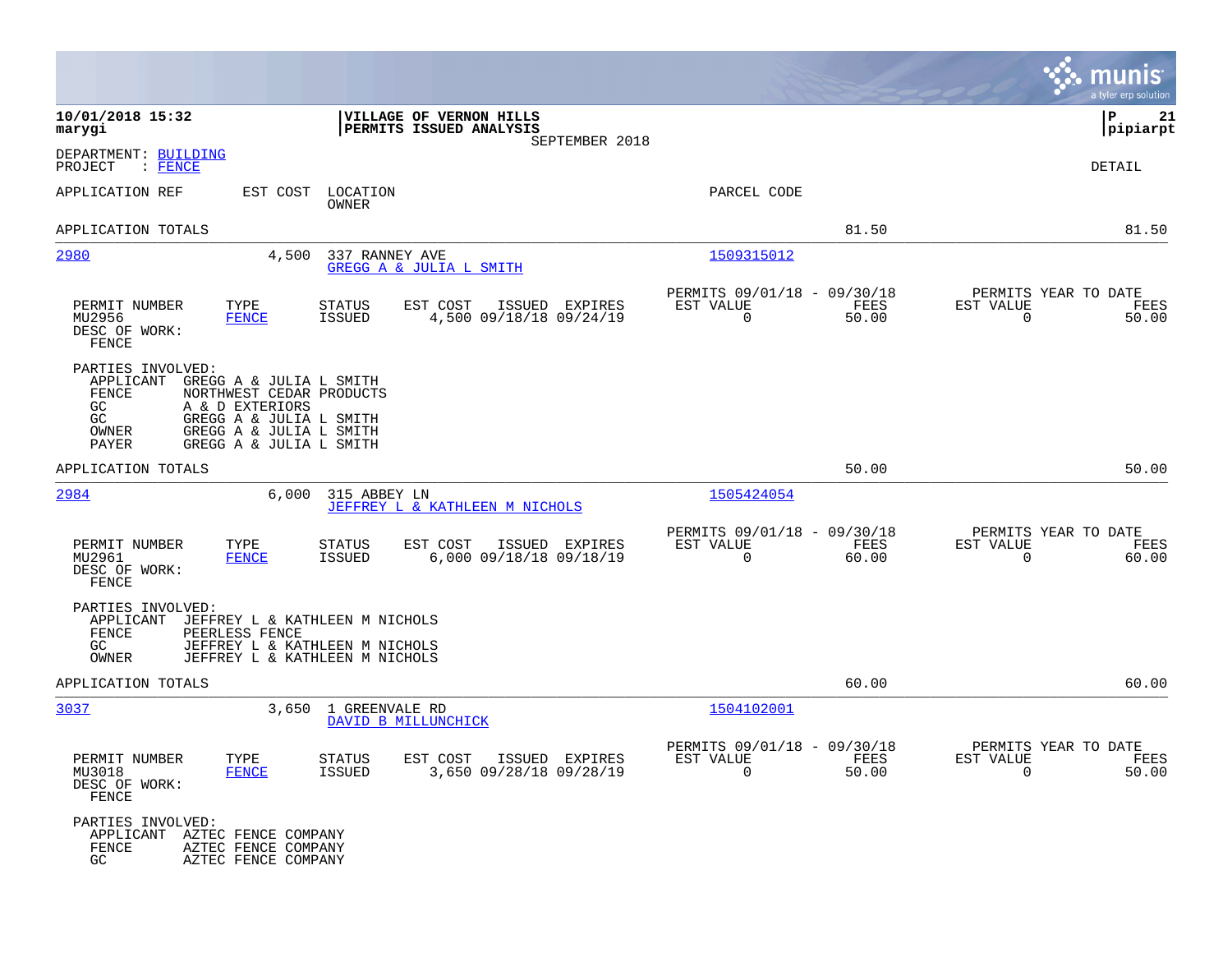**10/01/2018 15:32**
**marygi**

**VILLAGE OF VERNON HILLS**
**PERMITS ISSUED ANALYSIS**
SEPTEMBER 2018

**P 21**
**pipiarpt**

DEPARTMENT: BUILDING
PROJECT : FENCE

DETAIL

| APPLICATION REF | EST COST | LOCATION / OWNER | PARCEL CODE | | |
|---|---|---|---|---|---|
| APPLICATION TOTALS | | | | 81.50 | 81.50 |

**2980** — 4,500 — 337 RANNEY AVE — GREGG A & JULIA L SMITH — 1509315012

| PERMIT NUMBER | TYPE | STATUS | EST COST | ISSUED | EXPIRES | PERMITS 09/01/18 - 09/30/18 EST VALUE | FEES | PERMITS YEAR TO DATE EST VALUE | FEES |
|---|---|---|---|---|---|---|---|---|---|
| MU2956 | FENCE | ISSUED | 4,500 | 09/18/18 | 09/24/19 | 0 | 50.00 | 0 | 50.00 |

DESC OF WORK:
FENCE

PARTIES INVOLVED:
- APPLICANT GREGG A & JULIA L SMITH
- FENCE NORTHWEST CEDAR PRODUCTS
- GC A & D EXTERIORS
- GC GREGG A & JULIA L SMITH
- OWNER GREGG A & JULIA L SMITH
- PAYER GREGG A & JULIA L SMITH

APPLICATION TOTALS 50.00 50.00

**2984** — 6,000 — 315 ABBEY LN — JEFFREY L & KATHLEEN M NICHOLS — 1505424054

| PERMIT NUMBER | TYPE | STATUS | EST COST | ISSUED | EXPIRES | PERMITS 09/01/18 - 09/30/18 EST VALUE | FEES | PERMITS YEAR TO DATE EST VALUE | FEES |
|---|---|---|---|---|---|---|---|---|---|
| MU2961 | FENCE | ISSUED | 6,000 | 09/18/18 | 09/18/19 | 0 | 60.00 | 0 | 60.00 |

DESC OF WORK:
FENCE

PARTIES INVOLVED:
- APPLICANT JEFFREY L & KATHLEEN M NICHOLS
- FENCE PEERLESS FENCE
- GC JEFFREY L & KATHLEEN M NICHOLS
- OWNER JEFFREY L & KATHLEEN M NICHOLS

APPLICATION TOTALS 60.00 60.00

**3037** — 3,650 — 1 GREENVALE RD — DAVID B MILLUNCHICK — 1504102001

| PERMIT NUMBER | TYPE | STATUS | EST COST | ISSUED | EXPIRES | PERMITS 09/01/18 - 09/30/18 EST VALUE | FEES | PERMITS YEAR TO DATE EST VALUE | FEES |
|---|---|---|---|---|---|---|---|---|---|
| MU3018 | FENCE | ISSUED | 3,650 | 09/28/18 | 09/28/19 | 0 | 50.00 | 0 | 50.00 |

DESC OF WORK:
FENCE

PARTIES INVOLVED:
- APPLICANT AZTEC FENCE COMPANY
- FENCE AZTEC FENCE COMPANY
- GC AZTEC FENCE COMPANY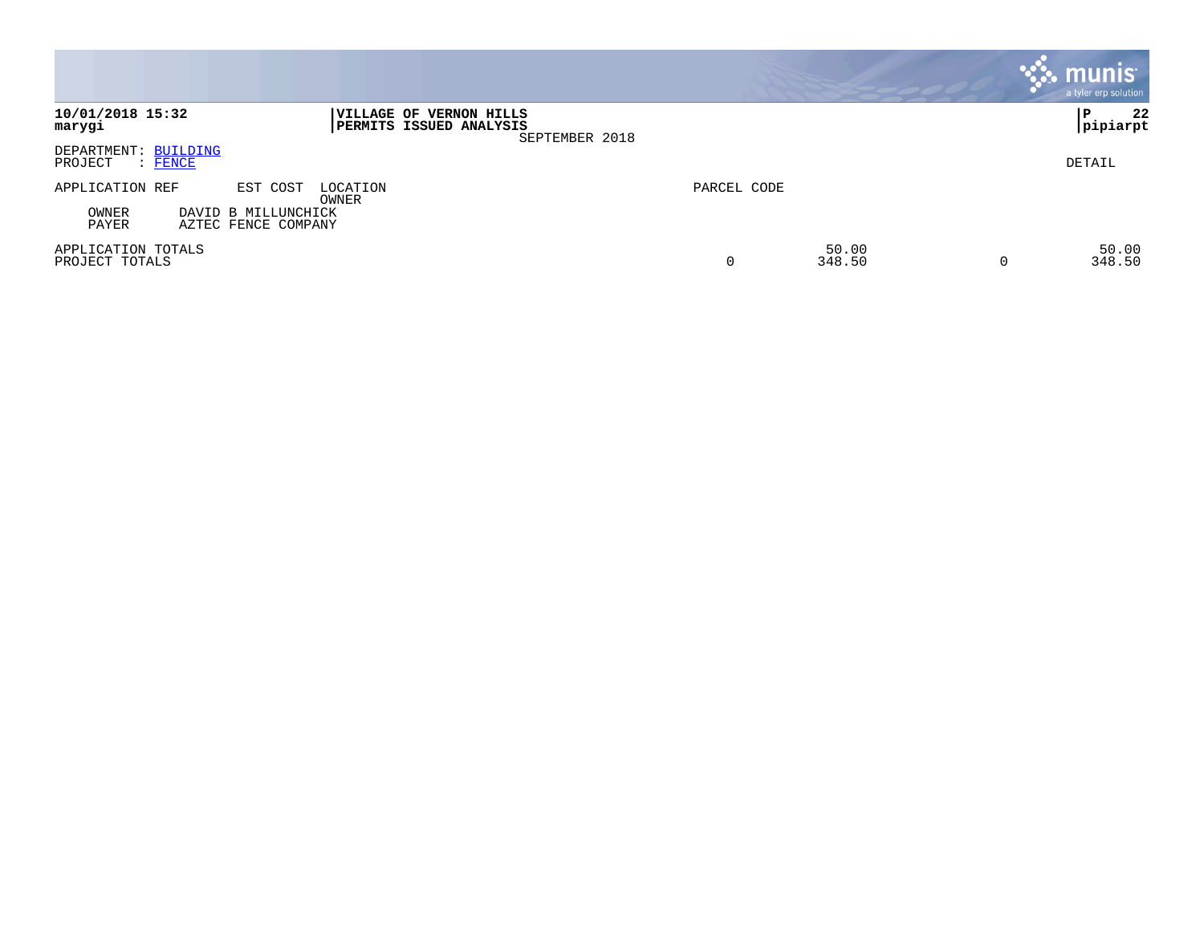**10/01/2018 15:32**
**marygi**

**VILLAGE OF VERNON HILLS**
**PERMITS ISSUED ANALYSIS**
SEPTEMBER 2018

**P 22**
**pipiarpt**

DEPARTMENT: BUILDING
PROJECT : FENCE

DETAIL

| APPLICATION REF | EST COST | LOCATION OWNER | PARCEL CODE | | | | |
|---|---|---|---|---|---|---|---|
| OWNER | DAVID B MILLUNCHICK | | | | | | |
| PAYER | AZTEC FENCE COMPANY | | | | | | |
| APPLICATION TOTALS | | | | | 50.00 | | 50.00 |
| PROJECT TOTALS | | | | 0 | 348.50 | 0 | 348.50 |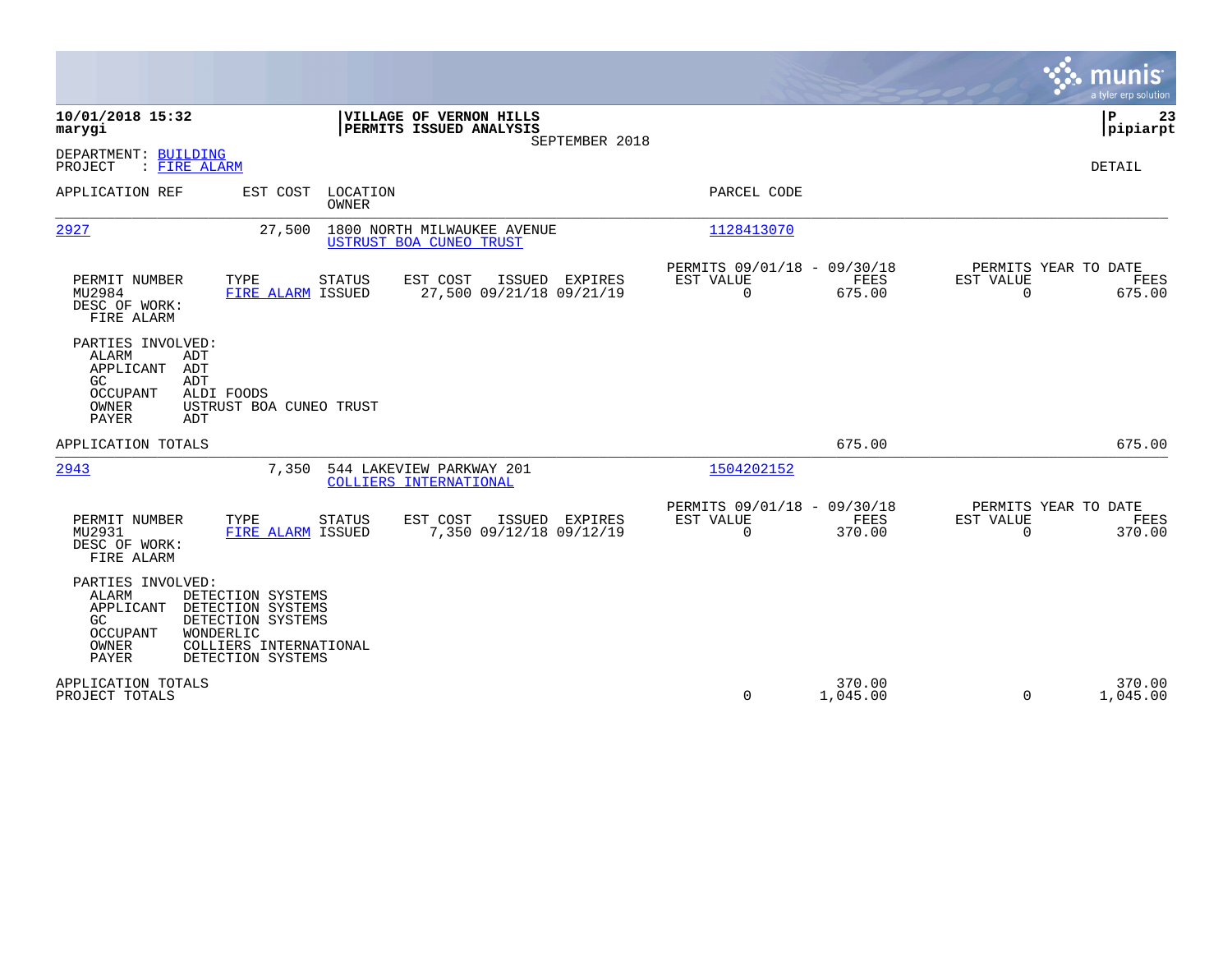**10/01/2018 15:32**
**marygi**

**VILLAGE OF VERNON HILLS**
**PERMITS ISSUED ANALYSIS**
SEPTEMBER 2018

**P 23**
**pipiarpt**

DEPARTMENT: BUILDING
PROJECT : FIRE ALARM

DETAIL

| APPLICATION REF | EST COST | LOCATION / OWNER | PARCEL CODE |
|---|---|---|---|
| 2927 | 27,500 | 1800 NORTH MILWAUKEE AVENUE / USTRUST BOA CUNEO TRUST | 1128413070 |

| PERMIT NUMBER | TYPE | STATUS | EST COST | ISSUED | EXPIRES | PERMITS 09/01/18 - 09/30/18 EST VALUE | FEES | PERMITS YEAR TO DATE EST VALUE | FEES |
|---|---|---|---|---|---|---|---|---|---|
| MU2984 | FIRE ALARM | ISSUED | 27,500 | 09/21/18 | 09/21/19 | 0 | 675.00 | 0 | 675.00 |

DESC OF WORK:
FIRE ALARM

PARTIES INVOLVED:
- ALARM ADT
- APPLICANT ADT
- GC ADT
- OCCUPANT ALDI FOODS
- OWNER USTRUST BOA CUNEO TRUST
- PAYER ADT

APPLICATION TOTALS: 675.00 | 675.00

| APPLICATION REF | EST COST | LOCATION / OWNER | PARCEL CODE |
|---|---|---|---|
| 2943 | 7,350 | 544 LAKEVIEW PARKWAY 201 / COLLIERS INTERNATIONAL | 1504202152 |

| PERMIT NUMBER | TYPE | STATUS | EST COST | ISSUED | EXPIRES | PERMITS 09/01/18 - 09/30/18 EST VALUE | FEES | PERMITS YEAR TO DATE EST VALUE | FEES |
|---|---|---|---|---|---|---|---|---|---|
| MU2931 | FIRE ALARM | ISSUED | 7,350 | 09/12/18 | 09/12/19 | 0 | 370.00 | 0 | 370.00 |

DESC OF WORK:
FIRE ALARM

PARTIES INVOLVED:
- ALARM DETECTION SYSTEMS
- APPLICANT DETECTION SYSTEMS
- GC DETECTION SYSTEMS
- OCCUPANT WONDERLIC
- OWNER COLLIERS INTERNATIONAL
- PAYER DETECTION SYSTEMS

| | EST VALUE | FEES | EST VALUE | FEES |
|---|---|---|---|---|
| APPLICATION TOTALS | | 370.00 | | 370.00 |
| PROJECT TOTALS | 0 | 1,045.00 | 0 | 1,045.00 |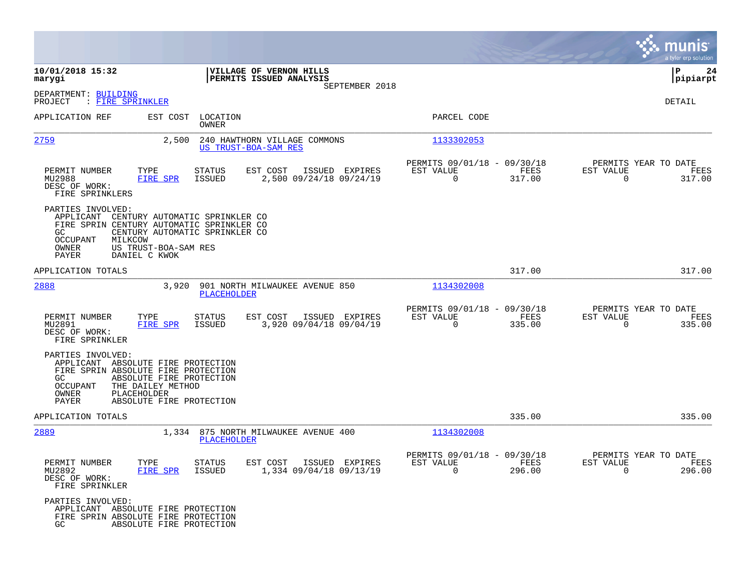**10/01/2018 15:32**
**marygi**

**VILLAGE OF VERNON HILLS**
**PERMITS ISSUED ANALYSIS**
SEPTEMBER 2018

**P 24**
**pipiarpt**

DEPARTMENT: BUILDING
PROJECT : FIRE SPRINKLER

DETAIL

| APPLICATION REF | EST COST | LOCATION / OWNER | PARCEL CODE |
|---|---|---|---|
| 2759 | 2,500 | 240 HAWTHORN VILLAGE COMMONS / US TRUST-BOA-SAM RES | 1133302053 |

| PERMIT NUMBER | TYPE | STATUS | EST COST | ISSUED | EXPIRES | PERMITS 09/01/18 - 09/30/18 EST VALUE | FEES | PERMITS YEAR TO DATE EST VALUE | FEES |
|---|---|---|---|---|---|---|---|---|---|
| MU2988 | FIRE SPR | ISSUED | 2,500 | 09/24/18 | 09/24/19 | 0 | 317.00 | 0 | 317.00 |

DESC OF WORK:
FIRE SPRINKLERS

PARTIES INVOLVED:
- APPLICANT CENTURY AUTOMATIC SPRINKLER CO
- FIRE SPRIN CENTURY AUTOMATIC SPRINKLER CO
- GC CENTURY AUTOMATIC SPRINKLER CO
- OCCUPANT MILKCOW
- OWNER US TRUST-BOA-SAM RES
- PAYER DANIEL C KWOK

APPLICATION TOTALS 317.00 317.00

| APPLICATION REF | EST COST | LOCATION / OWNER | PARCEL CODE |
|---|---|---|---|
| 2888 | 3,920 | 901 NORTH MILWAUKEE AVENUE 850 / PLACEHOLDER | 1134302008 |

| PERMIT NUMBER | TYPE | STATUS | EST COST | ISSUED | EXPIRES | PERMITS 09/01/18 - 09/30/18 EST VALUE | FEES | PERMITS YEAR TO DATE EST VALUE | FEES |
|---|---|---|---|---|---|---|---|---|---|
| MU2891 | FIRE SPR | ISSUED | 3,920 | 09/04/18 | 09/04/19 | 0 | 335.00 | 0 | 335.00 |

DESC OF WORK:
FIRE SPRINKLER

PARTIES INVOLVED:
- APPLICANT ABSOLUTE FIRE PROTECTION
- FIRE SPRIN ABSOLUTE FIRE PROTECTION
- GC ABSOLUTE FIRE PROTECTION
- OCCUPANT THE DAILEY METHOD
- OWNER PLACEHOLDER
- PAYER ABSOLUTE FIRE PROTECTION

APPLICATION TOTALS 335.00 335.00

| APPLICATION REF | EST COST | LOCATION / OWNER | PARCEL CODE |
|---|---|---|---|
| 2889 | 1,334 | 875 NORTH MILWAUKEE AVENUE 400 / PLACEHOLDER | 1134302008 |

| PERMIT NUMBER | TYPE | STATUS | EST COST | ISSUED | EXPIRES | PERMITS 09/01/18 - 09/30/18 EST VALUE | FEES | PERMITS YEAR TO DATE EST VALUE | FEES |
|---|---|---|---|---|---|---|---|---|---|
| MU2892 | FIRE SPR | ISSUED | 1,334 | 09/04/18 | 09/13/19 | 0 | 296.00 | 0 | 296.00 |

DESC OF WORK:
FIRE SPRINKLER

PARTIES INVOLVED:
- APPLICANT ABSOLUTE FIRE PROTECTION
- FIRE SPRIN ABSOLUTE FIRE PROTECTION
- GC ABSOLUTE FIRE PROTECTION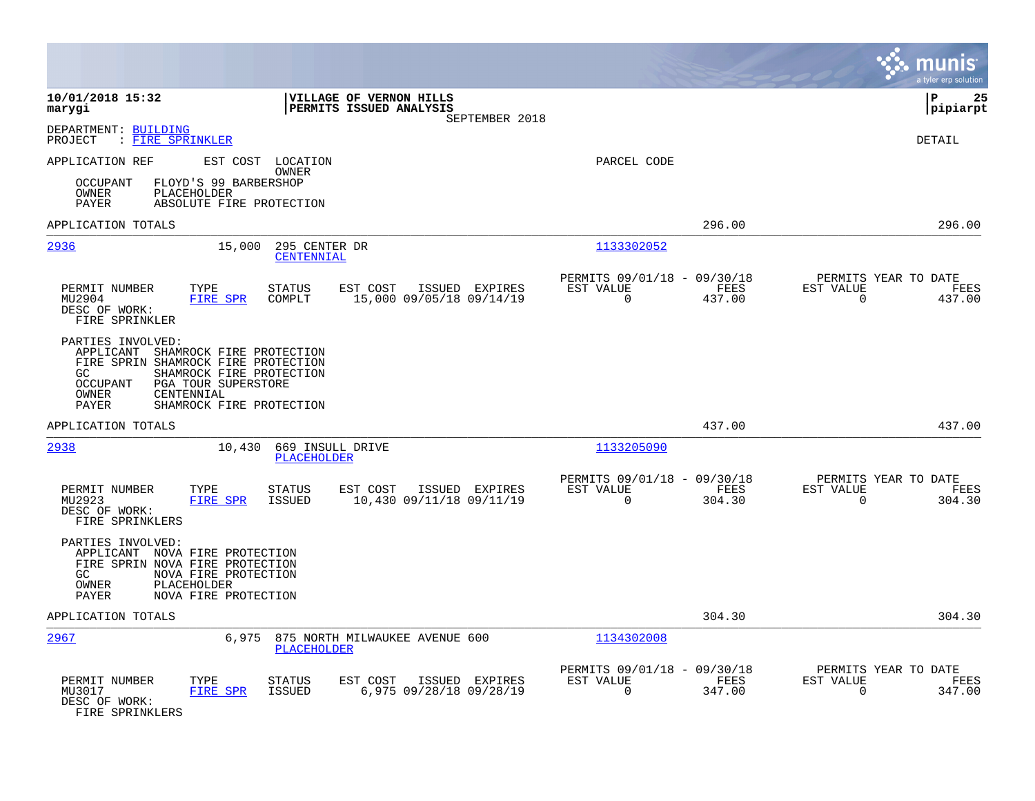**10/01/2018 15:32**
**marygi**

**VILLAGE OF VERNON HILLS**
**PERMITS ISSUED ANALYSIS**
SEPTEMBER 2018

**P 25**
**pipiarpt**

DEPARTMENT: BUILDING
PROJECT : FIRE SPRINKLER

DETAIL

APPLICATION REF EST COST LOCATION OWNER — PARCEL CODE

OCCUPANT FLOYD'S 99 BARBERSHOP
OWNER PLACEHOLDER
PAYER ABSOLUTE FIRE PROTECTION

APPLICATION TOTALS 296.00 296.00

---

**2936** 15,000 295 CENTER DR — CENTENNIAL — 1133302052

| PERMIT NUMBER | TYPE | STATUS | EST COST | ISSUED | EXPIRES | PERMITS 09/01/18 - 09/30/18 EST VALUE | FEES | PERMITS YEAR TO DATE EST VALUE | FEES |
|---|---|---|---|---|---|---|---|---|---|
| MU2904 | FIRE SPR | COMPLT | 15,000 | 09/05/18 | 09/14/19 | 0 | 437.00 | 0 | 437.00 |

DESC OF WORK:
FIRE SPRINKLER

PARTIES INVOLVED:
APPLICANT SHAMROCK FIRE PROTECTION
FIRE SPRIN SHAMROCK FIRE PROTECTION
GC SHAMROCK FIRE PROTECTION
OCCUPANT PGA TOUR SUPERSTORE
OWNER CENTENNIAL
PAYER SHAMROCK FIRE PROTECTION

APPLICATION TOTALS 437.00 437.00

---

**2938** 10,430 669 INSULL DRIVE — PLACEHOLDER — 1133205090

| PERMIT NUMBER | TYPE | STATUS | EST COST | ISSUED | EXPIRES | PERMITS 09/01/18 - 09/30/18 EST VALUE | FEES | PERMITS YEAR TO DATE EST VALUE | FEES |
|---|---|---|---|---|---|---|---|---|---|
| MU2923 | FIRE SPR | ISSUED | 10,430 | 09/11/18 | 09/11/19 | 0 | 304.30 | 0 | 304.30 |

DESC OF WORK:
FIRE SPRINKLERS

PARTIES INVOLVED:
APPLICANT NOVA FIRE PROTECTION
FIRE SPRIN NOVA FIRE PROTECTION
GC NOVA FIRE PROTECTION
OWNER PLACEHOLDER
PAYER NOVA FIRE PROTECTION

APPLICATION TOTALS 304.30 304.30

---

**2967** 6,975 875 NORTH MILWAUKEE AVENUE 600 — PLACEHOLDER — 1134302008

| PERMIT NUMBER | TYPE | STATUS | EST COST | ISSUED | EXPIRES | PERMITS 09/01/18 - 09/30/18 EST VALUE | FEES | PERMITS YEAR TO DATE EST VALUE | FEES |
|---|---|---|---|---|---|---|---|---|---|
| MU3017 | FIRE SPR | ISSUED | 6,975 | 09/28/18 | 09/28/19 | 0 | 347.00 | 0 | 347.00 |

DESC OF WORK:
FIRE SPRINKLERS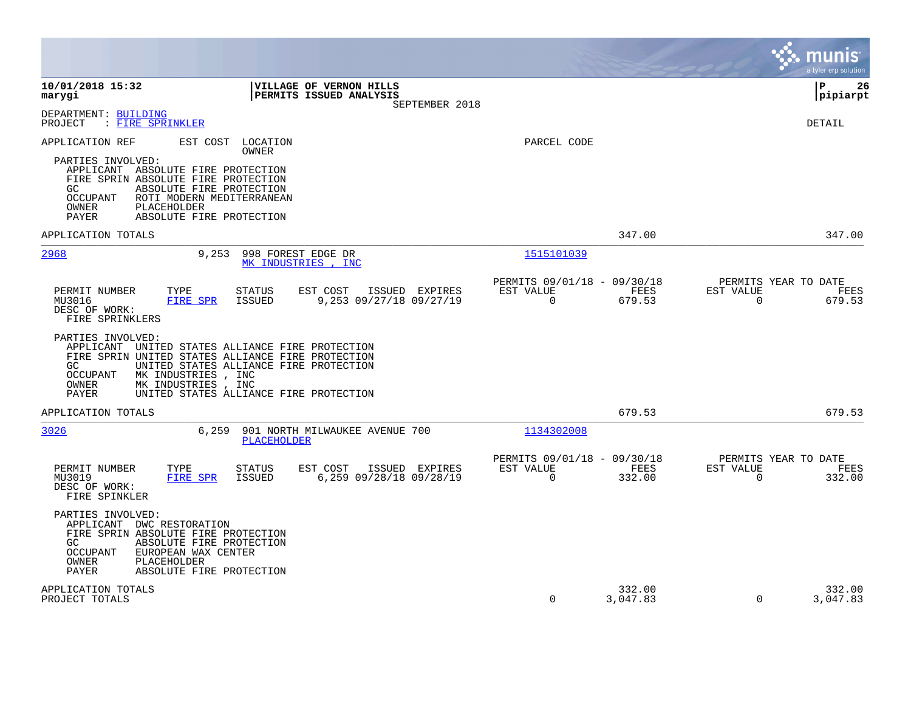**10/01/2018 15:32**
**marygi**

**VILLAGE OF VERNON HILLS**
**PERMITS ISSUED ANALYSIS**
SEPTEMBER 2018

**P 26**
**pipiarpt**

DEPARTMENT: BUILDING
PROJECT : FIRE SPRINKLER

DETAIL

APPLICATION REF | EST COST | LOCATION / OWNER | PARCEL CODE

PARTIES INVOLVED:
- APPLICANT ABSOLUTE FIRE PROTECTION
- FIRE SPRIN ABSOLUTE FIRE PROTECTION
- GC ABSOLUTE FIRE PROTECTION
- OCCUPANT ROTI MODERN MEDITERRANEAN
- OWNER PLACEHOLDER
- PAYER ABSOLUTE FIRE PROTECTION

APPLICATION TOTALS — 347.00 — 347.00

---

**2968** — 9,253 — 998 FOREST EDGE DR — MK INDUSTRIES , INC — Parcel: 1515101039

| PERMIT NUMBER | TYPE | STATUS | EST COST | ISSUED | EXPIRES | PERMITS 09/01/18 - 09/30/18 EST VALUE | FEES | PERMITS YEAR TO DATE EST VALUE | FEES |
|---|---|---|---|---|---|---|---|---|---|
| MU3016 | FIRE SPR | ISSUED | 9,253 | 09/27/18 | 09/27/19 | 0 | 679.53 | 0 | 679.53 |

DESC OF WORK:
FIRE SPRINKLERS

PARTIES INVOLVED:
- APPLICANT UNITED STATES ALLIANCE FIRE PROTECTION
- FIRE SPRIN UNITED STATES ALLIANCE FIRE PROTECTION
- GC UNITED STATES ALLIANCE FIRE PROTECTION
- OCCUPANT MK INDUSTRIES , INC
- OWNER MK INDUSTRIES , INC
- PAYER UNITED STATES ALLIANCE FIRE PROTECTION

APPLICATION TOTALS — 679.53 — 679.53

---

**3026** — 6,259 — 901 NORTH MILWAUKEE AVENUE 700 — PLACEHOLDER — Parcel: 1134302008

| PERMIT NUMBER | TYPE | STATUS | EST COST | ISSUED | EXPIRES | PERMITS 09/01/18 - 09/30/18 EST VALUE | FEES | PERMITS YEAR TO DATE EST VALUE | FEES |
|---|---|---|---|---|---|---|---|---|---|
| MU3019 | FIRE SPR | ISSUED | 6,259 | 09/28/18 | 09/28/19 | 0 | 332.00 | 0 | 332.00 |

DESC OF WORK:
FIRE SPINKLER

PARTIES INVOLVED:
- APPLICANT DWC RESTORATION
- FIRE SPRIN ABSOLUTE FIRE PROTECTION
- GC ABSOLUTE FIRE PROTECTION
- OCCUPANT EUROPEAN WAX CENTER
- OWNER PLACEHOLDER
- PAYER ABSOLUTE FIRE PROTECTION

| | EST VALUE | FEES | YTD EST VALUE | YTD FEES |
|---|---|---|---|---|
| APPLICATION TOTALS | | 332.00 | | 332.00 |
| PROJECT TOTALS | 0 | 3,047.83 | 0 | 3,047.83 |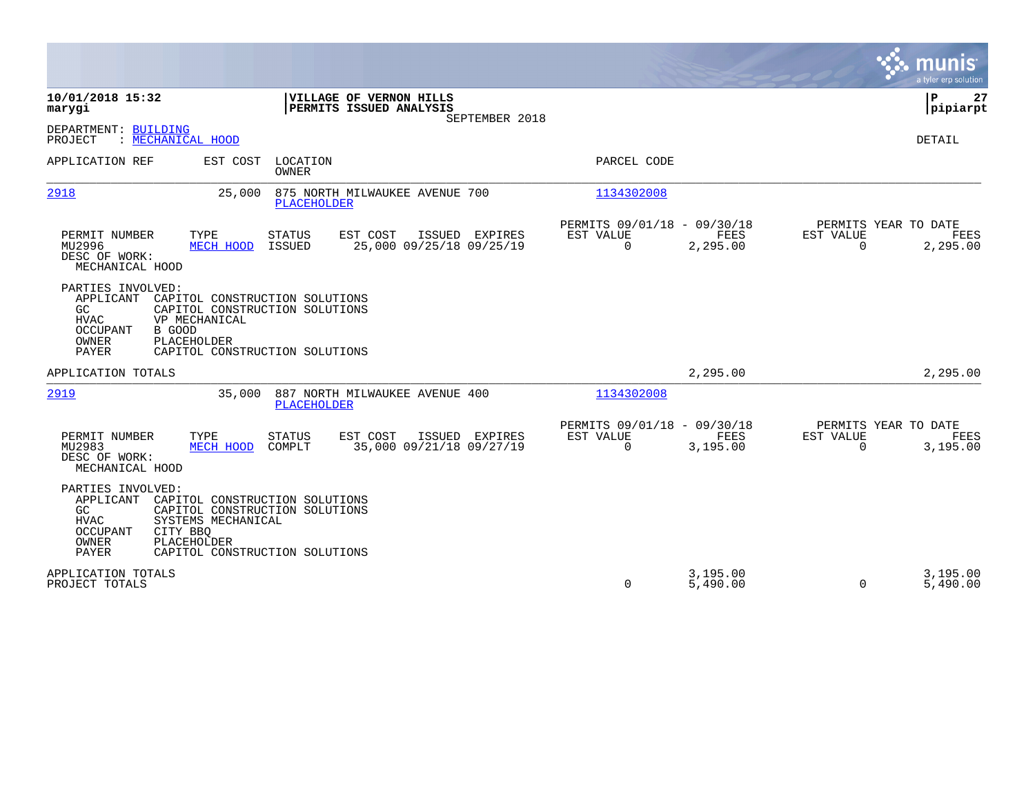**10/01/2018 15:32**
**marygi**

**VILLAGE OF VERNON HILLS**
**PERMITS ISSUED ANALYSIS**
SEPTEMBER 2018

**P 27**
**pipiarpt**

DEPARTMENT: BUILDING
PROJECT : MECHANICAL HOOD

DETAIL

| APPLICATION REF | EST COST | LOCATION / OWNER | PARCEL CODE |
|---|---|---|---|
| 2918 | 25,000 | 875 NORTH MILWAUKEE AVENUE 700 / PLACEHOLDER | 1134302008 |

| PERMIT NUMBER | TYPE | STATUS | EST COST | ISSUED | EXPIRES | PERMITS 09/01/18 - 09/30/18 EST VALUE | FEES | PERMITS YEAR TO DATE EST VALUE | FEES |
|---|---|---|---|---|---|---|---|---|---|
| MU2996 | MECH HOOD | ISSUED | 25,000 | 09/25/18 | 09/25/19 | 0 | 2,295.00 | 0 | 2,295.00 |

DESC OF WORK:
MECHANICAL HOOD

PARTIES INVOLVED:

| | |
|---|---|
| APPLICANT | CAPITOL CONSTRUCTION SOLUTIONS |
| GC | CAPITOL CONSTRUCTION SOLUTIONS |
| HVAC | VP MECHANICAL |
| OCCUPANT | B GOOD |
| OWNER | PLACEHOLDER |
| PAYER | CAPITOL CONSTRUCTION SOLUTIONS |

APPLICATION TOTALS — FEES: 2,295.00 — YEAR TO DATE FEES: 2,295.00

| APPLICATION REF | EST COST | LOCATION / OWNER | PARCEL CODE |
|---|---|---|---|
| 2919 | 35,000 | 887 NORTH MILWAUKEE AVENUE 400 / PLACEHOLDER | 1134302008 |

| PERMIT NUMBER | TYPE | STATUS | EST COST | ISSUED | EXPIRES | PERMITS 09/01/18 - 09/30/18 EST VALUE | FEES | PERMITS YEAR TO DATE EST VALUE | FEES |
|---|---|---|---|---|---|---|---|---|---|
| MU2983 | MECH HOOD | COMPLT | 35,000 | 09/21/18 | 09/27/19 | 0 | 3,195.00 | 0 | 3,195.00 |

DESC OF WORK:
MECHANICAL HOOD

PARTIES INVOLVED:

| | |
|---|---|
| APPLICANT | CAPITOL CONSTRUCTION SOLUTIONS |
| GC | CAPITOL CONSTRUCTION SOLUTIONS |
| HVAC | SYSTEMS MECHANICAL |
| OCCUPANT | CITY BBQ |
| OWNER | PLACEHOLDER |
| PAYER | CAPITOL CONSTRUCTION SOLUTIONS |

| | PERMITS EST VALUE | FEES | YEAR TO DATE EST VALUE | FEES |
|---|---|---|---|---|
| APPLICATION TOTALS | | 3,195.00 | | 3,195.00 |
| PROJECT TOTALS | 0 | 5,490.00 | 0 | 5,490.00 |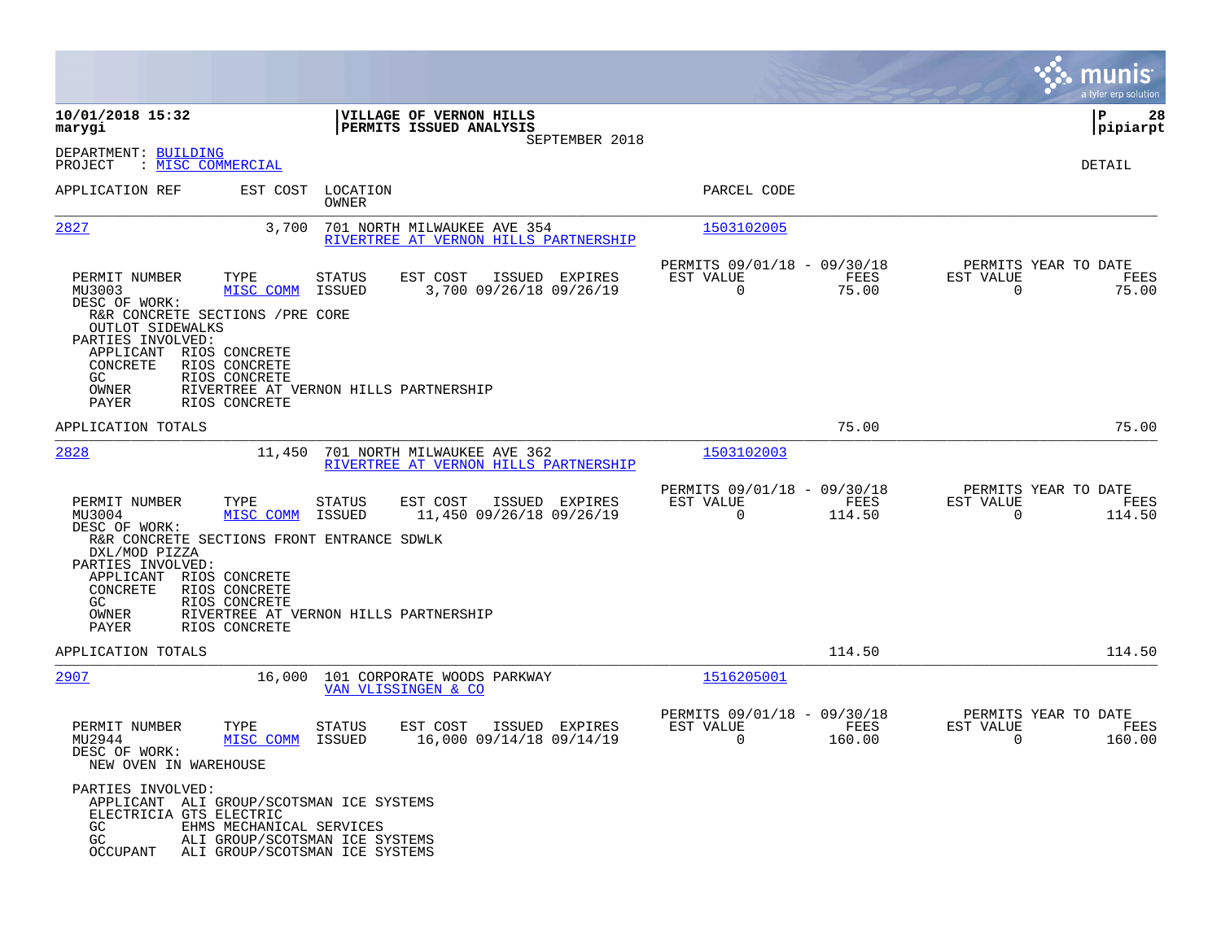**10/01/2018 15:32**
**marygi**

**VILLAGE OF VERNON HILLS**
**PERMITS ISSUED ANALYSIS**
SEPTEMBER 2018

**pipiarpt**

DEPARTMENT: BUILDING
PROJECT : MISC COMMERCIAL

DETAIL

| APPLICATION REF | EST COST | LOCATION / OWNER | PARCEL CODE |
|---|---|---|---|
| 2827 | 3,700 | 701 NORTH MILWAUKEE AVE 354 / RIVERTREE AT VERNON HILLS PARTNERSHIP | 1503102005 |

| PERMIT NUMBER | TYPE | STATUS | EST COST | ISSUED | EXPIRES | PERMITS 09/01/18 - 09/30/18 EST VALUE | FEES | PERMITS YEAR TO DATE EST VALUE | FEES |
|---|---|---|---|---|---|---|---|---|---|
| MU3003 | MISC COMM | ISSUED | 3,700 | 09/26/18 | 09/26/19 | 0 | 75.00 | 0 | 75.00 |

DESC OF WORK:
R&R CONCRETE SECTIONS /PRE CORE
OUTLOT SIDEWALKS

PARTIES INVOLVED:
- APPLICANT RIOS CONCRETE
- CONCRETE RIOS CONCRETE
- GC RIOS CONCRETE
- OWNER RIVERTREE AT VERNON HILLS PARTNERSHIP
- PAYER RIOS CONCRETE

APPLICATION TOTALS: 75.00 | 75.00

| APPLICATION REF | EST COST | LOCATION / OWNER | PARCEL CODE |
|---|---|---|---|
| 2828 | 11,450 | 701 NORTH MILWAUKEE AVE 362 / RIVERTREE AT VERNON HILLS PARTNERSHIP | 1503102003 |

| PERMIT NUMBER | TYPE | STATUS | EST COST | ISSUED | EXPIRES | PERMITS 09/01/18 - 09/30/18 EST VALUE | FEES | PERMITS YEAR TO DATE EST VALUE | FEES |
|---|---|---|---|---|---|---|---|---|---|
| MU3004 | MISC COMM | ISSUED | 11,450 | 09/26/18 | 09/26/19 | 0 | 114.50 | 0 | 114.50 |

DESC OF WORK:
R&R CONCRETE SECTIONS FRONT ENTRANCE SDWLK
DXL/MOD PIZZA

PARTIES INVOLVED:
- APPLICANT RIOS CONCRETE
- CONCRETE RIOS CONCRETE
- GC RIOS CONCRETE
- OWNER RIVERTREE AT VERNON HILLS PARTNERSHIP
- PAYER RIOS CONCRETE

APPLICATION TOTALS: 114.50 | 114.50

| APPLICATION REF | EST COST | LOCATION / OWNER | PARCEL CODE |
|---|---|---|---|
| 2907 | 16,000 | 101 CORPORATE WOODS PARKWAY / VAN VLISSINGEN & CO | 1516205001 |

| PERMIT NUMBER | TYPE | STATUS | EST COST | ISSUED | EXPIRES | PERMITS 09/01/18 - 09/30/18 EST VALUE | FEES | PERMITS YEAR TO DATE EST VALUE | FEES |
|---|---|---|---|---|---|---|---|---|---|
| MU2944 | MISC COMM | ISSUED | 16,000 | 09/14/18 | 09/14/19 | 0 | 160.00 | 0 | 160.00 |

DESC OF WORK:
NEW OVEN IN WAREHOUSE

PARTIES INVOLVED:
- APPLICANT ALI GROUP/SCOTSMAN ICE SYSTEMS
- ELECTRICIA GTS ELECTRIC
- GC EHMS MECHANICAL SERVICES
- GC ALI GROUP/SCOTSMAN ICE SYSTEMS
- OCCUPANT ALI GROUP/SCOTSMAN ICE SYSTEMS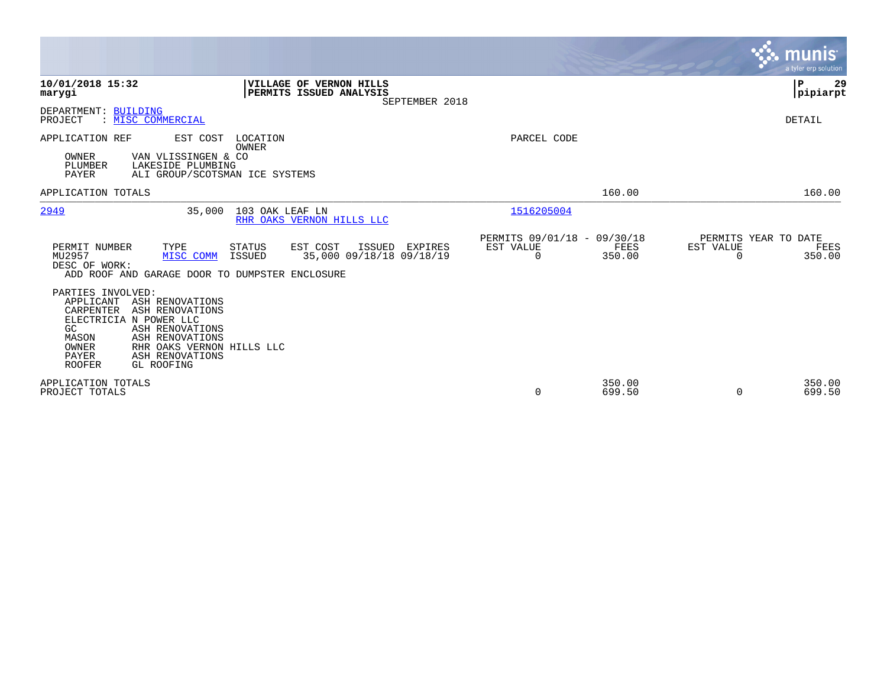**VILLAGE OF VERNON HILLS**
**PERMITS ISSUED ANALYSIS**
SEPTEMBER 2018

DEPARTMENT: BUILDING
PROJECT : MISC COMMERCIAL

DETAIL

| APPLICATION REF | EST COST | LOCATION / OWNER | PARCEL CODE | | |
|---|---|---|---|---|---|
| OWNER | VAN VLISSINGEN & CO | | | | |
| PLUMBER | LAKESIDE PLUMBING | | | | |
| PAYER | ALI GROUP/SCOTSMAN ICE SYSTEMS | | | | |

APPLICATION TOTALS — 160.00 — 160.00

---

**2949** — 35,000 — 103 OAK LEAF LN — RHR OAKS VERNON HILLS LLC — Parcel: 1516205004

| PERMIT NUMBER | TYPE | STATUS | EST COST | ISSUED | EXPIRES | PERMITS 09/01/18 - 09/30/18 EST VALUE | FEES | PERMITS YEAR TO DATE EST VALUE | FEES |
|---|---|---|---|---|---|---|---|---|---|
| MU2957 | MISC COMM | ISSUED | 35,000 | 09/18/18 | 09/18/19 | 0 | 350.00 | 0 | 350.00 |

DESC OF WORK:
ADD ROOF AND GARAGE DOOR TO DUMPSTER ENCLOSURE

PARTIES INVOLVED:

| Role | Name |
|---|---|
| APPLICANT | ASH RENOVATIONS |
| CARPENTER | ASH RENOVATIONS |
| ELECTRICIA | N POWER LLC |
| GC | ASH RENOVATIONS |
| MASON | ASH RENOVATIONS |
| OWNER | RHR OAKS VERNON HILLS LLC |
| PAYER | ASH RENOVATIONS |
| ROOFER | GL ROOFING |

| | EST VALUE | FEES | YTD EST VALUE | YTD FEES |
|---|---|---|---|---|
| APPLICATION TOTALS | | 350.00 | | 350.00 |
| PROJECT TOTALS | 0 | 699.50 | 0 | 699.50 |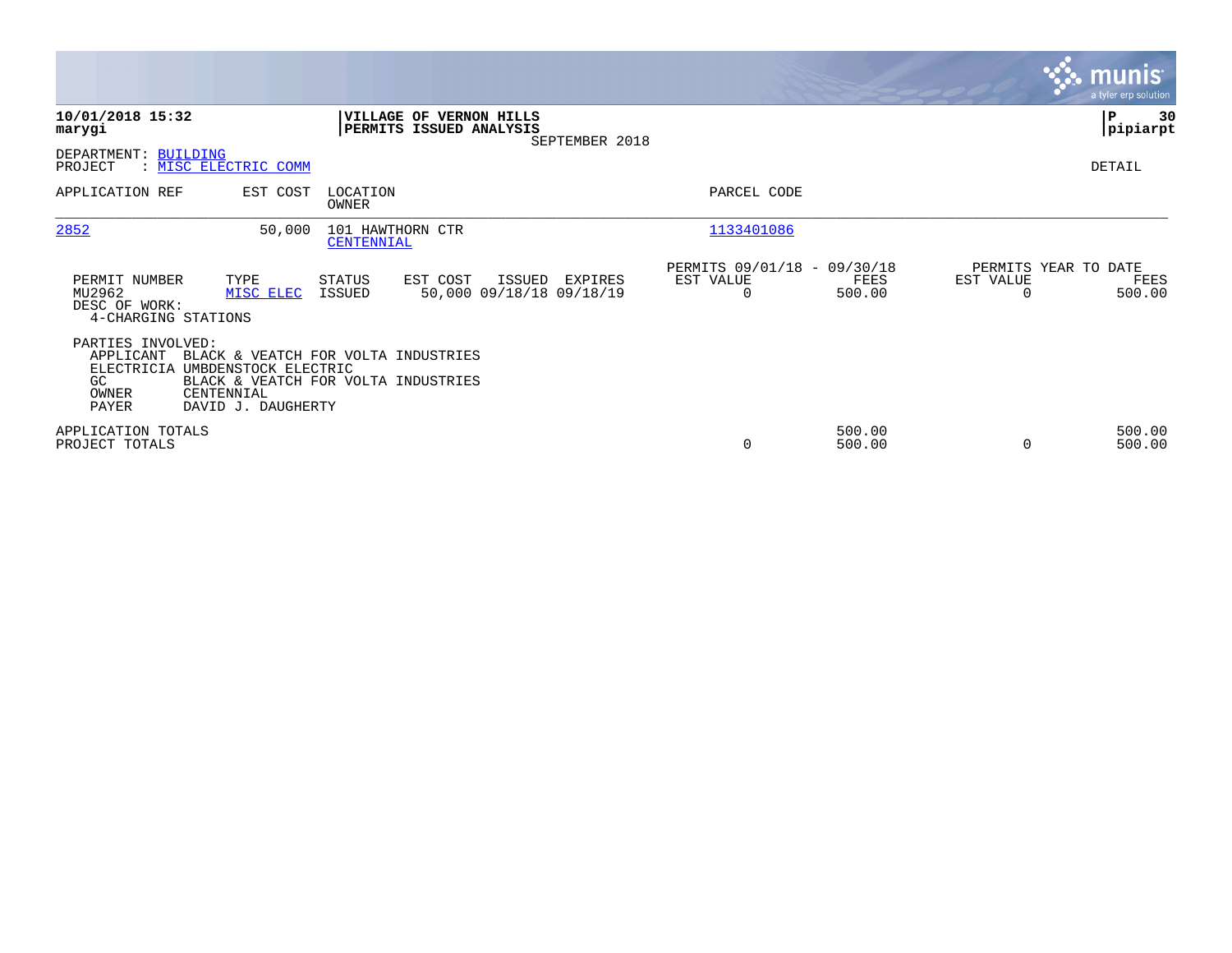**10/01/2018 15:32**
**marygi**

**VILLAGE OF VERNON HILLS**
**PERMITS ISSUED ANALYSIS**
SEPTEMBER 2018

**pipiarpt**

DEPARTMENT: BUILDING
PROJECT : MISC ELECTRIC COMM

DETAIL

| APPLICATION REF | EST COST | LOCATION / OWNER | PARCEL CODE |
|---|---|---|---|
| 2852 | 50,000 | 101 HAWTHORN CTR / CENTENNIAL | 1133401086 |

| PERMIT NUMBER | TYPE | STATUS | EST COST | ISSUED | EXPIRES | PERMITS 09/01/18 - 09/30/18 EST VALUE | FEES | PERMITS YEAR TO DATE EST VALUE | FEES |
|---|---|---|---|---|---|---|---|---|---|
| MU2962 | MISC ELEC | ISSUED | 50,000 | 09/18/18 | 09/18/19 | 0 | 500.00 | 0 | 500.00 |

DESC OF WORK:
4-CHARGING STATIONS

PARTIES INVOLVED:

| | |
|---|---|
| APPLICANT | BLACK & VEATCH FOR VOLTA INDUSTRIES |
| ELECTRICIA | UMBDENSTOCK ELECTRIC |
| GC | BLACK & VEATCH FOR VOLTA INDUSTRIES |
| OWNER | CENTENNIAL |
| PAYER | DAVID J. DAUGHERTY |

| | EST VALUE | FEES | YTD EST VALUE | YTD FEES |
|---|---|---|---|---|
| APPLICATION TOTALS | | 500.00 | | 500.00 |
| PROJECT TOTALS | 0 | 500.00 | 0 | 500.00 |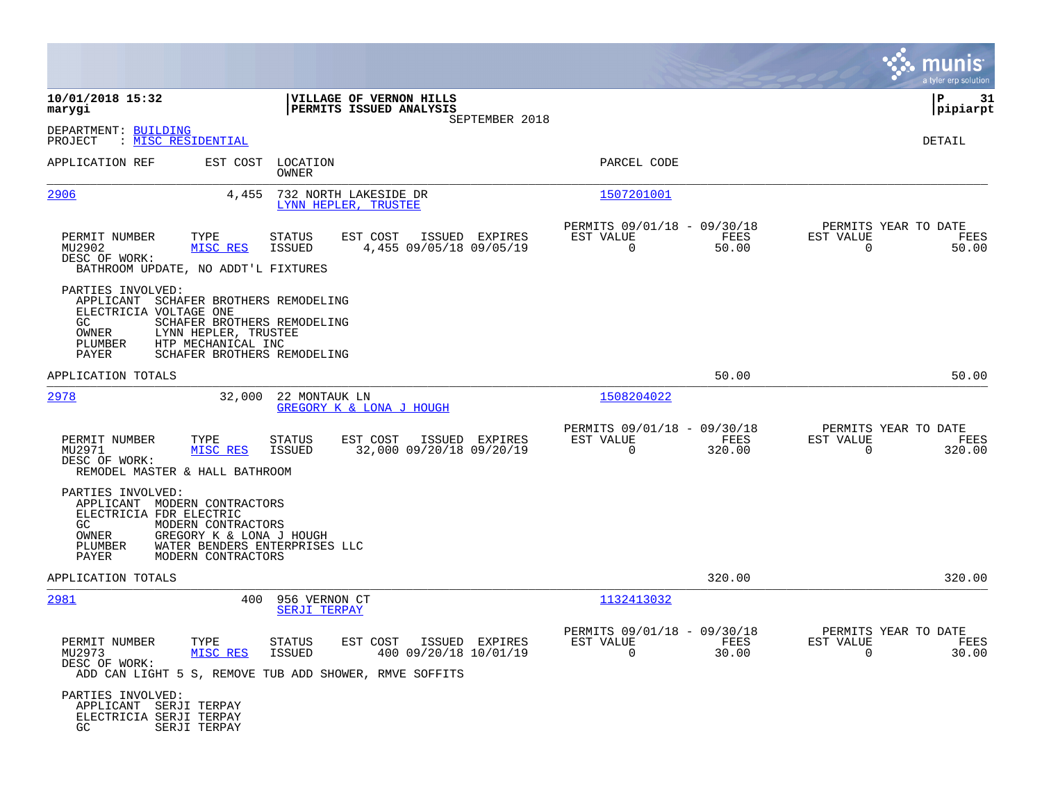**10/01/2018 15:32**
**marygi**

**VILLAGE OF VERNON HILLS**
**PERMITS ISSUED ANALYSIS**
SEPTEMBER 2018

**P 31**
**pipiarpt**

DEPARTMENT: BUILDING
PROJECT : MISC RESIDENTIAL

DETAIL

| APPLICATION REF | EST COST | LOCATION / OWNER | PARCEL CODE |
|---|---|---|---|
| 2906 | 4,455 | 732 NORTH LAKESIDE DR / LYNN HEPLER, TRUSTEE | 1507201001 |

| PERMIT NUMBER | TYPE | STATUS | EST COST | ISSUED | EXPIRES | PERMITS 09/01/18 - 09/30/18 EST VALUE | FEES | PERMITS YEAR TO DATE EST VALUE | FEES |
|---|---|---|---|---|---|---|---|---|---|
| MU2902 | MISC RES | ISSUED | 4,455 | 09/05/18 | 09/05/19 | 0 | 50.00 | 0 | 50.00 |

DESC OF WORK:
BATHROOM UPDATE, NO ADDT'L FIXTURES

PARTIES INVOLVED:
- APPLICANT SCHAFER BROTHERS REMODELING
- ELECTRICIA VOLTAGE ONE
- GC SCHAFER BROTHERS REMODELING
- OWNER LYNN HEPLER, TRUSTEE
- PLUMBER HTP MECHANICAL INC
- PAYER SCHAFER BROTHERS REMODELING

APPLICATION TOTALS 50.00 50.00

| APPLICATION REF | EST COST | LOCATION / OWNER | PARCEL CODE |
|---|---|---|---|
| 2978 | 32,000 | 22 MONTAUK LN / GREGORY K & LONA J HOUGH | 1508204022 |

| PERMIT NUMBER | TYPE | STATUS | EST COST | ISSUED | EXPIRES | PERMITS 09/01/18 - 09/30/18 EST VALUE | FEES | PERMITS YEAR TO DATE EST VALUE | FEES |
|---|---|---|---|---|---|---|---|---|---|
| MU2971 | MISC RES | ISSUED | 32,000 | 09/20/18 | 09/20/19 | 0 | 320.00 | 0 | 320.00 |

DESC OF WORK:
REMODEL MASTER & HALL BATHROOM

PARTIES INVOLVED:
- APPLICANT MODERN CONTRACTORS
- ELECTRICIA FDR ELECTRIC
- GC MODERN CONTRACTORS
- OWNER GREGORY K & LONA J HOUGH
- PLUMBER WATER BENDERS ENTERPRISES LLC
- PAYER MODERN CONTRACTORS

APPLICATION TOTALS 320.00 320.00

| APPLICATION REF | EST COST | LOCATION / OWNER | PARCEL CODE |
|---|---|---|---|
| 2981 | 400 | 956 VERNON CT / SERJI TERPAY | 1132413032 |

| PERMIT NUMBER | TYPE | STATUS | EST COST | ISSUED | EXPIRES | PERMITS 09/01/18 - 09/30/18 EST VALUE | FEES | PERMITS YEAR TO DATE EST VALUE | FEES |
|---|---|---|---|---|---|---|---|---|---|
| MU2973 | MISC RES | ISSUED | 400 | 09/20/18 | 10/01/19 | 0 | 30.00 | 0 | 30.00 |

DESC OF WORK:
ADD CAN LIGHT 5 S, REMOVE TUB ADD SHOWER, RMVE SOFFITS

PARTIES INVOLVED:
- APPLICANT SERJI TERPAY
- ELECTRICIA SERJI TERPAY
- GC SERJI TERPAY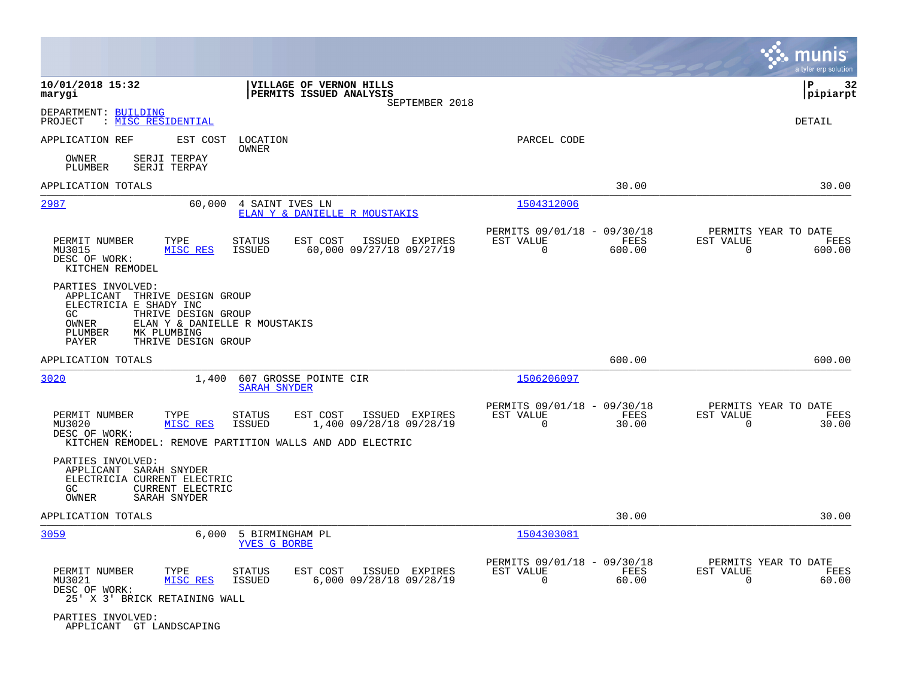**VILLAGE OF VERNON HILLS**
**PERMITS ISSUED ANALYSIS**
SEPTEMBER 2018

10/01/2018 15:32
marygi

P 32
pipiarpt

DEPARTMENT: BUILDING
PROJECT : MISC RESIDENTIAL

DETAIL

| APPLICATION REF | EST COST | LOCATION / OWNER | PARCEL CODE |
|---|---|---|---|

OWNER SERJI TERPAY
PLUMBER SERJI TERPAY

APPLICATION TOTALS 30.00 30.00

---

**2987** — 60,000 — 4 SAINT IVES LN — ELAN Y & DANIELLE R MOUSTAKIS — Parcel 1504312006

| PERMIT NUMBER | TYPE | STATUS | EST COST | ISSUED | EXPIRES | PERMITS 09/01/18 - 09/30/18 EST VALUE | FEES | PERMITS YEAR TO DATE EST VALUE | FEES |
|---|---|---|---|---|---|---|---|---|---|
| MU3015 | MISC RES | ISSUED | 60,000 | 09/27/18 | 09/27/19 | 0 | 600.00 | 0 | 600.00 |

DESC OF WORK:
KITCHEN REMODEL

PARTIES INVOLVED:
- APPLICANT THRIVE DESIGN GROUP
- ELECTRICIA E SHADY INC
- GC THRIVE DESIGN GROUP
- OWNER ELAN Y & DANIELLE R MOUSTAKIS
- PLUMBER MK PLUMBING
- PAYER THRIVE DESIGN GROUP

APPLICATION TOTALS 600.00 600.00

---

**3020** — 1,400 — 607 GROSSE POINTE CIR — SARAH SNYDER — Parcel 1506206097

| PERMIT NUMBER | TYPE | STATUS | EST COST | ISSUED | EXPIRES | PERMITS 09/01/18 - 09/30/18 EST VALUE | FEES | PERMITS YEAR TO DATE EST VALUE | FEES |
|---|---|---|---|---|---|---|---|---|---|
| MU3020 | MISC RES | ISSUED | 1,400 | 09/28/18 | 09/28/19 | 0 | 30.00 | 0 | 30.00 |

DESC OF WORK:
KITCHEN REMODEL: REMOVE PARTITION WALLS AND ADD ELECTRIC

PARTIES INVOLVED:
- APPLICANT SARAH SNYDER
- ELECTRICIA CURRENT ELECTRIC
- GC CURRENT ELECTRIC
- OWNER SARAH SNYDER

APPLICATION TOTALS 30.00 30.00

---

**3059** — 6,000 — 5 BIRMINGHAM PL — YVES G BORBE — Parcel 1504303081

| PERMIT NUMBER | TYPE | STATUS | EST COST | ISSUED | EXPIRES | PERMITS 09/01/18 - 09/30/18 EST VALUE | FEES | PERMITS YEAR TO DATE EST VALUE | FEES |
|---|---|---|---|---|---|---|---|---|---|
| MU3021 | MISC RES | ISSUED | 6,000 | 09/28/18 | 09/28/19 | 0 | 60.00 | 0 | 60.00 |

DESC OF WORK:
25' X 3' BRICK RETAINING WALL

PARTIES INVOLVED:
- APPLICANT GT LANDSCAPING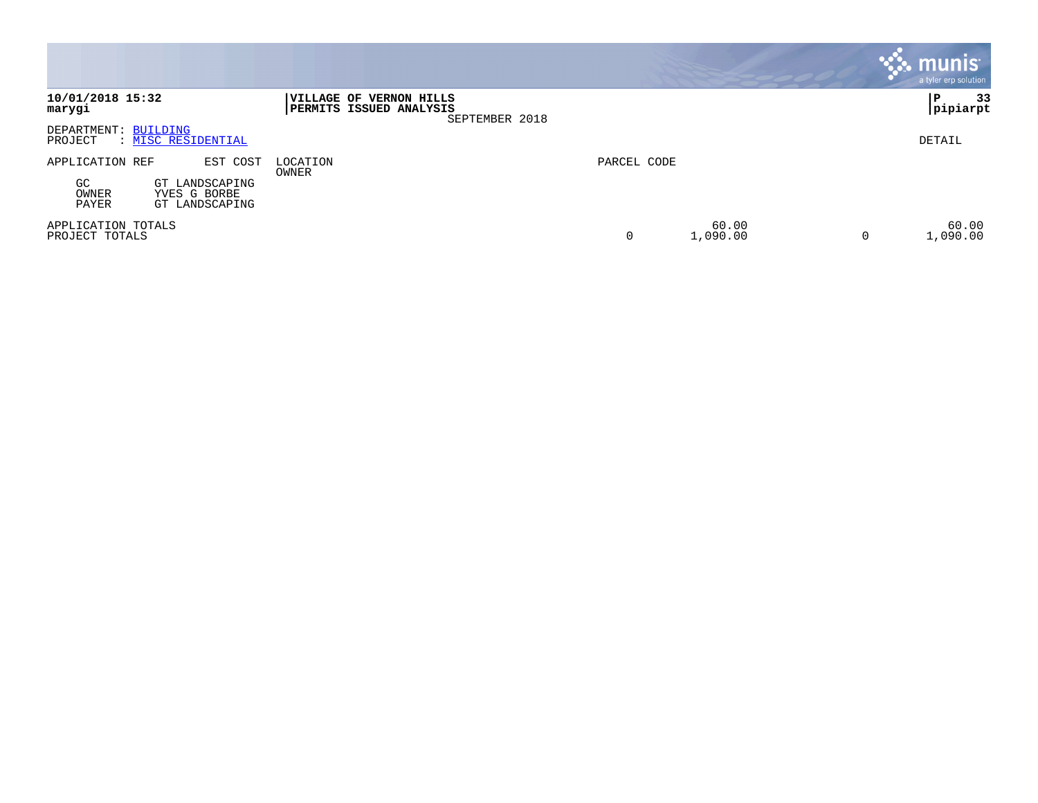**10/01/2018 15:32**
**marygi**

**VILLAGE OF VERNON HILLS**
**PERMITS ISSUED ANALYSIS**
SEPTEMBER 2018

**P 33**
**pipiarpt**

DEPARTMENT: BUILDING
PROJECT : MISC RESIDENTIAL

DETAIL

| APPLICATION REF | EST COST | LOCATION OWNER | PARCEL CODE | | | |
|---|---|---|---|---|---|---|
| GC | GT LANDSCAPING | | | | | |
| OWNER | YVES G BORBE | | | | | |
| PAYER | GT LANDSCAPING | | | | | |
| APPLICATION TOTALS | | | | 60.00 | | 60.00 |
| PROJECT TOTALS | | | 0 | 1,090.00 | 0 | 1,090.00 |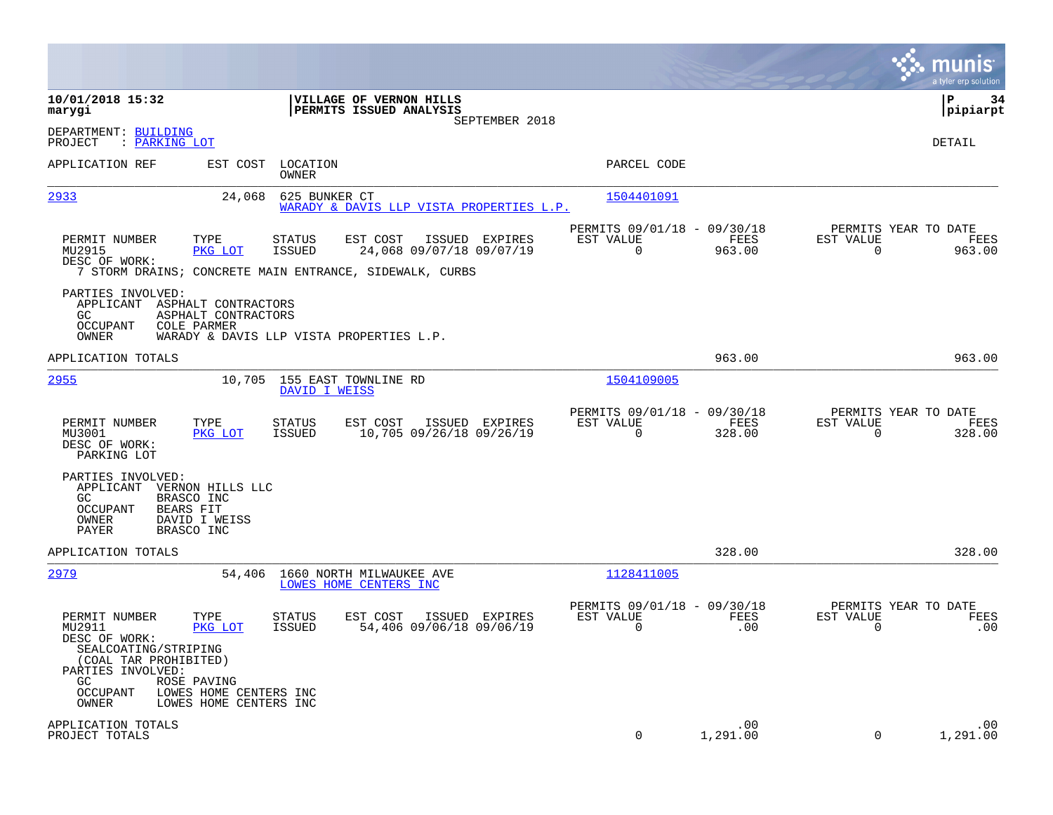**10/01/2018 15:32**
**marygi**

**VILLAGE OF VERNON HILLS**
**PERMITS ISSUED ANALYSIS**
SEPTEMBER 2018

**P 34**
**pipiarpt**

DEPARTMENT: BUILDING
PROJECT : PARKING LOT

DETAIL

| APPLICATION REF | EST COST | LOCATION / OWNER | PARCEL CODE |
|---|---|---|---|
| 2933 | 24,068 | 625 BUNKER CT / WARADY & DAVIS LLP VISTA PROPERTIES L.P. | 1504401091 |

| PERMIT NUMBER | TYPE | STATUS | EST COST | ISSUED | EXPIRES | PERMITS 09/01/18 - 09/30/18 EST VALUE | FEES | PERMITS YEAR TO DATE EST VALUE | FEES |
|---|---|---|---|---|---|---|---|---|---|
| MU2915 | PKG LOT | ISSUED | 24,068 | 09/07/18 | 09/07/19 | 0 | 963.00 | 0 | 963.00 |

DESC OF WORK:
7 STORM DRAINS; CONCRETE MAIN ENTRANCE, SIDEWALK, CURBS

PARTIES INVOLVED:
- APPLICANT ASPHALT CONTRACTORS
- GC ASPHALT CONTRACTORS
- OCCUPANT COLE PARMER
- OWNER WARADY & DAVIS LLP VISTA PROPERTIES L.P.

APPLICATION TOTALS 963.00 963.00

| APPLICATION REF | EST COST | LOCATION / OWNER | PARCEL CODE |
|---|---|---|---|
| 2955 | 10,705 | 155 EAST TOWNLINE RD / DAVID I WEISS | 1504109005 |

| PERMIT NUMBER | TYPE | STATUS | EST COST | ISSUED | EXPIRES | PERMITS 09/01/18 - 09/30/18 EST VALUE | FEES | PERMITS YEAR TO DATE EST VALUE | FEES |
|---|---|---|---|---|---|---|---|---|---|
| MU3001 | PKG LOT | ISSUED | 10,705 | 09/26/18 | 09/26/19 | 0 | 328.00 | 0 | 328.00 |

DESC OF WORK:
PARKING LOT

PARTIES INVOLVED:
- APPLICANT VERNON HILLS LLC
- GC BRASCO INC
- OCCUPANT BEARS FIT
- OWNER DAVID I WEISS
- PAYER BRASCO INC

APPLICATION TOTALS 328.00 328.00

| APPLICATION REF | EST COST | LOCATION / OWNER | PARCEL CODE |
|---|---|---|---|
| 2979 | 54,406 | 1660 NORTH MILWAUKEE AVE / LOWES HOME CENTERS INC | 1128411005 |

| PERMIT NUMBER | TYPE | STATUS | EST COST | ISSUED | EXPIRES | PERMITS 09/01/18 - 09/30/18 EST VALUE | FEES | PERMITS YEAR TO DATE EST VALUE | FEES |
|---|---|---|---|---|---|---|---|---|---|
| MU2911 | PKG LOT | ISSUED | 54,406 | 09/06/18 | 09/06/19 | 0 | .00 | 0 | .00 |

DESC OF WORK:
SEALCOATING/STRIPING
(COAL TAR PROHIBITED)

PARTIES INVOLVED:
- GC ROSE PAVING
- OCCUPANT LOWES HOME CENTERS INC
- OWNER LOWES HOME CENTERS INC

| | EST VALUE | FEES | EST VALUE | FEES |
|---|---|---|---|---|
| APPLICATION TOTALS | | .00 | | .00 |
| PROJECT TOTALS | 0 | 1,291.00 | 0 | 1,291.00 |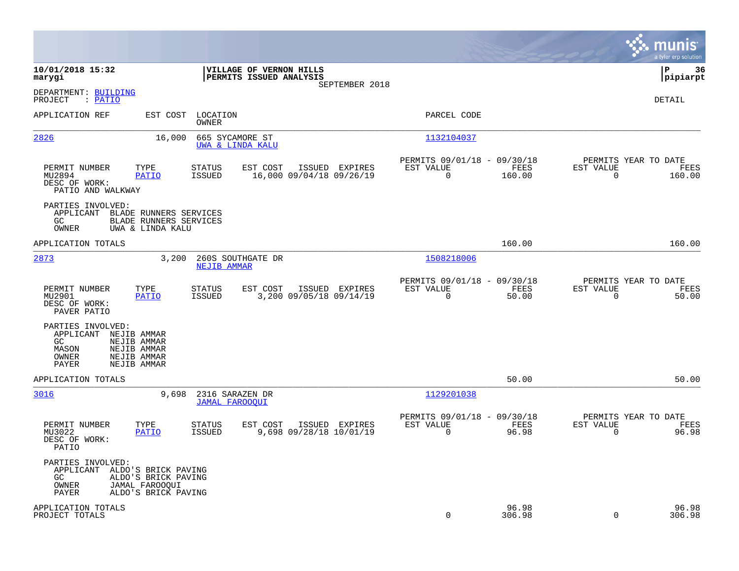**10/01/2018 15:32**
**marygi**

**VILLAGE OF VERNON HILLS**
**PERMITS ISSUED ANALYSIS**
SEPTEMBER 2018

**pipiarpt**

DEPARTMENT: BUILDING
PROJECT : PATIO

DETAIL

| APPLICATION REF | EST COST | LOCATION / OWNER | PARCEL CODE |
|---|---|---|---|
| 2826 | 16,000 | 665 SYCAMORE ST / UWA & LINDA KALU | 1132104037 |

| PERMIT NUMBER | TYPE | STATUS | EST COST | ISSUED | EXPIRES | PERMITS 09/01/18 - 09/30/18 EST VALUE | FEES | PERMITS YEAR TO DATE EST VALUE | FEES |
|---|---|---|---|---|---|---|---|---|---|
| MU2894 | PATIO | ISSUED | 16,000 | 09/04/18 | 09/26/19 | 0 | 160.00 | 0 | 160.00 |

DESC OF WORK:
PATIO AND WALKWAY

PARTIES INVOLVED:
- APPLICANT BLADE RUNNERS SERVICES
- GC BLADE RUNNERS SERVICES
- OWNER UWA & LINDA KALU

APPLICATION TOTALS: 160.00 | 160.00

| APPLICATION REF | EST COST | LOCATION / OWNER | PARCEL CODE |
|---|---|---|---|
| 2873 | 3,200 | 260S SOUTHGATE DR / NEJIB AMMAR | 1508218006 |

| PERMIT NUMBER | TYPE | STATUS | EST COST | ISSUED | EXPIRES | PERMITS 09/01/18 - 09/30/18 EST VALUE | FEES | PERMITS YEAR TO DATE EST VALUE | FEES |
|---|---|---|---|---|---|---|---|---|---|
| MU2901 | PATIO | ISSUED | 3,200 | 09/05/18 | 09/14/19 | 0 | 50.00 | 0 | 50.00 |

DESC OF WORK:
PAVER PATIO

PARTIES INVOLVED:
- APPLICANT NEJIB AMMAR
- GC NEJIB AMMAR
- MASON NEJIB AMMAR
- OWNER NEJIB AMMAR
- PAYER NEJIB AMMAR

APPLICATION TOTALS: 50.00 | 50.00

| APPLICATION REF | EST COST | LOCATION / OWNER | PARCEL CODE |
|---|---|---|---|
| 3016 | 9,698 | 2316 SARAZEN DR / JAMAL FAROOQUI | 1129201038 |

| PERMIT NUMBER | TYPE | STATUS | EST COST | ISSUED | EXPIRES | PERMITS 09/01/18 - 09/30/18 EST VALUE | FEES | PERMITS YEAR TO DATE EST VALUE | FEES |
|---|---|---|---|---|---|---|---|---|---|
| MU3022 | PATIO | ISSUED | 9,698 | 09/28/18 | 10/01/19 | 0 | 96.98 | 0 | 96.98 |

DESC OF WORK:
PATIO

PARTIES INVOLVED:
- APPLICANT ALDO'S BRICK PAVING
- GC ALDO'S BRICK PAVING
- OWNER JAMAL FAROOQUI
- PAYER ALDO'S BRICK PAVING

| | EST VALUE | FEES | YTD EST VALUE | YTD FEES |
|---|---|---|---|---|
| APPLICATION TOTALS | | 96.98 | | 96.98 |
| PROJECT TOTALS | 0 | 306.98 | 0 | 306.98 |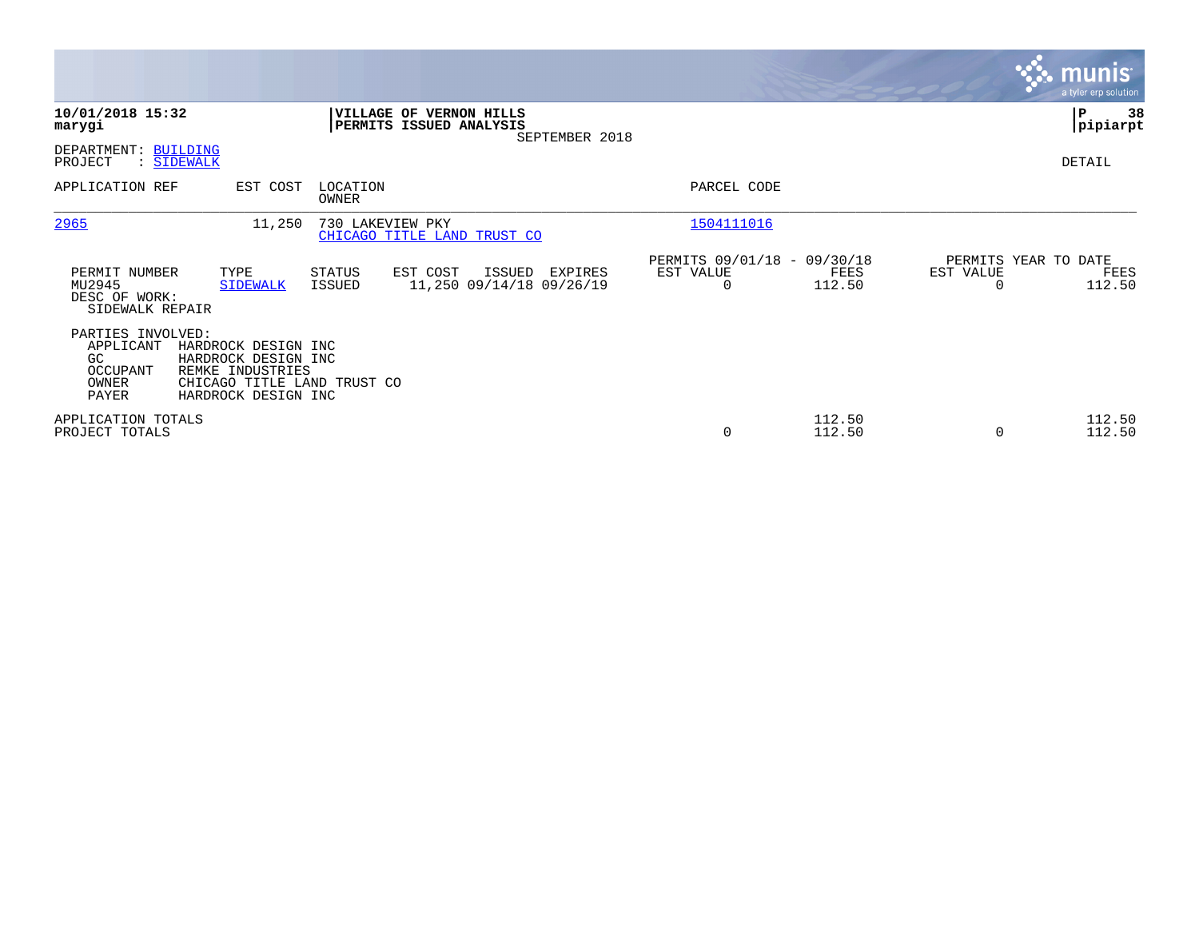**10/01/2018 15:32**
**marygi**

**VILLAGE OF VERNON HILLS**
**PERMITS ISSUED ANALYSIS**
SEPTEMBER 2018

**P 38**
**pipiarpt**

DEPARTMENT: BUILDING
PROJECT : SIDEWALK

DETAIL

| APPLICATION REF | EST COST | LOCATION / OWNER | PARCEL CODE |
|---|---|---|---|
| 2965 | 11,250 | 730 LAKEVIEW PKY / CHICAGO TITLE LAND TRUST CO | 1504111016 |

| PERMIT NUMBER | TYPE | STATUS | EST COST | ISSUED | EXPIRES | PERMITS 09/01/18 - 09/30/18 EST VALUE | FEES | PERMITS YEAR TO DATE EST VALUE | FEES |
|---|---|---|---|---|---|---|---|---|---|
| MU2945 | SIDEWALK | ISSUED | 11,250 | 09/14/18 | 09/26/19 | 0 | 112.50 | 0 | 112.50 |

DESC OF WORK:
SIDEWALK REPAIR

PARTIES INVOLVED:

| | |
|---|---|
| APPLICANT | HARDROCK DESIGN INC |
| GC | HARDROCK DESIGN INC |
| OCCUPANT | REMKE INDUSTRIES |
| OWNER | CHICAGO TITLE LAND TRUST CO |
| PAYER | HARDROCK DESIGN INC |

| | EST VALUE | FEES | YTD EST VALUE | YTD FEES |
|---|---|---|---|---|
| APPLICATION TOTALS | | 112.50 | | 112.50 |
| PROJECT TOTALS | 0 | 112.50 | 0 | 112.50 |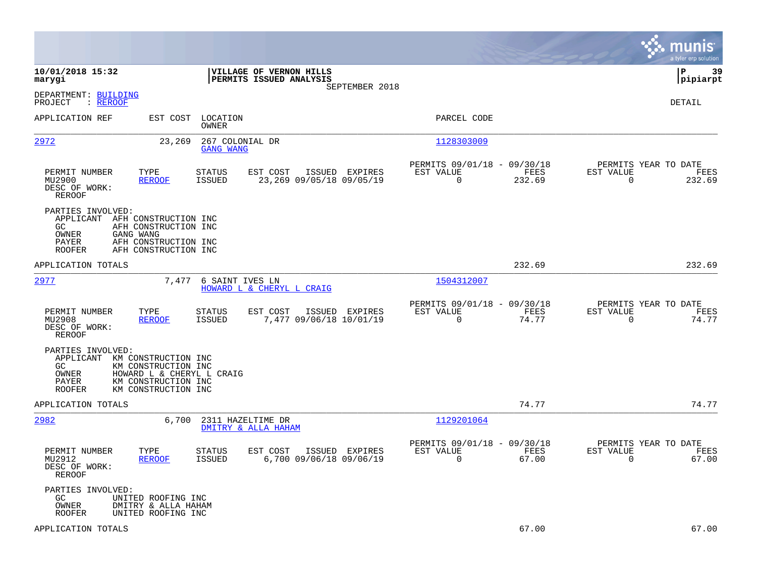**10/01/2018 15:32**
**marygi**

**VILLAGE OF VERNON HILLS**
**PERMITS ISSUED ANALYSIS**
SEPTEMBER 2018

**P 39**
**pipiarpt**

DEPARTMENT: BUILDING
PROJECT : REROOF

DETAIL

| APPLICATION REF | EST COST | LOCATION / OWNER | PARCEL CODE |
|---|---|---|---|
| 2972 | 23,269 | 267 COLONIAL DR / GANG WANG | 1128303009 |

| PERMIT NUMBER | TYPE | STATUS | EST COST | ISSUED | EXPIRES | PERMITS 09/01/18 - 09/30/18 EST VALUE | FEES | PERMITS YEAR TO DATE EST VALUE | FEES |
|---|---|---|---|---|---|---|---|---|---|
| MU2900 | REROOF | ISSUED | 23,269 | 09/05/18 | 09/05/19 | 0 | 232.69 | 0 | 232.69 |

DESC OF WORK:
REROOF

PARTIES INVOLVED:
- APPLICANT AFH CONSTRUCTION INC
- GC AFH CONSTRUCTION INC
- OWNER GANG WANG
- PAYER AFH CONSTRUCTION INC
- ROOFER AFH CONSTRUCTION INC

APPLICATION TOTALS 232.69 232.69

| APPLICATION REF | EST COST | LOCATION / OWNER | PARCEL CODE |
|---|---|---|---|
| 2977 | 7,477 | 6 SAINT IVES LN / HOWARD L & CHERYL L CRAIG | 1504312007 |

| PERMIT NUMBER | TYPE | STATUS | EST COST | ISSUED | EXPIRES | PERMITS 09/01/18 - 09/30/18 EST VALUE | FEES | PERMITS YEAR TO DATE EST VALUE | FEES |
|---|---|---|---|---|---|---|---|---|---|
| MU2908 | REROOF | ISSUED | 7,477 | 09/06/18 | 10/01/19 | 0 | 74.77 | 0 | 74.77 |

DESC OF WORK:
REROOF

PARTIES INVOLVED:
- APPLICANT KM CONSTRUCTION INC
- GC KM CONSTRUCTION INC
- OWNER HOWARD L & CHERYL L CRAIG
- PAYER KM CONSTRUCTION INC
- ROOFER KM CONSTRUCTION INC

APPLICATION TOTALS 74.77 74.77

| APPLICATION REF | EST COST | LOCATION / OWNER | PARCEL CODE |
|---|---|---|---|
| 2982 | 6,700 | 2311 HAZELTIME DR / DMITRY & ALLA HAHAM | 1129201064 |

| PERMIT NUMBER | TYPE | STATUS | EST COST | ISSUED | EXPIRES | PERMITS 09/01/18 - 09/30/18 EST VALUE | FEES | PERMITS YEAR TO DATE EST VALUE | FEES |
|---|---|---|---|---|---|---|---|---|---|
| MU2912 | REROOF | ISSUED | 6,700 | 09/06/18 | 09/06/19 | 0 | 67.00 | 0 | 67.00 |

DESC OF WORK:
REROOF

PARTIES INVOLVED:
- GC UNITED ROOFING INC
- OWNER DMITRY & ALLA HAHAM
- ROOFER UNITED ROOFING INC

APPLICATION TOTALS 67.00 67.00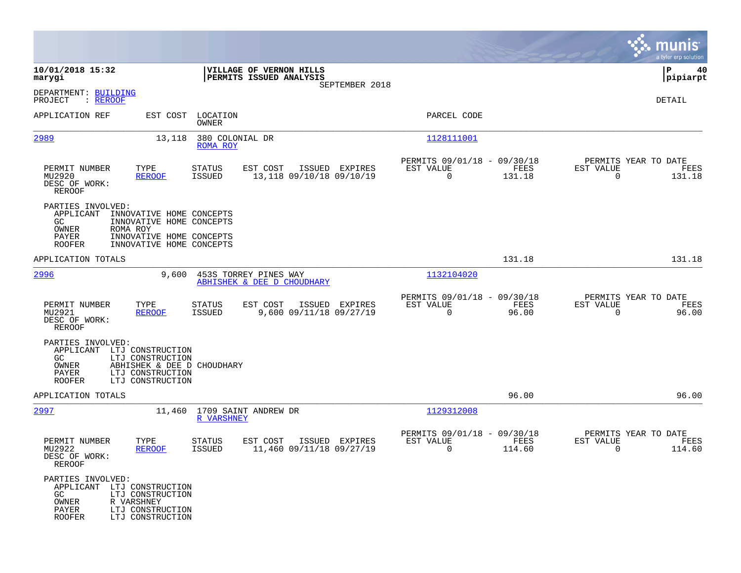**10/01/2018 15:32**
**marygi**

**VILLAGE OF VERNON HILLS**
**PERMITS ISSUED ANALYSIS**
SEPTEMBER 2018

**P 40**
**pipiarpt**

DEPARTMENT: BUILDING
PROJECT : REROOF

DETAIL

| APPLICATION REF | EST COST | LOCATION / OWNER | PARCEL CODE |
|---|---|---|---|
| 2989 | 13,118 | 380 COLONIAL DR / ROMA ROY | 1128111001 |

| PERMIT NUMBER | TYPE | STATUS | EST COST | ISSUED | EXPIRES | PERMITS 09/01/18 - 09/30/18 EST VALUE | FEES | PERMITS YEAR TO DATE EST VALUE | FEES |
|---|---|---|---|---|---|---|---|---|---|
| MU2920 | REROOF | ISSUED | 13,118 | 09/10/18 | 09/10/19 | 0 | 131.18 | 0 | 131.18 |

DESC OF WORK:
REROOF

PARTIES INVOLVED:
- APPLICANT INNOVATIVE HOME CONCEPTS
- GC INNOVATIVE HOME CONCEPTS
- OWNER ROMA ROY
- PAYER INNOVATIVE HOME CONCEPTS
- ROOFER INNOVATIVE HOME CONCEPTS

APPLICATION TOTALS 131.18 131.18

| APPLICATION REF | EST COST | LOCATION / OWNER | PARCEL CODE |
|---|---|---|---|
| 2996 | 9,600 | 453S TORREY PINES WAY / ABHISHEK & DEE D CHOUDHARY | 1132104020 |

| PERMIT NUMBER | TYPE | STATUS | EST COST | ISSUED | EXPIRES | PERMITS 09/01/18 - 09/30/18 EST VALUE | FEES | PERMITS YEAR TO DATE EST VALUE | FEES |
|---|---|---|---|---|---|---|---|---|---|
| MU2921 | REROOF | ISSUED | 9,600 | 09/11/18 | 09/27/19 | 0 | 96.00 | 0 | 96.00 |

DESC OF WORK:
REROOF

PARTIES INVOLVED:
- APPLICANT LTJ CONSTRUCTION
- GC LTJ CONSTRUCTION
- OWNER ABHISHEK & DEE D CHOUDHARY
- PAYER LTJ CONSTRUCTION
- ROOFER LTJ CONSTRUCTION

APPLICATION TOTALS 96.00 96.00

| APPLICATION REF | EST COST | LOCATION / OWNER | PARCEL CODE |
|---|---|---|---|
| 2997 | 11,460 | 1709 SAINT ANDREW DR / R VARSHNEY | 1129312008 |

| PERMIT NUMBER | TYPE | STATUS | EST COST | ISSUED | EXPIRES | PERMITS 09/01/18 - 09/30/18 EST VALUE | FEES | PERMITS YEAR TO DATE EST VALUE | FEES |
|---|---|---|---|---|---|---|---|---|---|
| MU2922 | REROOF | ISSUED | 11,460 | 09/11/18 | 09/27/19 | 0 | 114.60 | 0 | 114.60 |

DESC OF WORK:
REROOF

PARTIES INVOLVED:
- APPLICANT LTJ CONSTRUCTION
- GC LTJ CONSTRUCTION
- OWNER R VARSHNEY
- PAYER LTJ CONSTRUCTION
- ROOFER LTJ CONSTRUCTION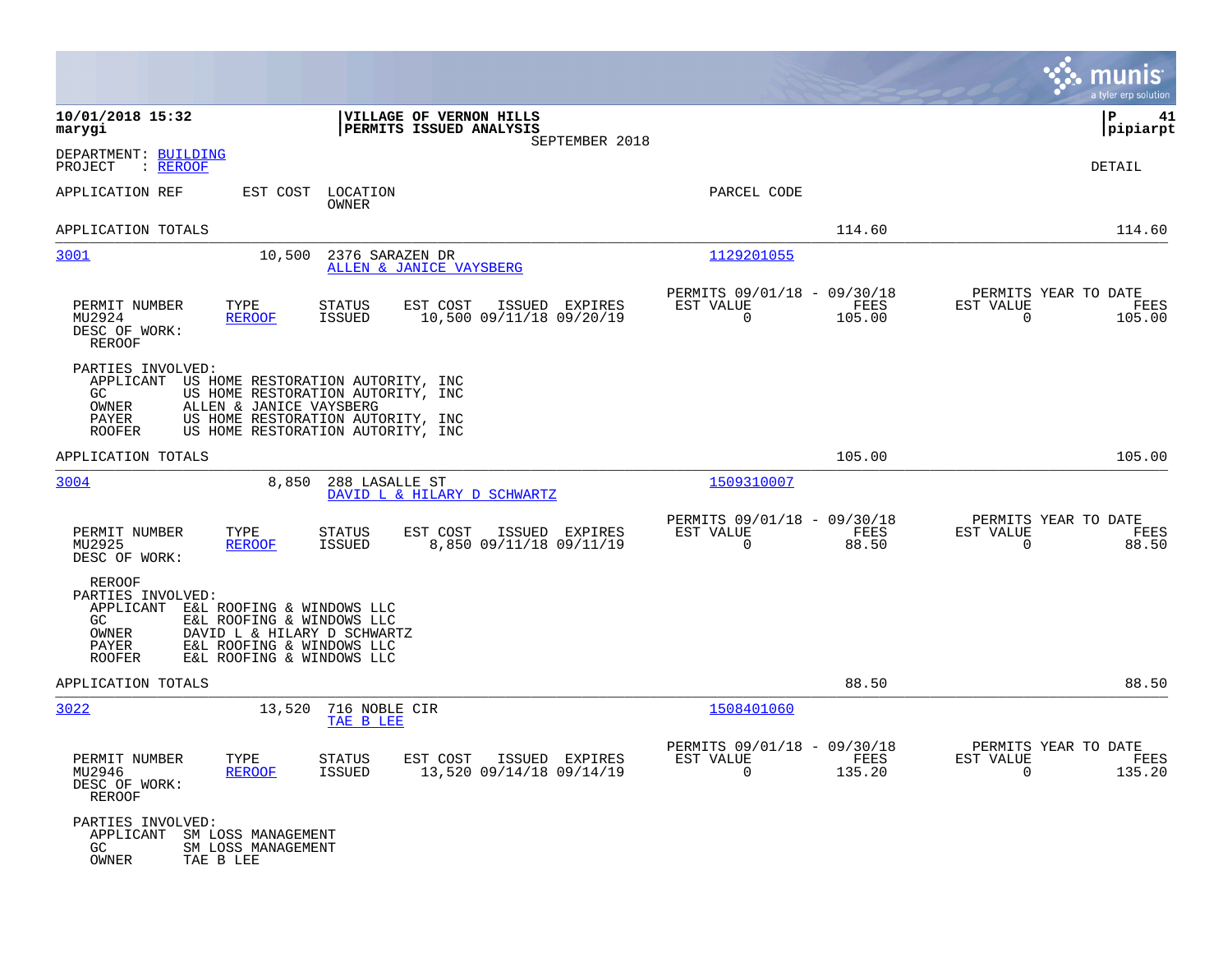**10/01/2018 15:32**
**marygi**

**VILLAGE OF VERNON HILLS**
**PERMITS ISSUED ANALYSIS**
SEPTEMBER 2018

**P 41**
**pipiarpt**

DEPARTMENT: BUILDING
PROJECT : REROOF

DETAIL

| APPLICATION REF | EST COST | LOCATION / OWNER | PARCEL CODE | | |
|---|---|---|---|---|---|
| APPLICATION TOTALS | | | | 114.60 | 114.60 |

---

**3001** — 10,500 — 2376 SARAZEN DR — ALLEN & JANICE VAYSBERG — Parcel: 1129201055

| PERMIT NUMBER | TYPE | STATUS | EST COST | ISSUED | EXPIRES | PERMITS 09/01/18 - 09/30/18 EST VALUE | FEES | PERMITS YEAR TO DATE EST VALUE | FEES |
|---|---|---|---|---|---|---|---|---|---|
| MU2924 | REROOF | ISSUED | 10,500 | 09/11/18 | 09/20/19 | 0 | 105.00 | 0 | 105.00 |

DESC OF WORK:
REROOF

PARTIES INVOLVED:
- APPLICANT US HOME RESTORATION AUTORITY, INC
- GC US HOME RESTORATION AUTORITY, INC
- OWNER ALLEN & JANICE VAYSBERG
- PAYER US HOME RESTORATION AUTORITY, INC
- ROOFER US HOME RESTORATION AUTORITY, INC

APPLICATION TOTALS 105.00 105.00

---

**3004** — 8,850 — 288 LASALLE ST — DAVID L & HILARY D SCHWARTZ — Parcel: 1509310007

| PERMIT NUMBER | TYPE | STATUS | EST COST | ISSUED | EXPIRES | PERMITS 09/01/18 - 09/30/18 EST VALUE | FEES | PERMITS YEAR TO DATE EST VALUE | FEES |
|---|---|---|---|---|---|---|---|---|---|
| MU2925 | REROOF | ISSUED | 8,850 | 09/11/18 | 09/11/19 | 0 | 88.50 | 0 | 88.50 |

DESC OF WORK:
REROOF

PARTIES INVOLVED:
- APPLICANT E&L ROOFING & WINDOWS LLC
- GC E&L ROOFING & WINDOWS LLC
- OWNER DAVID L & HILARY D SCHWARTZ
- PAYER E&L ROOFING & WINDOWS LLC
- ROOFER E&L ROOFING & WINDOWS LLC

APPLICATION TOTALS 88.50 88.50

---

**3022** — 13,520 — 716 NOBLE CIR — TAE B LEE — Parcel: 1508401060

| PERMIT NUMBER | TYPE | STATUS | EST COST | ISSUED | EXPIRES | PERMITS 09/01/18 - 09/30/18 EST VALUE | FEES | PERMITS YEAR TO DATE EST VALUE | FEES |
|---|---|---|---|---|---|---|---|---|---|
| MU2946 | REROOF | ISSUED | 13,520 | 09/14/18 | 09/14/19 | 0 | 135.20 | 0 | 135.20 |

DESC OF WORK:
REROOF

PARTIES INVOLVED:
- APPLICANT SM LOSS MANAGEMENT
- GC SM LOSS MANAGEMENT
- OWNER TAE B LEE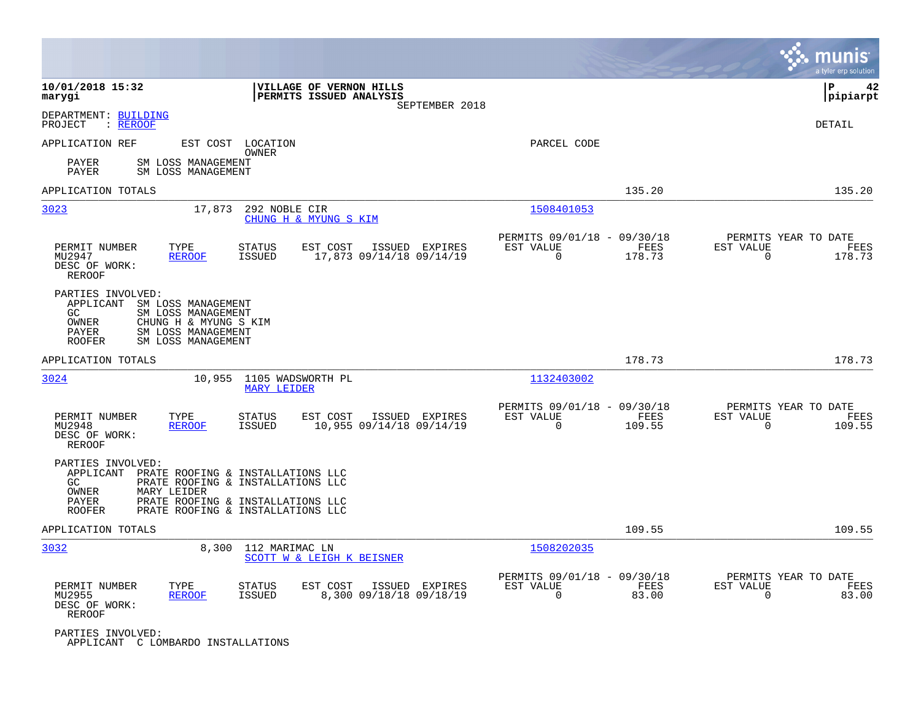10/01/2018 15:32 — VILLAGE OF VERNON HILLS — PERMITS ISSUED ANALYSIS — SEPTEMBER 2018
marygi — pipiarpt

DEPARTMENT: BUILDING
PROJECT : REROOF

DETAIL

APPLICATION REF — EST COST — LOCATION / OWNER — PARCEL CODE

PAYER SM LOSS MANAGEMENT
PAYER SM LOSS MANAGEMENT

APPLICATION TOTALS 135.20 135.20

---

**3023** — 17,873 — 292 NOBLE CIR — CHUNG H & MYUNG S KIM — 1508401053

| PERMIT NUMBER | TYPE | STATUS | EST COST | ISSUED | EXPIRES | PERMITS 09/01/18 - 09/30/18 EST VALUE | FEES | PERMITS YEAR TO DATE EST VALUE | FEES |
|---|---|---|---|---|---|---|---|---|---|
| MU2947 | REROOF | ISSUED | 17,873 | 09/14/18 | 09/14/19 | 0 | 178.73 | 0 | 178.73 |

DESC OF WORK:
REROOF

PARTIES INVOLVED:
APPLICANT SM LOSS MANAGEMENT
GC SM LOSS MANAGEMENT
OWNER CHUNG H & MYUNG S KIM
PAYER SM LOSS MANAGEMENT
ROOFER SM LOSS MANAGEMENT

APPLICATION TOTALS 178.73 178.73

---

**3024** — 10,955 — 1105 WADSWORTH PL — MARY LEIDER — 1132403002

| PERMIT NUMBER | TYPE | STATUS | EST COST | ISSUED | EXPIRES | PERMITS 09/01/18 - 09/30/18 EST VALUE | FEES | PERMITS YEAR TO DATE EST VALUE | FEES |
|---|---|---|---|---|---|---|---|---|---|
| MU2948 | REROOF | ISSUED | 10,955 | 09/14/18 | 09/14/19 | 0 | 109.55 | 0 | 109.55 |

DESC OF WORK:
REROOF

PARTIES INVOLVED:
APPLICANT PRATE ROOFING & INSTALLATIONS LLC
GC PRATE ROOFING & INSTALLATIONS LLC
OWNER MARY LEIDER
PAYER PRATE ROOFING & INSTALLATIONS LLC
ROOFER PRATE ROOFING & INSTALLATIONS LLC

APPLICATION TOTALS 109.55 109.55

---

**3032** — 8,300 — 112 MARIMAC LN — SCOTT W & LEIGH K BEISNER — 1508202035

| PERMIT NUMBER | TYPE | STATUS | EST COST | ISSUED | EXPIRES | PERMITS 09/01/18 - 09/30/18 EST VALUE | FEES | PERMITS YEAR TO DATE EST VALUE | FEES |
|---|---|---|---|---|---|---|---|---|---|
| MU2955 | REROOF | ISSUED | 8,300 | 09/18/18 | 09/18/19 | 0 | 83.00 | 0 | 83.00 |

DESC OF WORK:
REROOF

PARTIES INVOLVED:
APPLICANT C LOMBARDO INSTALLATIONS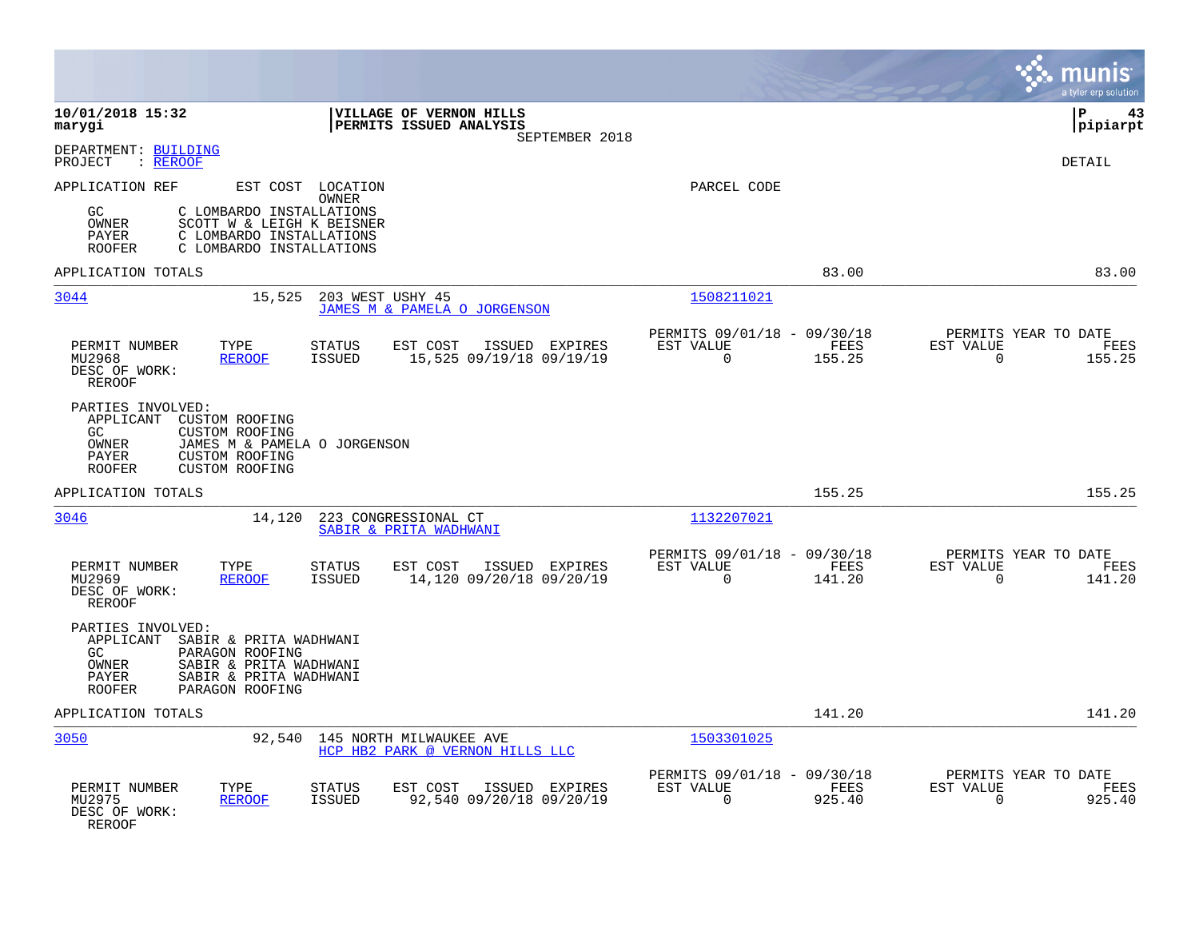**10/01/2018 15:32** | **VILLAGE OF VERNON HILLS** | **P 43**
**marygi** | **PERMITS ISSUED ANALYSIS** | **pipiarpt**
SEPTEMBER 2018

DEPARTMENT: BUILDING
PROJECT : REROOF

DETAIL

APPLICATION REF EST COST LOCATION PARCEL CODE
OWNER

| | |
|---|---|
| GC | C LOMBARDO INSTALLATIONS |
| OWNER | SCOTT W & LEIGH K BEISNER |
| PAYER | C LOMBARDO INSTALLATIONS |
| ROOFER | C LOMBARDO INSTALLATIONS |

APPLICATION TOTALS 83.00 83.00

---

**3044** 15,525 203 WEST USHY 45 — JAMES M & PAMELA O JORGENSON — Parcel 1508211021

| PERMIT NUMBER | TYPE | STATUS | EST COST | ISSUED | EXPIRES | PERMITS 09/01/18 - 09/30/18 EST VALUE | FEES | PERMITS YEAR TO DATE EST VALUE | FEES |
|---|---|---|---|---|---|---|---|---|---|
| MU2968 | REROOF | ISSUED | 15,525 | 09/19/18 | 09/19/19 | 0 | 155.25 | 0 | 155.25 |

DESC OF WORK:
REROOF

PARTIES INVOLVED:

| | |
|---|---|
| APPLICANT | CUSTOM ROOFING |
| GC | CUSTOM ROOFING |
| OWNER | JAMES M & PAMELA O JORGENSON |
| PAYER | CUSTOM ROOFING |
| ROOFER | CUSTOM ROOFING |

APPLICATION TOTALS 155.25 155.25

---

**3046** 14,120 223 CONGRESSIONAL CT — SABIR & PRITA WADHWANI — Parcel 1132207021

| PERMIT NUMBER | TYPE | STATUS | EST COST | ISSUED | EXPIRES | PERMITS 09/01/18 - 09/30/18 EST VALUE | FEES | PERMITS YEAR TO DATE EST VALUE | FEES |
|---|---|---|---|---|---|---|---|---|---|
| MU2969 | REROOF | ISSUED | 14,120 | 09/20/18 | 09/20/19 | 0 | 141.20 | 0 | 141.20 |

DESC OF WORK:
REROOF

PARTIES INVOLVED:

| | |
|---|---|
| APPLICANT | SABIR & PRITA WADHWANI |
| GC | PARAGON ROOFING |
| OWNER | SABIR & PRITA WADHWANI |
| PAYER | SABIR & PRITA WADHWANI |
| ROOFER | PARAGON ROOFING |

APPLICATION TOTALS 141.20 141.20

---

**3050** 92,540 145 NORTH MILWAUKEE AVE — HCP HB2 PARK @ VERNON HILLS LLC — Parcel 1503301025

| PERMIT NUMBER | TYPE | STATUS | EST COST | ISSUED | EXPIRES | PERMITS 09/01/18 - 09/30/18 EST VALUE | FEES | PERMITS YEAR TO DATE EST VALUE | FEES |
|---|---|---|---|---|---|---|---|---|---|
| MU2975 | REROOF | ISSUED | 92,540 | 09/20/18 | 09/20/19 | 0 | 925.40 | 0 | 925.40 |

DESC OF WORK:
REROOF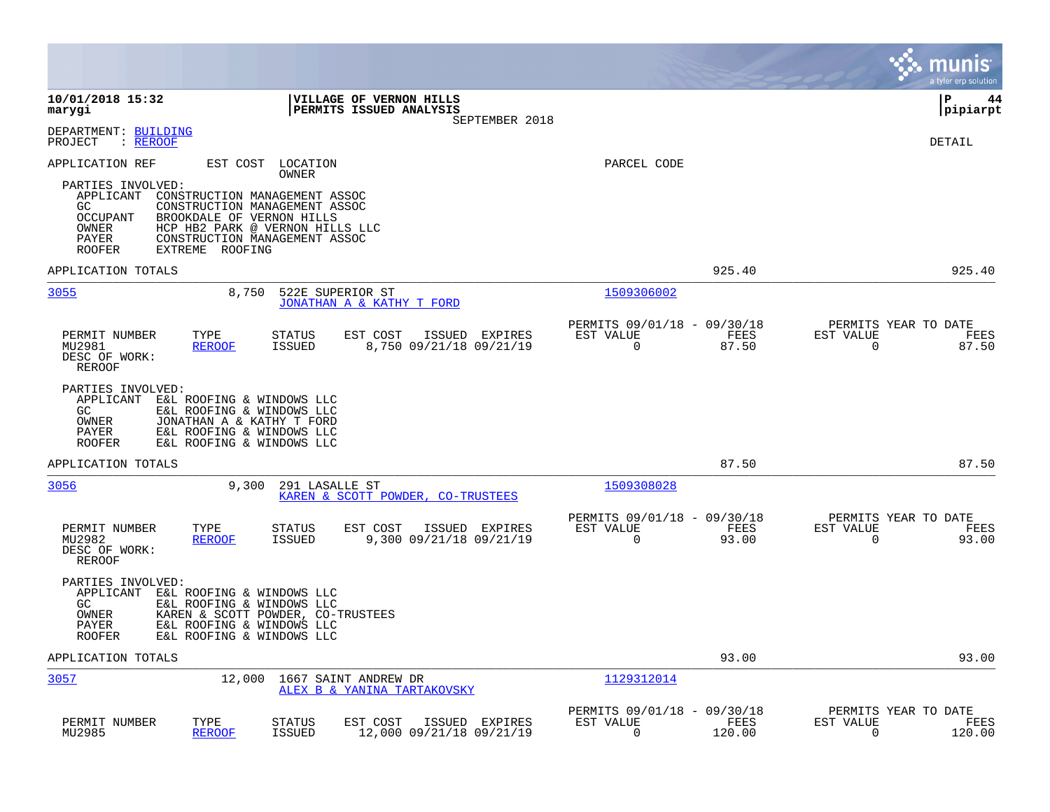**10/01/2018 15:32** | **VILLAGE OF VERNON HILLS** | **P 44**
**marygi** | **PERMITS ISSUED ANALYSIS** | **pipiarpt**

SEPTEMBER 2018

DEPARTMENT: BUILDING
PROJECT : REROOF

DETAIL

| APPLICATION REF | EST COST | LOCATION / OWNER | PARCEL CODE |
|---|---|---|---|

PARTIES INVOLVED:

| | |
|---|---|
| APPLICANT | CONSTRUCTION MANAGEMENT ASSOC |
| GC | CONSTRUCTION MANAGEMENT ASSOC |
| OCCUPANT | BROOKDALE OF VERNON HILLS |
| OWNER | HCP HB2 PARK @ VERNON HILLS LLC |
| PAYER | CONSTRUCTION MANAGEMENT ASSOC |
| ROOFER | EXTREME ROOFING |

APPLICATION TOTALS: 925.40 | 925.40

---

**3055** — 8,750 — 522E SUPERIOR ST — JONATHAN A & KATHY T FORD — Parcel 1509306002

| PERMIT NUMBER | TYPE | STATUS | EST COST | ISSUED | EXPIRES | PERMITS 09/01/18 - 09/30/18 EST VALUE | FEES | PERMITS YEAR TO DATE EST VALUE | FEES |
|---|---|---|---|---|---|---|---|---|---|
| MU2981 | REROOF | ISSUED | 8,750 | 09/21/18 | 09/21/19 | 0 | 87.50 | 0 | 87.50 |

DESC OF WORK:
REROOF

PARTIES INVOLVED:

| | |
|---|---|
| APPLICANT | E&L ROOFING & WINDOWS LLC |
| GC | E&L ROOFING & WINDOWS LLC |
| OWNER | JONATHAN A & KATHY T FORD |
| PAYER | E&L ROOFING & WINDOWS LLC |
| ROOFER | E&L ROOFING & WINDOWS LLC |

APPLICATION TOTALS: 87.50 | 87.50

---

**3056** — 9,300 — 291 LASALLE ST — KAREN & SCOTT POWDER, CO-TRUSTEES — Parcel 1509308028

| PERMIT NUMBER | TYPE | STATUS | EST COST | ISSUED | EXPIRES | PERMITS 09/01/18 - 09/30/18 EST VALUE | FEES | PERMITS YEAR TO DATE EST VALUE | FEES |
|---|---|---|---|---|---|---|---|---|---|
| MU2982 | REROOF | ISSUED | 9,300 | 09/21/18 | 09/21/19 | 0 | 93.00 | 0 | 93.00 |

DESC OF WORK:
REROOF

PARTIES INVOLVED:

| | |
|---|---|
| APPLICANT | E&L ROOFING & WINDOWS LLC |
| GC | E&L ROOFING & WINDOWS LLC |
| OWNER | KAREN & SCOTT POWDER, CO-TRUSTEES |
| PAYER | E&L ROOFING & WINDOWS LLC |
| ROOFER | E&L ROOFING & WINDOWS LLC |

APPLICATION TOTALS: 93.00 | 93.00

---

**3057** — 12,000 — 1667 SAINT ANDREW DR — ALEX B & YANINA TARTAKOVSKY — Parcel 1129312014

| PERMIT NUMBER | TYPE | STATUS | EST COST | ISSUED | EXPIRES | PERMITS 09/01/18 - 09/30/18 EST VALUE | FEES | PERMITS YEAR TO DATE EST VALUE | FEES |
|---|---|---|---|---|---|---|---|---|---|
| MU2985 | REROOF | ISSUED | 12,000 | 09/21/18 | 09/21/19 | 0 | 120.00 | 0 | 120.00 |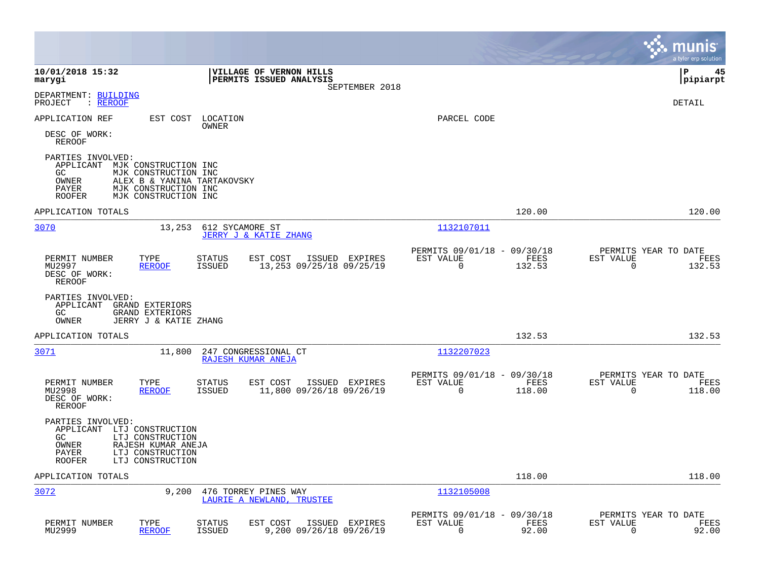**10/01/2018 15:32**
**marygi**

**VILLAGE OF VERNON HILLS**
**PERMITS ISSUED ANALYSIS**
SEPTEMBER 2018

**P 45**
**pipiarpt**

DEPARTMENT: BUILDING
PROJECT : REROOF

DETAIL

APPLICATION REF | EST COST | LOCATION / OWNER | PARCEL CODE

DESC OF WORK:
REROOF

PARTIES INVOLVED:
APPLICANT MJK CONSTRUCTION INC
GC MJK CONSTRUCTION INC
OWNER ALEX B & YANINA TARTAKOVSKY
PAYER MJK CONSTRUCTION INC
ROOFER MJK CONSTRUCTION INC

APPLICATION TOTALS 120.00 120.00

---

**3070** 13,253 612 SYCAMORE ST
JERRY J & KATIE ZHANG
Parcel: 1132107011

| PERMIT NUMBER | TYPE | STATUS | EST COST | ISSUED | EXPIRES | PERMITS 09/01/18 - 09/30/18 EST VALUE | FEES | PERMITS YEAR TO DATE EST VALUE | FEES |
|---|---|---|---|---|---|---|---|---|---|
| MU2997 | REROOF | ISSUED | 13,253 | 09/25/18 | 09/25/19 | 0 | 132.53 | 0 | 132.53 |

DESC OF WORK:
REROOF

PARTIES INVOLVED:
APPLICANT GRAND EXTERIORS
GC GRAND EXTERIORS
OWNER JERRY J & KATIE ZHANG

APPLICATION TOTALS 132.53 132.53

---

**3071** 11,800 247 CONGRESSIONAL CT
RAJESH KUMAR ANEJA
Parcel: 1132207023

| PERMIT NUMBER | TYPE | STATUS | EST COST | ISSUED | EXPIRES | PERMITS 09/01/18 - 09/30/18 EST VALUE | FEES | PERMITS YEAR TO DATE EST VALUE | FEES |
|---|---|---|---|---|---|---|---|---|---|
| MU2998 | REROOF | ISSUED | 11,800 | 09/26/18 | 09/26/19 | 0 | 118.00 | 0 | 118.00 |

DESC OF WORK:
REROOF

PARTIES INVOLVED:
APPLICANT LTJ CONSTRUCTION
GC LTJ CONSTRUCTION
OWNER RAJESH KUMAR ANEJA
PAYER LTJ CONSTRUCTION
ROOFER LTJ CONSTRUCTION

APPLICATION TOTALS 118.00 118.00

---

**3072** 9,200 476 TORREY PINES WAY
LAURIE A NEWLAND, TRUSTEE
Parcel: 1132105008

| PERMIT NUMBER | TYPE | STATUS | EST COST | ISSUED | EXPIRES | PERMITS 09/01/18 - 09/30/18 EST VALUE | FEES | PERMITS YEAR TO DATE EST VALUE | FEES |
|---|---|---|---|---|---|---|---|---|---|
| MU2999 | REROOF | ISSUED | 9,200 | 09/26/18 | 09/26/19 | 0 | 92.00 | 0 | 92.00 |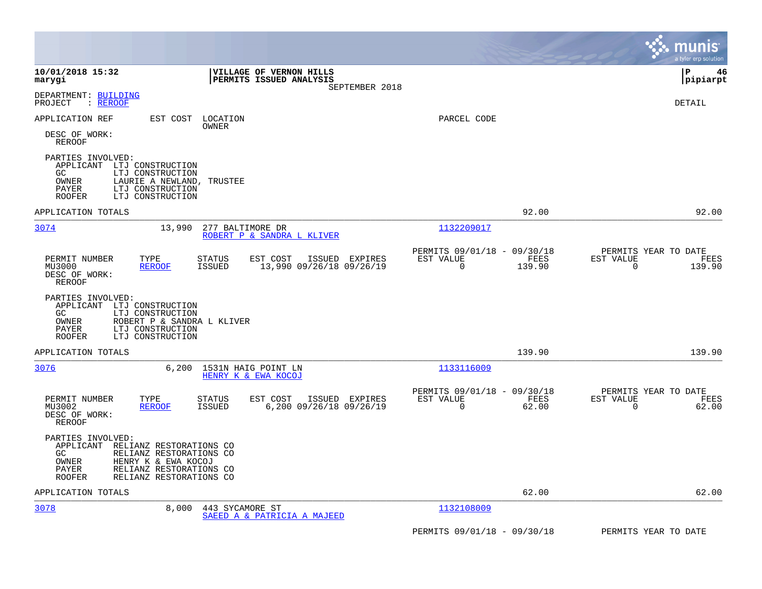**10/01/2018 15:32**
**marygi**

**VILLAGE OF VERNON HILLS**
**PERMITS ISSUED ANALYSIS**
SEPTEMBER 2018

**P 46**
**pipiarpt**

DEPARTMENT: BUILDING
PROJECT : REROOF

DETAIL

APPLICATION REF | EST COST | LOCATION / OWNER | PARCEL CODE

DESC OF WORK:
REROOF

PARTIES INVOLVED:
APPLICANT LTJ CONSTRUCTION
GC LTJ CONSTRUCTION
OWNER LAURIE A NEWLAND, TRUSTEE
PAYER LTJ CONSTRUCTION
ROOFER LTJ CONSTRUCTION

APPLICATION TOTALS 92.00 92.00

---

**3074** 13,990 277 BALTIMORE DR
ROBERT P & SANDRA L KLIVER
PARCEL CODE: 1132209017

| PERMIT NUMBER | TYPE | STATUS | EST COST | ISSUED | EXPIRES | PERMITS 09/01/18 - 09/30/18 EST VALUE | FEES | PERMITS YEAR TO DATE EST VALUE | FEES |
|---|---|---|---|---|---|---|---|---|---|
| MU3000 | REROOF | ISSUED | 13,990 | 09/26/18 | 09/26/19 | 0 | 139.90 | 0 | 139.90 |

DESC OF WORK:
REROOF

PARTIES INVOLVED:
APPLICANT LTJ CONSTRUCTION
GC LTJ CONSTRUCTION
OWNER ROBERT P & SANDRA L KLIVER
PAYER LTJ CONSTRUCTION
ROOFER LTJ CONSTRUCTION

APPLICATION TOTALS 139.90 139.90

---

**3076** 6,200 1531N HAIG POINT LN
HENRY K & EWA KOCOJ
PARCEL CODE: 1133116009

| PERMIT NUMBER | TYPE | STATUS | EST COST | ISSUED | EXPIRES | PERMITS 09/01/18 - 09/30/18 EST VALUE | FEES | PERMITS YEAR TO DATE EST VALUE | FEES |
|---|---|---|---|---|---|---|---|---|---|
| MU3002 | REROOF | ISSUED | 6,200 | 09/26/18 | 09/26/19 | 0 | 62.00 | 0 | 62.00 |

DESC OF WORK:
REROOF

PARTIES INVOLVED:
APPLICANT RELIANZ RESTORATIONS CO
GC RELIANZ RESTORATIONS CO
OWNER HENRY K & EWA KOCOJ
PAYER RELIANZ RESTORATIONS CO
ROOFER RELIANZ RESTORATIONS CO

APPLICATION TOTALS 62.00 62.00

---

**3078** 8,000 443 SYCAMORE ST
SAEED A & PATRICIA A MAJEED
PARCEL CODE: 1132108009

PERMITS 09/01/18 - 09/30/18 PERMITS YEAR TO DATE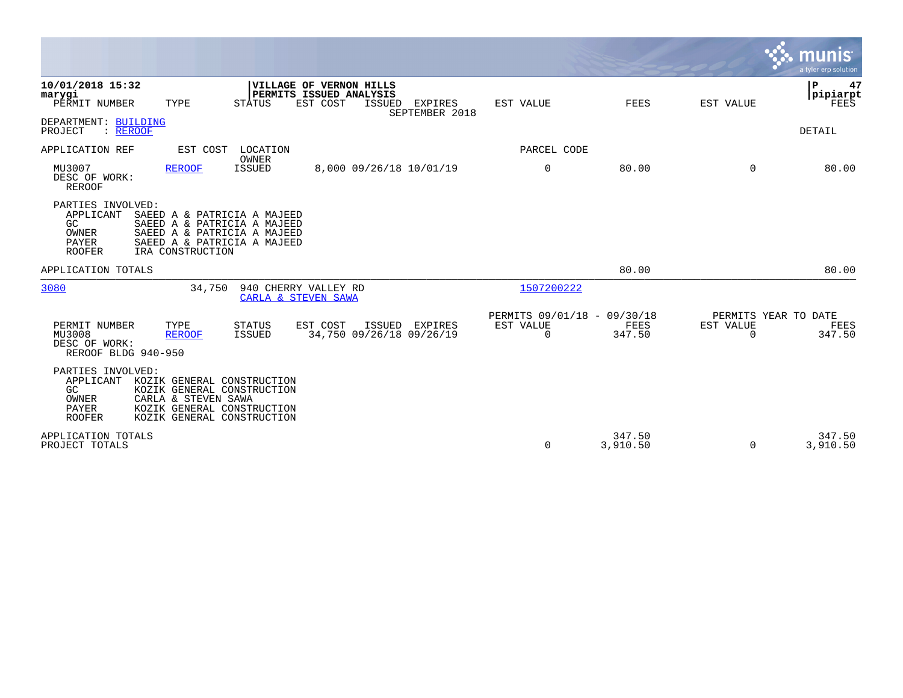**10/01/2018 15:32**
**marygi**

**VILLAGE OF VERNON HILLS**
**PERMITS ISSUED ANALYSIS**

SEPTEMBER 2018

pipiarpt

DEPARTMENT: BUILDING
PROJECT : REROOF

DETAIL

| PERMIT NUMBER | TYPE | STATUS | EST COST | ISSUED | EXPIRES | EST VALUE | FEES | EST VALUE | FEES |
|---|---|---|---|---|---|---|---|---|---|
| MU3007 | REROOF | ISSUED | 8,000 | 09/26/18 | 10/01/19 | 0 | 80.00 | 0 | 80.00 |

DESC OF WORK:
REROOF

PARTIES INVOLVED:

- APPLICANT SAEED A & PATRICIA A MAJEED
- GC SAEED A & PATRICIA A MAJEED
- OWNER SAEED A & PATRICIA A MAJEED
- PAYER SAEED A & PATRICIA A MAJEED
- ROOFER IRA CONSTRUCTION

APPLICATION TOTALS 80.00 80.00

| APPLICATION REF | EST COST | LOCATION / OWNER | PARCEL CODE |
|---|---|---|---|
| 3080 | 34,750 | 940 CHERRY VALLEY RD / CARLA & STEVEN SAWA | 1507200222 |

| PERMIT NUMBER | TYPE | STATUS | EST COST | ISSUED | EXPIRES | PERMITS 09/01/18 - 09/30/18 EST VALUE | FEES | PERMITS YEAR TO DATE EST VALUE | FEES |
|---|---|---|---|---|---|---|---|---|---|
| MU3008 | REROOF | ISSUED | 34,750 | 09/26/18 | 09/26/19 | 0 | 347.50 | 0 | 347.50 |

DESC OF WORK:
REROOF BLDG 940-950

PARTIES INVOLVED:

- APPLICANT KOZIK GENERAL CONSTRUCTION
- GC KOZIK GENERAL CONSTRUCTION
- OWNER CARLA & STEVEN SAWA
- PAYER KOZIK GENERAL CONSTRUCTION
- ROOFER KOZIK GENERAL CONSTRUCTION

| | EST VALUE | FEES | EST VALUE | FEES |
|---|---|---|---|---|
| APPLICATION TOTALS | | 347.50 | | 347.50 |
| PROJECT TOTALS | 0 | 3,910.50 | 0 | 3,910.50 |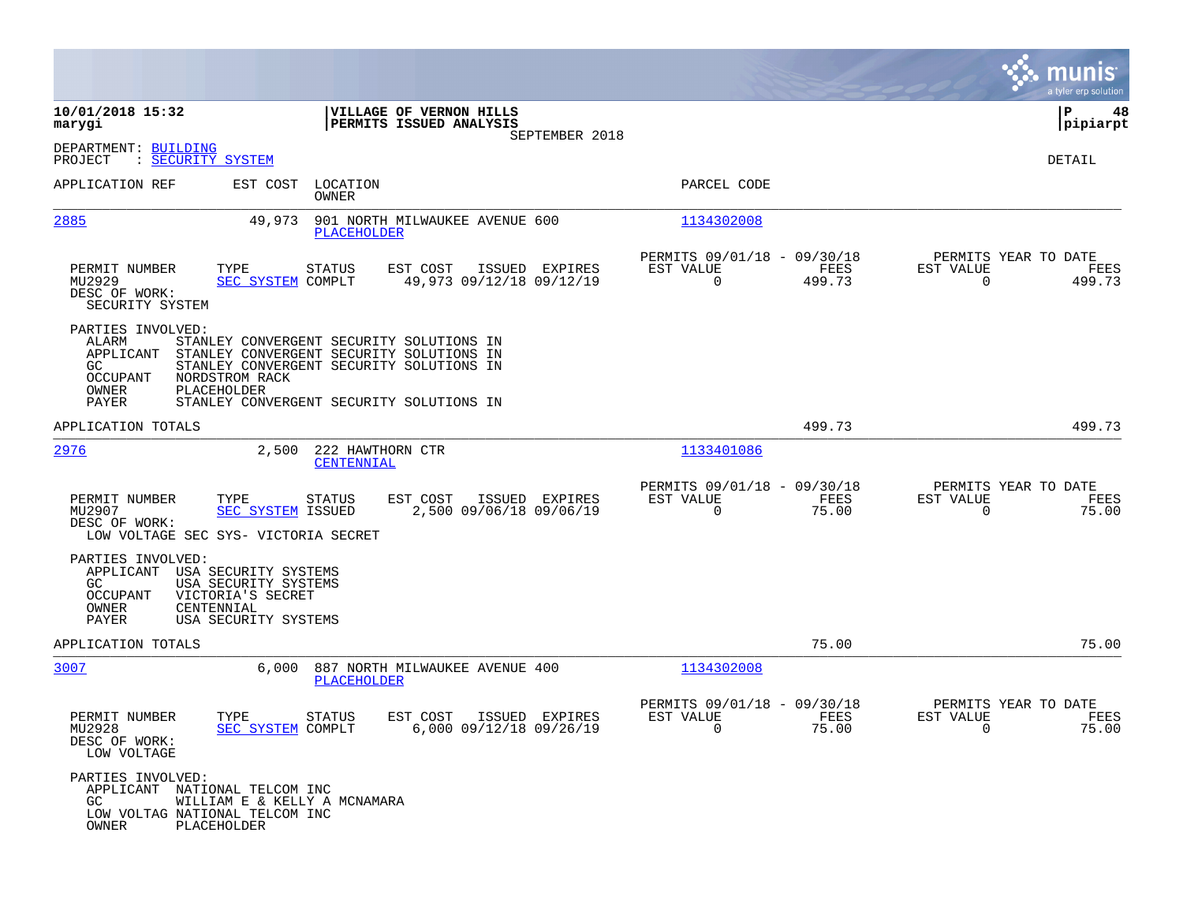**10/01/2018 15:32**
**marygi**

**VILLAGE OF VERNON HILLS**
**PERMITS ISSUED ANALYSIS**
SEPTEMBER 2018

**P 48**
**pipiarpt**

DEPARTMENT: BUILDING
PROJECT : SECURITY SYSTEM

DETAIL

| APPLICATION REF | EST COST | LOCATION / OWNER | PARCEL CODE |
|---|---|---|---|
| 2885 | 49,973 | 901 NORTH MILWAUKEE AVENUE 600 / PLACEHOLDER | 1134302008 |

| PERMIT NUMBER | TYPE | STATUS | EST COST | ISSUED | EXPIRES | PERMITS 09/01/18 - 09/30/18 EST VALUE | FEES | PERMITS YEAR TO DATE EST VALUE | FEES |
|---|---|---|---|---|---|---|---|---|---|
| MU2929 | SEC SYSTEM | COMPLT | 49,973 | 09/12/18 | 09/12/19 | 0 | 499.73 | 0 | 499.73 |

DESC OF WORK:
SECURITY SYSTEM

PARTIES INVOLVED:

- ALARM STANLEY CONVERGENT SECURITY SOLUTIONS IN
- APPLICANT STANLEY CONVERGENT SECURITY SOLUTIONS IN
- GC STANLEY CONVERGENT SECURITY SOLUTIONS IN
- OCCUPANT NORDSTROM RACK
- OWNER PLACEHOLDER
- PAYER STANLEY CONVERGENT SECURITY SOLUTIONS IN

APPLICATION TOTALS 499.73 499.73

| APPLICATION REF | EST COST | LOCATION / OWNER | PARCEL CODE |
|---|---|---|---|
| 2976 | 2,500 | 222 HAWTHORN CTR / CENTENNIAL | 1133401086 |

| PERMIT NUMBER | TYPE | STATUS | EST COST | ISSUED | EXPIRES | PERMITS 09/01/18 - 09/30/18 EST VALUE | FEES | PERMITS YEAR TO DATE EST VALUE | FEES |
|---|---|---|---|---|---|---|---|---|---|
| MU2907 | SEC SYSTEM | ISSUED | 2,500 | 09/06/18 | 09/06/19 | 0 | 75.00 | 0 | 75.00 |

DESC OF WORK:
LOW VOLTAGE SEC SYS- VICTORIA SECRET

PARTIES INVOLVED:

- APPLICANT USA SECURITY SYSTEMS
- GC USA SECURITY SYSTEMS
- OCCUPANT VICTORIA'S SECRET
- OWNER CENTENNIAL
- PAYER USA SECURITY SYSTEMS

APPLICATION TOTALS 75.00 75.00

| APPLICATION REF | EST COST | LOCATION / OWNER | PARCEL CODE |
|---|---|---|---|
| 3007 | 6,000 | 887 NORTH MILWAUKEE AVENUE 400 / PLACEHOLDER | 1134302008 |

| PERMIT NUMBER | TYPE | STATUS | EST COST | ISSUED | EXPIRES | PERMITS 09/01/18 - 09/30/18 EST VALUE | FEES | PERMITS YEAR TO DATE EST VALUE | FEES |
|---|---|---|---|---|---|---|---|---|---|
| MU2928 | SEC SYSTEM | COMPLT | 6,000 | 09/12/18 | 09/26/19 | 0 | 75.00 | 0 | 75.00 |

DESC OF WORK:
LOW VOLTAGE

PARTIES INVOLVED:

- APPLICANT NATIONAL TELCOM INC
- GC WILLIAM E & KELLY A MCNAMARA
- LOW VOLTAG NATIONAL TELCOM INC
- OWNER PLACEHOLDER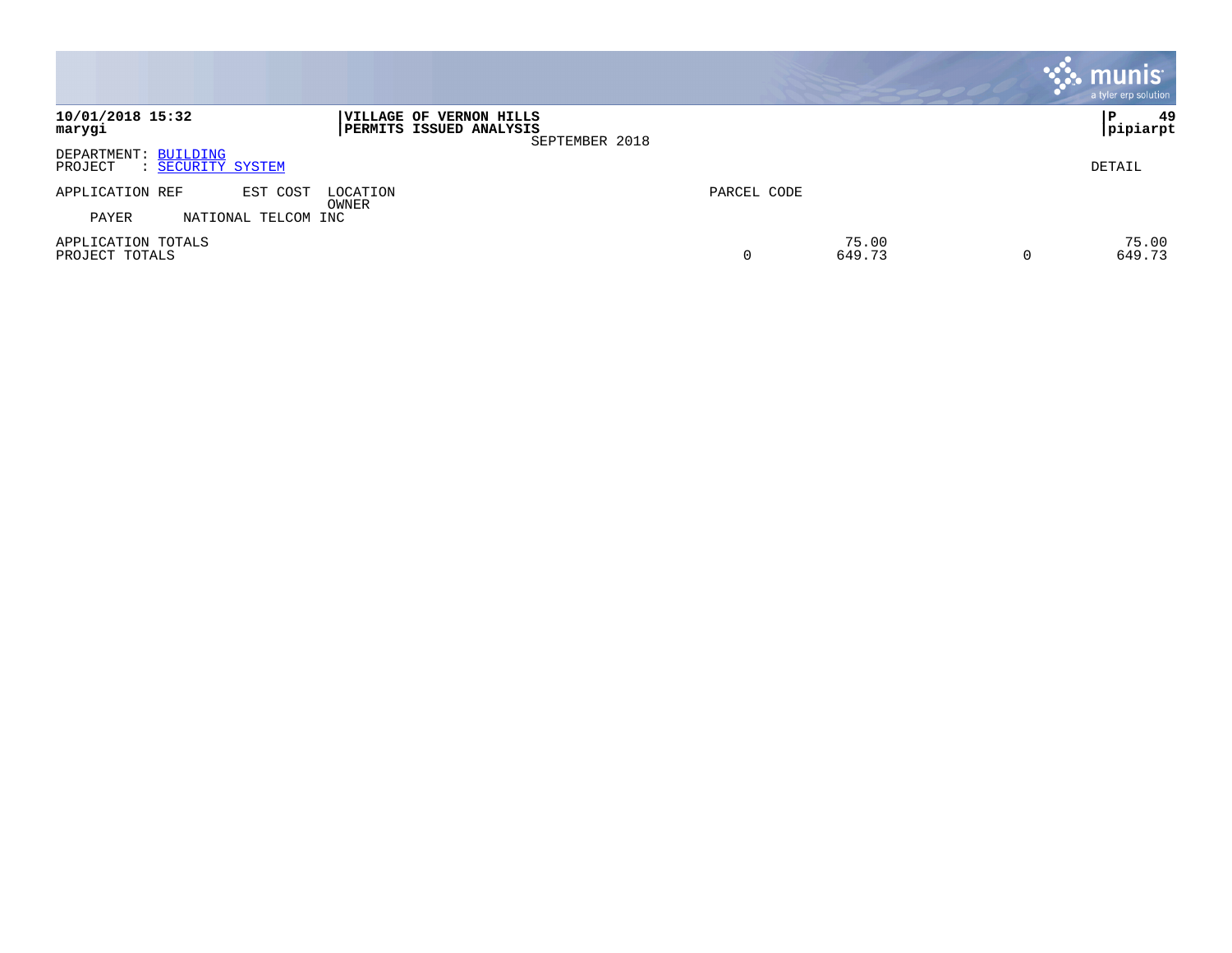**10/01/2018 15:32**
**marygi**

**VILLAGE OF VERNON HILLS**
**PERMITS ISSUED ANALYSIS**
SEPTEMBER 2018

**P 49**
**pipiarpt**

DEPARTMENT: BUILDING
PROJECT : SECURITY SYSTEM

DETAIL

| APPLICATION REF | EST COST | LOCATION / OWNER | PARCEL CODE | | | |
|---|---|---|---|---|---|---|
| PAYER | NATIONAL TELCOM INC | | | | | |
| APPLICATION TOTALS | | | | 75.00 | | 75.00 |
| PROJECT TOTALS | | | 0 | 649.73 | 0 | 649.73 |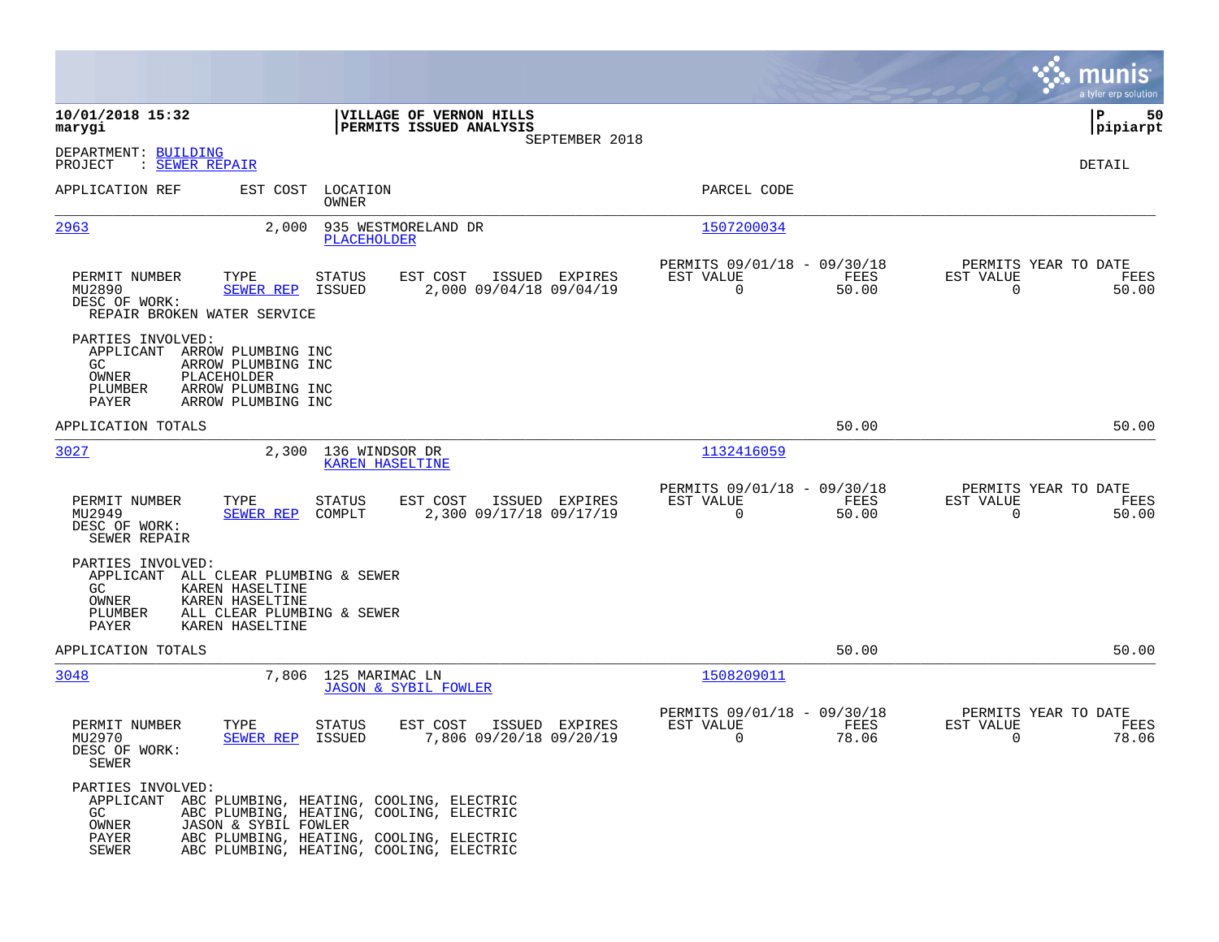**10/01/2018 15:32**
**marygi**

**VILLAGE OF VERNON HILLS**
**PERMITS ISSUED ANALYSIS**
SEPTEMBER 2018

**P 50**
**pipiarpt**

DEPARTMENT: BUILDING
PROJECT : SEWER REPAIR

DETAIL

| APPLICATION REF | EST COST | LOCATION / OWNER | PARCEL CODE |
|---|---|---|---|
| 2963 | 2,000 | 935 WESTMORELAND DR / PLACEHOLDER | 1507200034 |

| PERMIT NUMBER | TYPE | STATUS | EST COST | ISSUED | EXPIRES | PERMITS 09/01/18 - 09/30/18 EST VALUE | FEES | PERMITS YEAR TO DATE EST VALUE | FEES |
|---|---|---|---|---|---|---|---|---|---|
| MU2890 | SEWER REP | ISSUED | 2,000 | 09/04/18 | 09/04/19 | 0 | 50.00 | 0 | 50.00 |

DESC OF WORK:
REPAIR BROKEN WATER SERVICE

PARTIES INVOLVED:
- APPLICANT ARROW PLUMBING INC
- GC ARROW PLUMBING INC
- OWNER PLACEHOLDER
- PLUMBER ARROW PLUMBING INC
- PAYER ARROW PLUMBING INC

APPLICATION TOTALS 50.00 50.00

| APPLICATION REF | EST COST | LOCATION / OWNER | PARCEL CODE |
|---|---|---|---|
| 3027 | 2,300 | 136 WINDSOR DR / KAREN HASELTINE | 1132416059 |

| PERMIT NUMBER | TYPE | STATUS | EST COST | ISSUED | EXPIRES | PERMITS 09/01/18 - 09/30/18 EST VALUE | FEES | PERMITS YEAR TO DATE EST VALUE | FEES |
|---|---|---|---|---|---|---|---|---|---|
| MU2949 | SEWER REP | COMPLT | 2,300 | 09/17/18 | 09/17/19 | 0 | 50.00 | 0 | 50.00 |

DESC OF WORK:
SEWER REPAIR

PARTIES INVOLVED:
- APPLICANT ALL CLEAR PLUMBING & SEWER
- GC KAREN HASELTINE
- OWNER KAREN HASELTINE
- PLUMBER ALL CLEAR PLUMBING & SEWER
- PAYER KAREN HASELTINE

APPLICATION TOTALS 50.00 50.00

| APPLICATION REF | EST COST | LOCATION / OWNER | PARCEL CODE |
|---|---|---|---|
| 3048 | 7,806 | 125 MARIMAC LN / JASON & SYBIL FOWLER | 1508209011 |

| PERMIT NUMBER | TYPE | STATUS | EST COST | ISSUED | EXPIRES | PERMITS 09/01/18 - 09/30/18 EST VALUE | FEES | PERMITS YEAR TO DATE EST VALUE | FEES |
|---|---|---|---|---|---|---|---|---|---|
| MU2970 | SEWER REP | ISSUED | 7,806 | 09/20/18 | 09/20/19 | 0 | 78.06 | 0 | 78.06 |

DESC OF WORK:
SEWER

PARTIES INVOLVED:
- APPLICANT ABC PLUMBING, HEATING, COOLING, ELECTRIC
- GC ABC PLUMBING, HEATING, COOLING, ELECTRIC
- OWNER JASON & SYBIL FOWLER
- PAYER ABC PLUMBING, HEATING, COOLING, ELECTRIC
- SEWER ABC PLUMBING, HEATING, COOLING, ELECTRIC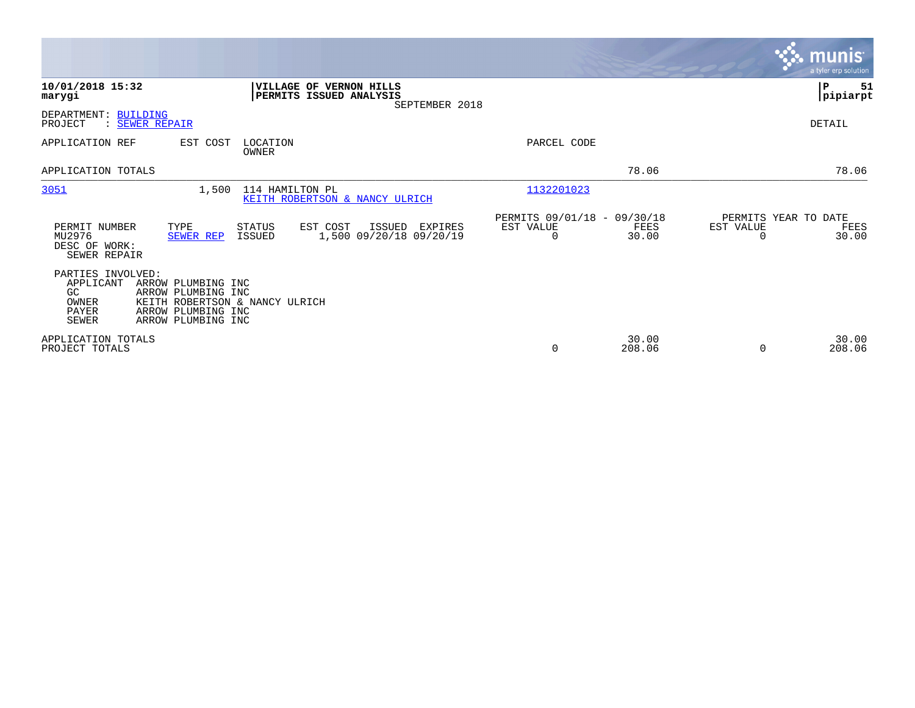**10/01/2018 15:32**
**marygi**

**VILLAGE OF VERNON HILLS**
**PERMITS ISSUED ANALYSIS**
SEPTEMBER 2018

**P 51**
**pipiarpt**

DEPARTMENT: BUILDING
PROJECT : SEWER REPAIR

DETAIL

| APPLICATION REF | EST COST | LOCATION / OWNER | PARCEL CODE | | | | |
|---|---|---|---|---|---|---|---|
| APPLICATION TOTALS | | | | | 78.06 | | 78.06 |
| 3051 | 1,500 | 114 HAMILTON PL / KEITH ROBERTSON & NANCY ULRICH | 1132201023 | | | | |

| PERMIT NUMBER | TYPE | STATUS | EST COST | ISSUED | EXPIRES | PERMITS 09/01/18 - 09/30/18 EST VALUE | FEES | PERMITS YEAR TO DATE EST VALUE | FEES |
|---|---|---|---|---|---|---|---|---|---|
| MU2976 | SEWER REP | ISSUED | 1,500 | 09/20/18 | 09/20/19 | 0 | 30.00 | 0 | 30.00 |

DESC OF WORK:
SEWER REPAIR

PARTIES INVOLVED:

| | |
|---|---|
| APPLICANT | ARROW PLUMBING INC |
| GC | ARROW PLUMBING INC |
| OWNER | KEITH ROBERTSON & NANCY ULRICH |
| PAYER | ARROW PLUMBING INC |
| SEWER | ARROW PLUMBING INC |

| | EST VALUE | FEES | EST VALUE | FEES |
|---|---|---|---|---|
| APPLICATION TOTALS | | 30.00 | | 30.00 |
| PROJECT TOTALS | 0 | 208.06 | 0 | 208.06 |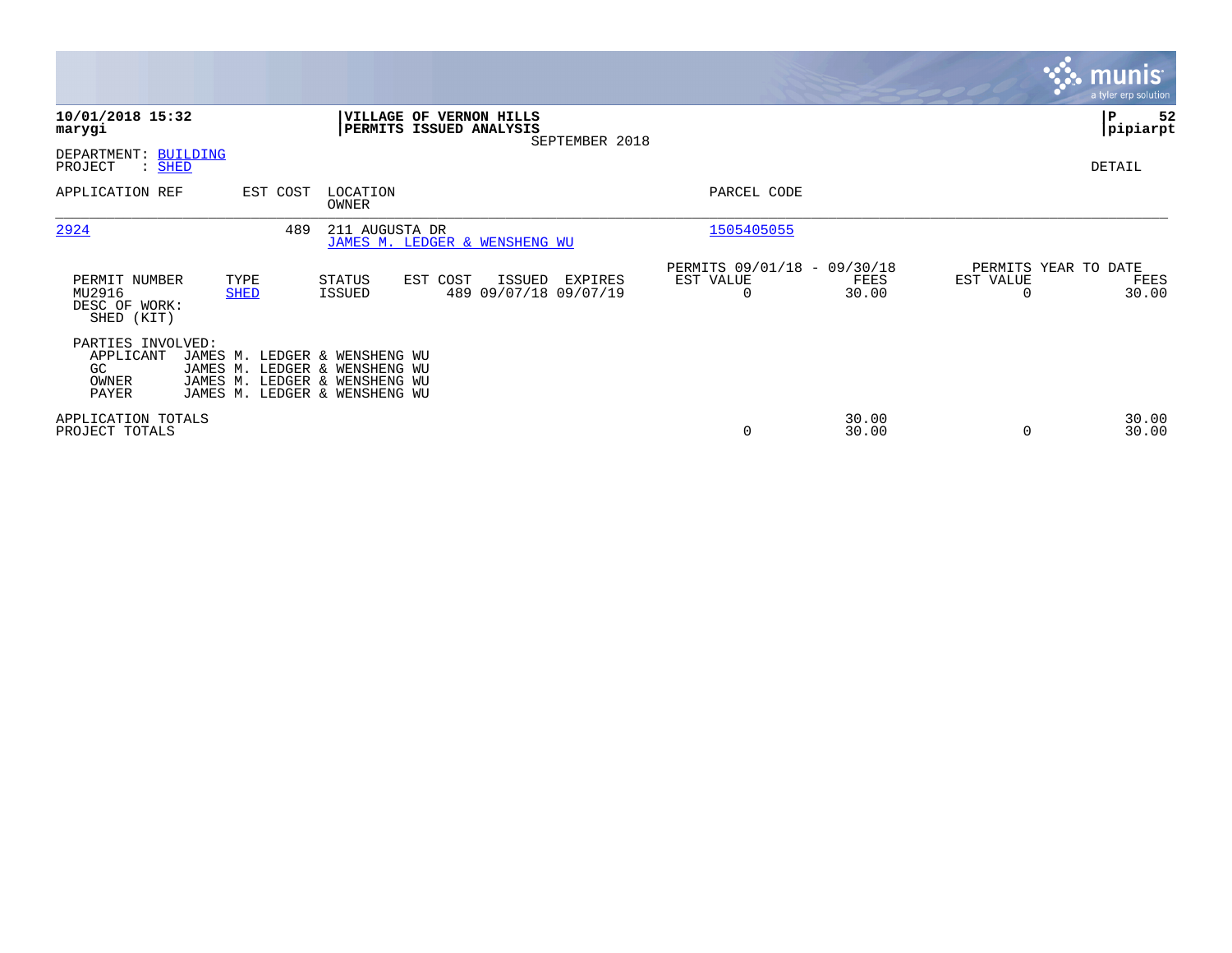**10/01/2018 15:32**
**marygi**

**VILLAGE OF VERNON HILLS**
**PERMITS ISSUED ANALYSIS**
SEPTEMBER 2018

**P 52**
**pipiarpt**

DEPARTMENT: BUILDING
PROJECT : SHED

DETAIL

| APPLICATION REF | EST COST | LOCATION / OWNER | PARCEL CODE |
|---|---|---|---|
| 2924 | 489 | 211 AUGUSTA DR / JAMES M. LEDGER & WENSHENG WU | 1505405055 |

| PERMIT NUMBER | TYPE | STATUS | EST COST | ISSUED | EXPIRES | PERMITS 09/01/18 - 09/30/18 EST VALUE | PERMITS 09/01/18 - 09/30/18 FEES | PERMITS YEAR TO DATE EST VALUE | PERMITS YEAR TO DATE FEES |
|---|---|---|---|---|---|---|---|---|---|
| MU2916 | SHED | ISSUED | 489 | 09/07/18 | 09/07/19 | 0 | 30.00 | 0 | 30.00 |

DESC OF WORK:
SHED (KIT)

PARTIES INVOLVED:

| Role | Name |
|---|---|
| APPLICANT | JAMES M. LEDGER & WENSHENG WU |
| GC | JAMES M. LEDGER & WENSHENG WU |
| OWNER | JAMES M. LEDGER & WENSHENG WU |
| PAYER | JAMES M. LEDGER & WENSHENG WU |

| | EST VALUE | FEES | YTD EST VALUE | YTD FEES |
|---|---|---|---|---|
| APPLICATION TOTALS | | 30.00 | | 30.00 |
| PROJECT TOTALS | 0 | 30.00 | 0 | 30.00 |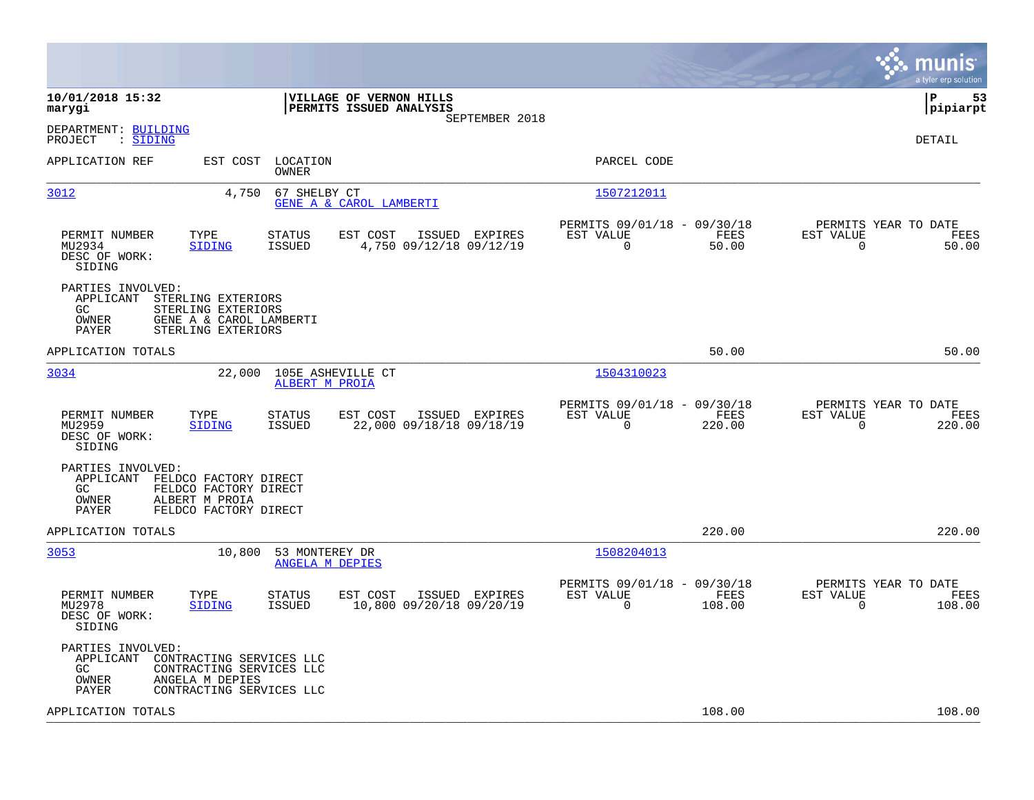10/01/2018 15:32
marygi

**VILLAGE OF VERNON HILLS**
**PERMITS ISSUED ANALYSIS**
SEPTEMBER 2018

P 53
pipiarpt

DEPARTMENT: BUILDING
PROJECT : SIDING

DETAIL

| APPLICATION REF | EST COST | LOCATION / OWNER | PARCEL CODE |
|---|---|---|---|
| 3012 | 4,750 | 67 SHELBY CT / GENE A & CAROL LAMBERTI | 1507212011 |

| PERMIT NUMBER | TYPE | STATUS | EST COST | ISSUED | EXPIRES | PERMITS 09/01/18 - 09/30/18 EST VALUE | FEES | PERMITS YEAR TO DATE EST VALUE | FEES |
|---|---|---|---|---|---|---|---|---|---|
| MU2934 | SIDING | ISSUED | 4,750 | 09/12/18 | 09/12/19 | 0 | 50.00 | 0 | 50.00 |

DESC OF WORK:
SIDING

PARTIES INVOLVED:
APPLICANT STERLING EXTERIORS
GC STERLING EXTERIORS
OWNER GENE A & CAROL LAMBERTI
PAYER STERLING EXTERIORS

APPLICATION TOTALS 50.00 50.00

| APPLICATION REF | EST COST | LOCATION / OWNER | PARCEL CODE |
|---|---|---|---|
| 3034 | 22,000 | 105E ASHEVILLE CT / ALBERT M PROIA | 1504310023 |

| PERMIT NUMBER | TYPE | STATUS | EST COST | ISSUED | EXPIRES | PERMITS 09/01/18 - 09/30/18 EST VALUE | FEES | PERMITS YEAR TO DATE EST VALUE | FEES |
|---|---|---|---|---|---|---|---|---|---|
| MU2959 | SIDING | ISSUED | 22,000 | 09/18/18 | 09/18/19 | 0 | 220.00 | 0 | 220.00 |

DESC OF WORK:
SIDING

PARTIES INVOLVED:
APPLICANT FELDCO FACTORY DIRECT
GC FELDCO FACTORY DIRECT
OWNER ALBERT M PROIA
PAYER FELDCO FACTORY DIRECT

APPLICATION TOTALS 220.00 220.00

| APPLICATION REF | EST COST | LOCATION / OWNER | PARCEL CODE |
|---|---|---|---|
| 3053 | 10,800 | 53 MONTEREY DR / ANGELA M DEPIES | 1508204013 |

| PERMIT NUMBER | TYPE | STATUS | EST COST | ISSUED | EXPIRES | PERMITS 09/01/18 - 09/30/18 EST VALUE | FEES | PERMITS YEAR TO DATE EST VALUE | FEES |
|---|---|---|---|---|---|---|---|---|---|
| MU2978 | SIDING | ISSUED | 10,800 | 09/20/18 | 09/20/19 | 0 | 108.00 | 0 | 108.00 |

DESC OF WORK:
SIDING

PARTIES INVOLVED:
APPLICANT CONTRACTING SERVICES LLC
GC CONTRACTING SERVICES LLC
OWNER ANGELA M DEPIES
PAYER CONTRACTING SERVICES LLC

APPLICATION TOTALS 108.00 108.00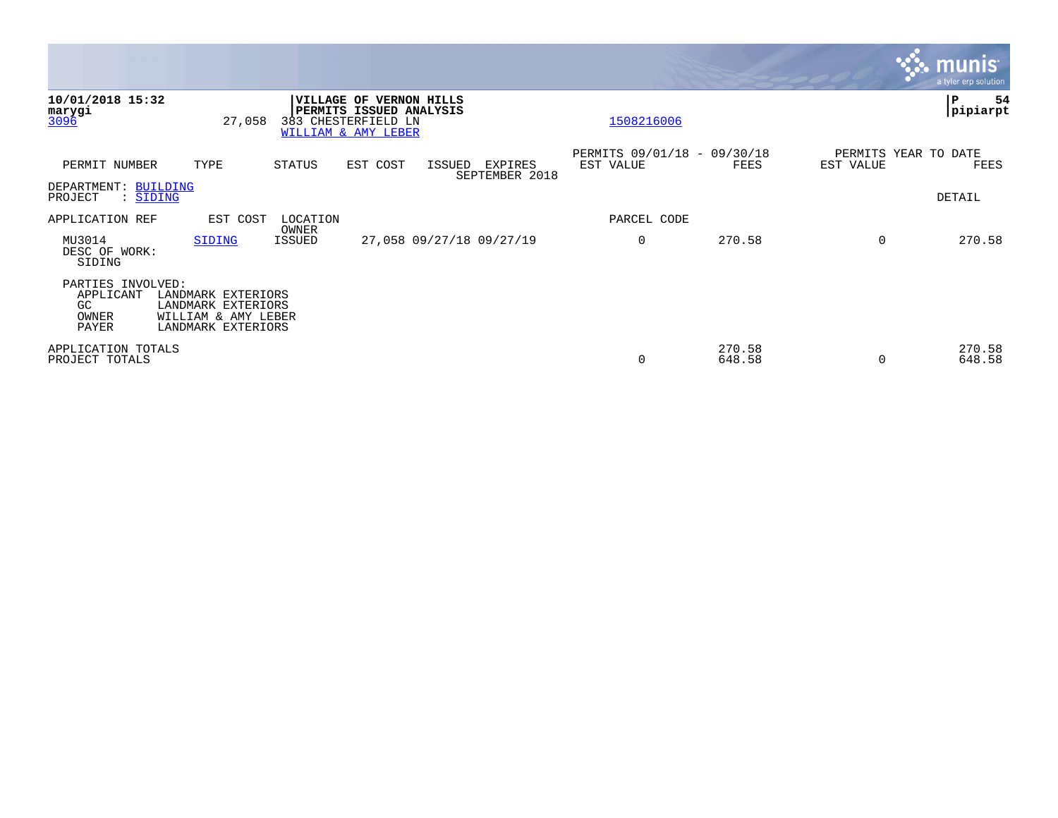**10/01/2018 15:32**
**marygi**
3096 27,058

**VILLAGE OF VERNON HILLS**
**PERMITS ISSUED ANALYSIS**
383 CHESTERFIELD LN
WILLIAM & AMY LEBER

1508216006

**P 54**
**pipiarpt**

| PERMIT NUMBER | TYPE | STATUS | EST COST | ISSUED | EXPIRES | PERMITS 09/01/18 - 09/30/18 EST VALUE | FEES | PERMITS YEAR TO DATE EST VALUE | FEES |
|---|---|---|---|---|---|---|---|---|---|
| | | | | SEPTEMBER 2018 | | | | | |

DEPARTMENT: BUILDING
PROJECT : SIDING

DETAIL

| APPLICATION REF | EST COST | LOCATION OWNER | | | | PARCEL CODE | | | |
|---|---|---|---|---|---|---|---|---|---|
| MU3014 | SIDING | ISSUED | 27,058 | 09/27/18 | 09/27/19 | 0 | 270.58 | 0 | 270.58 |

DESC OF WORK:
SIDING

PARTIES INVOLVED:
APPLICANT LANDMARK EXTERIORS
GC LANDMARK EXTERIORS
OWNER WILLIAM & AMY LEBER
PAYER LANDMARK EXTERIORS

| | EST VALUE | FEES | YTD EST VALUE | YTD FEES |
|---|---|---|---|---|
| APPLICATION TOTALS | | 270.58 | | 270.58 |
| PROJECT TOTALS | 0 | 648.58 | 0 | 648.58 |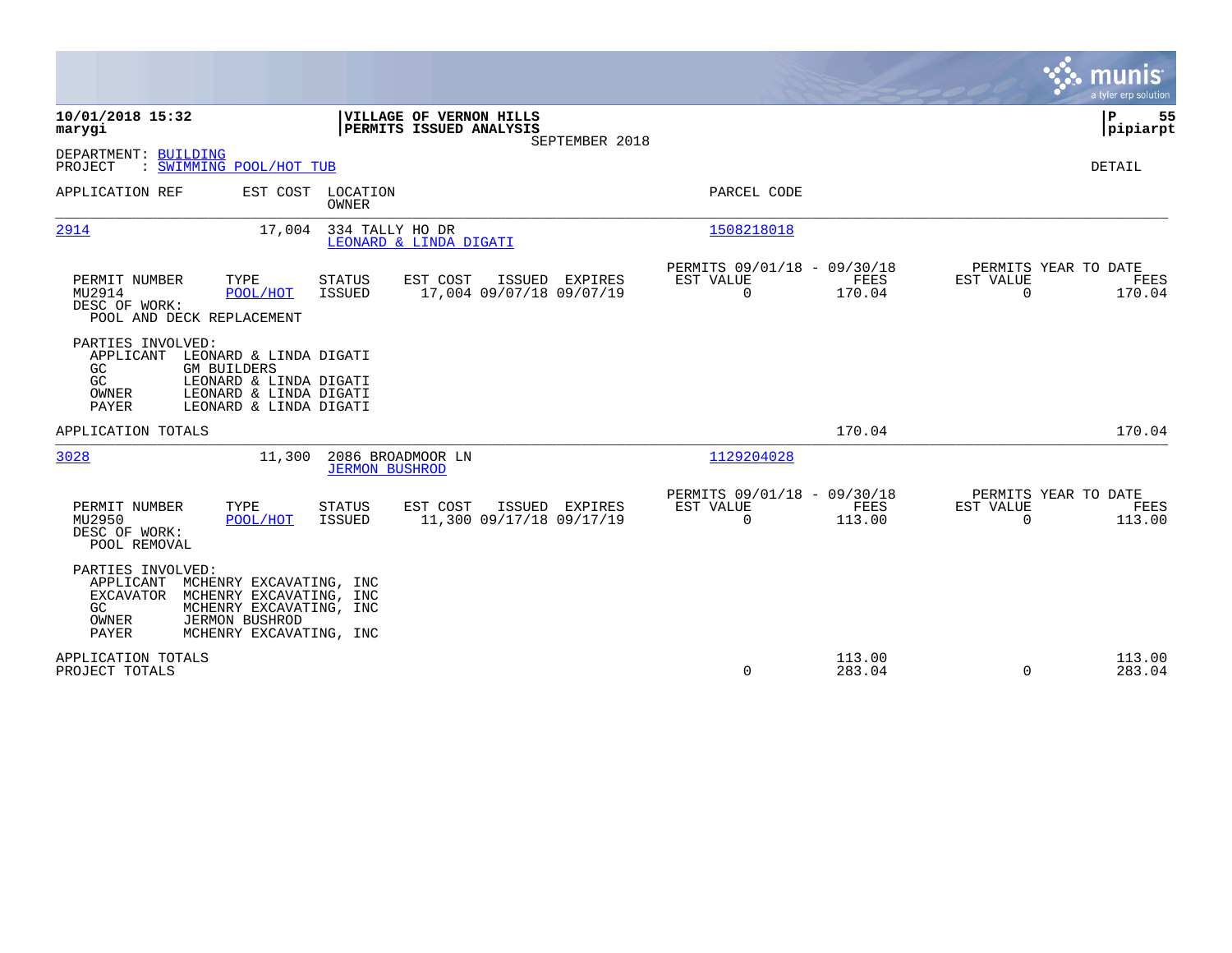**10/01/2018 15:32**
**marygi**

**VILLAGE OF VERNON HILLS**
**PERMITS ISSUED ANALYSIS**
SEPTEMBER 2018

**P 55**
**pipiarpt**

DEPARTMENT: BUILDING
PROJECT : SWIMMING POOL/HOT TUB

DETAIL

| APPLICATION REF | EST COST | LOCATION / OWNER | PARCEL CODE |
|---|---|---|---|
| 2914 | 17,004 | 334 TALLY HO DR / LEONARD & LINDA DIGATI | 1508218018 |

| PERMIT NUMBER | TYPE | STATUS | EST COST | ISSUED | EXPIRES | PERMITS 09/01/18 - 09/30/18 EST VALUE | FEES | PERMITS YEAR TO DATE EST VALUE | FEES |
|---|---|---|---|---|---|---|---|---|---|
| MU2914 | POOL/HOT | ISSUED | 17,004 | 09/07/18 | 09/07/19 | 0 | 170.04 | 0 | 170.04 |

DESC OF WORK:
POOL AND DECK REPLACEMENT

PARTIES INVOLVED:

| ROLE | NAME |
|---|---|
| APPLICANT | LEONARD & LINDA DIGATI |
| GC | GM BUILDERS |
| GC | LEONARD & LINDA DIGATI |
| OWNER | LEONARD & LINDA DIGATI |
| PAYER | LEONARD & LINDA DIGATI |

APPLICATION TOTALS — FEES 170.04 — YEAR TO DATE FEES 170.04

| APPLICATION REF | EST COST | LOCATION / OWNER | PARCEL CODE |
|---|---|---|---|
| 3028 | 11,300 | 2086 BROADMOOR LN / JERMON BUSHROD | 1129204028 |

| PERMIT NUMBER | TYPE | STATUS | EST COST | ISSUED | EXPIRES | PERMITS 09/01/18 - 09/30/18 EST VALUE | FEES | PERMITS YEAR TO DATE EST VALUE | FEES |
|---|---|---|---|---|---|---|---|---|---|
| MU2950 | POOL/HOT | ISSUED | 11,300 | 09/17/18 | 09/17/19 | 0 | 113.00 | 0 | 113.00 |

DESC OF WORK:
POOL REMOVAL

PARTIES INVOLVED:

| ROLE | NAME |
|---|---|
| APPLICANT | MCHENRY EXCAVATING, INC |
| EXCAVATOR | MCHENRY EXCAVATING, INC |
| GC | MCHENRY EXCAVATING, INC |
| OWNER | JERMON BUSHROD |
| PAYER | MCHENRY EXCAVATING, INC |

| | PERIOD EST VALUE | PERIOD FEES | YTD EST VALUE | YTD FEES |
|---|---|---|---|---|
| APPLICATION TOTALS | | 113.00 | | 113.00 |
| PROJECT TOTALS | 0 | 283.04 | 0 | 283.04 |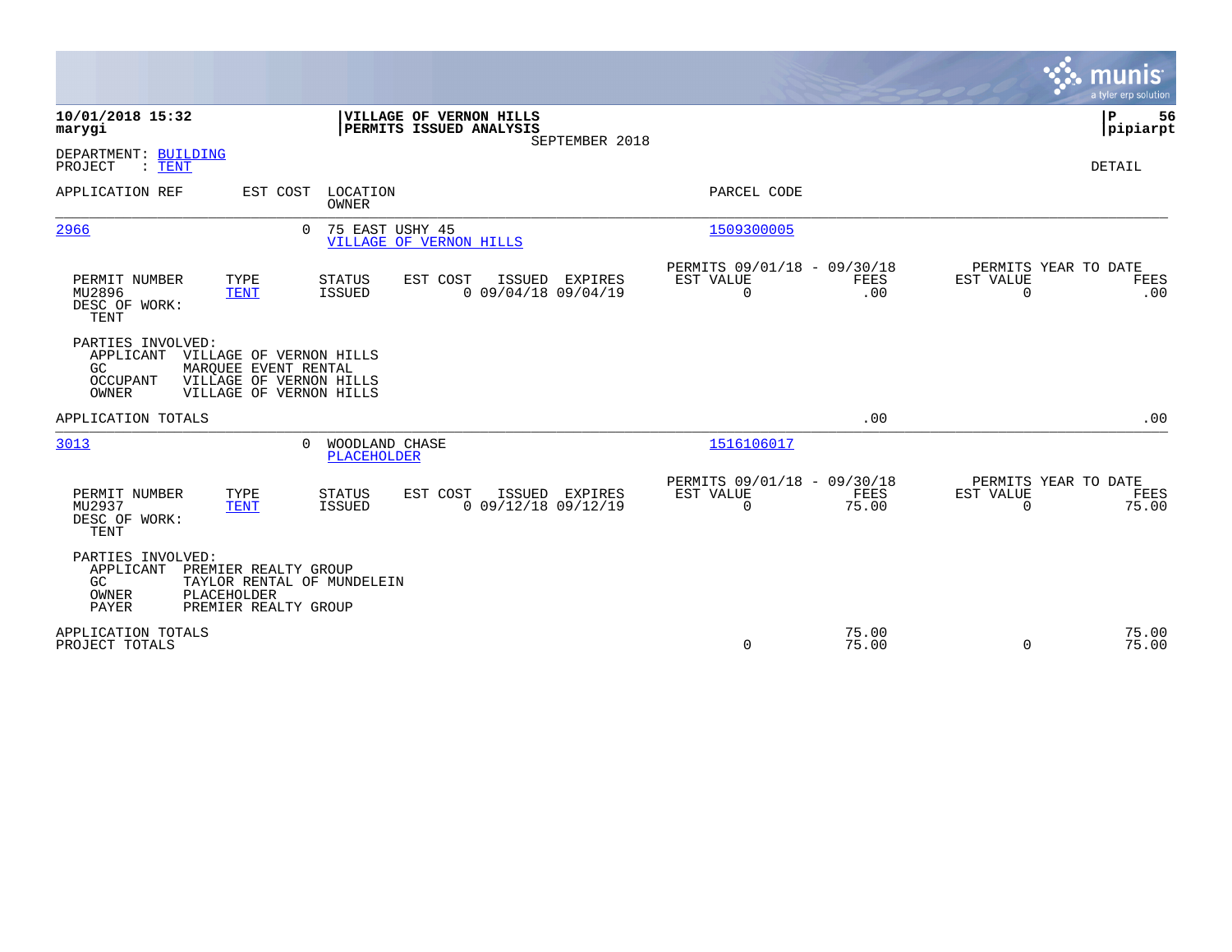**10/01/2018 15:32**
**marygi**

**VILLAGE OF VERNON HILLS**
**PERMITS ISSUED ANALYSIS**
SEPTEMBER 2018

**P 56**
**pipiarpt**

DEPARTMENT: BUILDING
PROJECT : TENT

DETAIL

| APPLICATION REF | EST COST | LOCATION / OWNER | PARCEL CODE |
|---|---|---|---|
| 2966 | 0 | 75 EAST USHY 45 / VILLAGE OF VERNON HILLS | 1509300005 |

| PERMIT NUMBER | TYPE | STATUS | EST COST | ISSUED | EXPIRES | PERMITS 09/01/18 - 09/30/18 EST VALUE | FEES | PERMITS YEAR TO DATE EST VALUE | FEES |
|---|---|---|---|---|---|---|---|---|---|
| MU2896 | TENT | ISSUED | 0 | 09/04/18 | 09/04/19 | 0 | .00 | 0 | .00 |

DESC OF WORK:
TENT

PARTIES INVOLVED:
- APPLICANT VILLAGE OF VERNON HILLS
- GC MARQUEE EVENT RENTAL
- OCCUPANT VILLAGE OF VERNON HILLS
- OWNER VILLAGE OF VERNON HILLS

APPLICATION TOTALS .00 .00

| APPLICATION REF | EST COST | LOCATION / OWNER | PARCEL CODE |
|---|---|---|---|
| 3013 | 0 | WOODLAND CHASE / PLACEHOLDER | 1516106017 |

| PERMIT NUMBER | TYPE | STATUS | EST COST | ISSUED | EXPIRES | PERMITS 09/01/18 - 09/30/18 EST VALUE | FEES | PERMITS YEAR TO DATE EST VALUE | FEES |
|---|---|---|---|---|---|---|---|---|---|
| MU2937 | TENT | ISSUED | 0 | 09/12/18 | 09/12/19 | 0 | 75.00 | 0 | 75.00 |

DESC OF WORK:
TENT

PARTIES INVOLVED:
- APPLICANT PREMIER REALTY GROUP
- GC TAYLOR RENTAL OF MUNDELEIN
- OWNER PLACEHOLDER
- PAYER PREMIER REALTY GROUP

| | EST VALUE | FEES | YTD EST VALUE | YTD FEES |
|---|---|---|---|---|
| APPLICATION TOTALS | | 75.00 | | 75.00 |
| PROJECT TOTALS | 0 | 75.00 | 0 | 75.00 |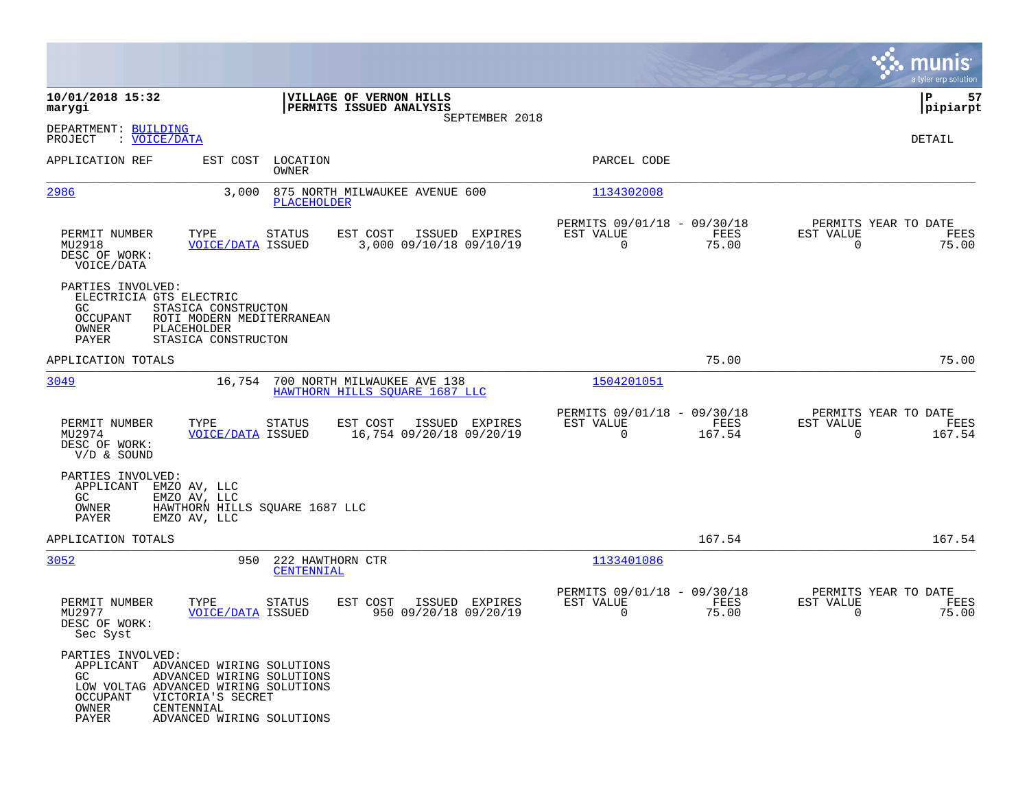**10/01/2018 15:32**
**marygi**

**VILLAGE OF VERNON HILLS**
**PERMITS ISSUED ANALYSIS**
SEPTEMBER 2018

**P 57**
**pipiarpt**

DEPARTMENT: BUILDING
PROJECT : VOICE/DATA

DETAIL

| APPLICATION REF | EST COST | LOCATION / OWNER | PARCEL CODE |
|---|---|---|---|
| 2986 | 3,000 | 875 NORTH MILWAUKEE AVENUE 600 / PLACEHOLDER | 1134302008 |

| PERMIT NUMBER | TYPE | STATUS | EST COST | ISSUED | EXPIRES | PERMITS 09/01/18 - 09/30/18 EST VALUE | FEES | PERMITS YEAR TO DATE EST VALUE | FEES |
|---|---|---|---|---|---|---|---|---|---|
| MU2918 | VOICE/DATA | ISSUED | 3,000 | 09/10/18 | 09/10/19 | 0 | 75.00 | 0 | 75.00 |

DESC OF WORK:
VOICE/DATA

PARTIES INVOLVED:
ELECTRICIA GTS ELECTRIC
GC STASICA CONSTRUCTON
OCCUPANT ROTI MODERN MEDITERRANEAN
OWNER PLACEHOLDER
PAYER STASICA CONSTRUCTON

APPLICATION TOTALS: 75.00 | 75.00

| APPLICATION REF | EST COST | LOCATION / OWNER | PARCEL CODE |
|---|---|---|---|
| 3049 | 16,754 | 700 NORTH MILWAUKEE AVE 138 / HAWTHORN HILLS SQUARE 1687 LLC | 1504201051 |

| PERMIT NUMBER | TYPE | STATUS | EST COST | ISSUED | EXPIRES | PERMITS 09/01/18 - 09/30/18 EST VALUE | FEES | PERMITS YEAR TO DATE EST VALUE | FEES |
|---|---|---|---|---|---|---|---|---|---|
| MU2974 | VOICE/DATA | ISSUED | 16,754 | 09/20/18 | 09/20/19 | 0 | 167.54 | 0 | 167.54 |

DESC OF WORK:
V/D & SOUND

PARTIES INVOLVED:
APPLICANT EMZO AV, LLC
GC EMZO AV, LLC
OWNER HAWTHORN HILLS SQUARE 1687 LLC
PAYER EMZO AV, LLC

APPLICATION TOTALS: 167.54 | 167.54

| APPLICATION REF | EST COST | LOCATION / OWNER | PARCEL CODE |
|---|---|---|---|
| 3052 | 950 | 222 HAWTHORN CTR / CENTENNIAL | 1133401086 |

| PERMIT NUMBER | TYPE | STATUS | EST COST | ISSUED | EXPIRES | PERMITS 09/01/18 - 09/30/18 EST VALUE | FEES | PERMITS YEAR TO DATE EST VALUE | FEES |
|---|---|---|---|---|---|---|---|---|---|
| MU2977 | VOICE/DATA | ISSUED | 950 | 09/20/18 | 09/20/19 | 0 | 75.00 | 0 | 75.00 |

DESC OF WORK:
Sec Syst

PARTIES INVOLVED:
APPLICANT ADVANCED WIRING SOLUTIONS
GC ADVANCED WIRING SOLUTIONS
LOW VOLTAG ADVANCED WIRING SOLUTIONS
OCCUPANT VICTORIA'S SECRET
OWNER CENTENNIAL
PAYER ADVANCED WIRING SOLUTIONS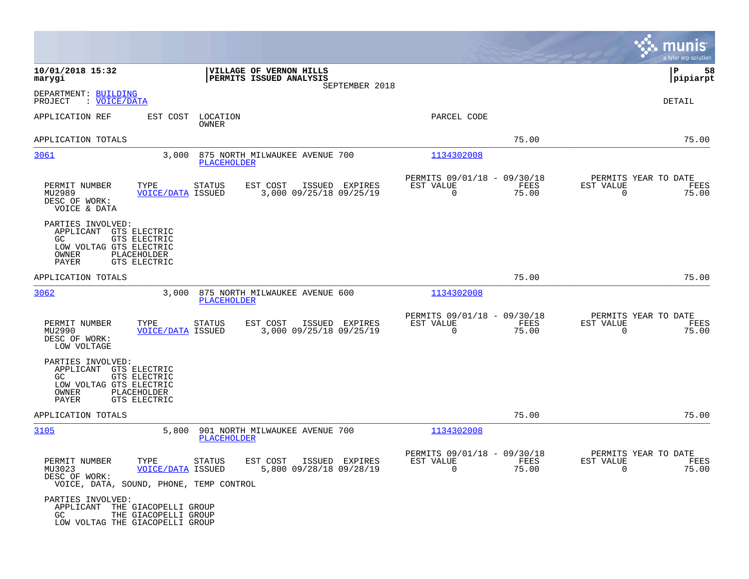**10/01/2018 15:32**
**marygi**

**VILLAGE OF VERNON HILLS**
**PERMITS ISSUED ANALYSIS**
SEPTEMBER 2018

**P 58**
**pipiarpt**

DEPARTMENT: BUILDING
PROJECT : VOICE/DATA

DETAIL

| APPLICATION REF | EST COST | LOCATION / OWNER | PARCEL CODE | | |
|---|---|---|---|---|---|
| APPLICATION TOTALS | | | | 75.00 | 75.00 |
| 3061 | 3,000 | 875 NORTH MILWAUKEE AVENUE 700 / PLACEHOLDER | 1134302008 | | |

| PERMIT NUMBER | TYPE | STATUS | EST COST | ISSUED | EXPIRES | PERMITS 09/01/18 - 09/30/18 EST VALUE | FEES | PERMITS YEAR TO DATE EST VALUE | FEES |
|---|---|---|---|---|---|---|---|---|---|
| MU2989 | VOICE/DATA | ISSUED | 3,000 | 09/25/18 | 09/25/19 | 0 | 75.00 | 0 | 75.00 |

DESC OF WORK:
VOICE & DATA

PARTIES INVOLVED:
APPLICANT GTS ELECTRIC
GC GTS ELECTRIC
LOW VOLTAG GTS ELECTRIC
OWNER PLACEHOLDER
PAYER GTS ELECTRIC

| APPLICATION REF | EST COST | LOCATION / OWNER | PARCEL CODE | | |
|---|---|---|---|---|---|
| APPLICATION TOTALS | | | | 75.00 | 75.00 |
| 3062 | 3,000 | 875 NORTH MILWAUKEE AVENUE 600 / PLACEHOLDER | 1134302008 | | |

| PERMIT NUMBER | TYPE | STATUS | EST COST | ISSUED | EXPIRES | PERMITS 09/01/18 - 09/30/18 EST VALUE | FEES | PERMITS YEAR TO DATE EST VALUE | FEES |
|---|---|---|---|---|---|---|---|---|---|
| MU2990 | VOICE/DATA | ISSUED | 3,000 | 09/25/18 | 09/25/19 | 0 | 75.00 | 0 | 75.00 |

DESC OF WORK:
LOW VOLTAGE

PARTIES INVOLVED:
APPLICANT GTS ELECTRIC
GC GTS ELECTRIC
LOW VOLTAG GTS ELECTRIC
OWNER PLACEHOLDER
PAYER GTS ELECTRIC

| APPLICATION REF | EST COST | LOCATION / OWNER | PARCEL CODE | | |
|---|---|---|---|---|---|
| APPLICATION TOTALS | | | | 75.00 | 75.00 |
| 3105 | 5,800 | 901 NORTH MILWAUKEE AVENUE 700 / PLACEHOLDER | 1134302008 | | |

| PERMIT NUMBER | TYPE | STATUS | EST COST | ISSUED | EXPIRES | PERMITS 09/01/18 - 09/30/18 EST VALUE | FEES | PERMITS YEAR TO DATE EST VALUE | FEES |
|---|---|---|---|---|---|---|---|---|---|
| MU3023 | VOICE/DATA | ISSUED | 5,800 | 09/28/18 | 09/28/19 | 0 | 75.00 | 0 | 75.00 |

DESC OF WORK:
VOICE, DATA, SOUND, PHONE, TEMP CONTROL

PARTIES INVOLVED:
APPLICANT THE GIACOPELLI GROUP
GC THE GIACOPELLI GROUP
LOW VOLTAG THE GIACOPELLI GROUP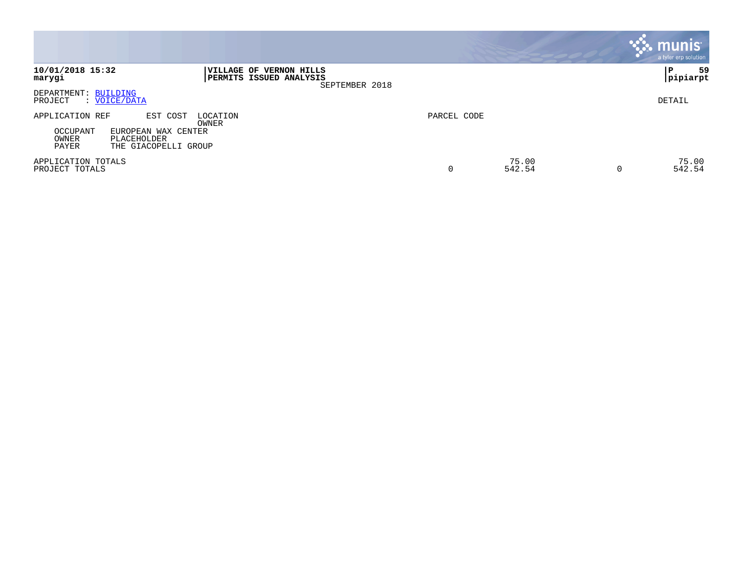**10/01/2018 15:32**
**marygi**

**VILLAGE OF VERNON HILLS**
**PERMITS ISSUED ANALYSIS**
SEPTEMBER 2018

**P 59**
**pipiarpt**

DEPARTMENT: BUILDING
PROJECT : VOICE/DATA

DETAIL

| APPLICATION REF | EST COST | LOCATION / OWNER | PARCEL CODE | | | | |
|---|---|---|---|---|---|---|---|
| OCCUPANT | EUROPEAN WAX CENTER | | | | | | |
| OWNER | PLACEHOLDER | | | | | | |
| PAYER | THE GIACOPELLI GROUP | | | | | | |
| APPLICATION TOTALS | | | | 75.00 | | 75.00 | |
| PROJECT TOTALS | | | 0 | 542.54 | 0 | 542.54 | |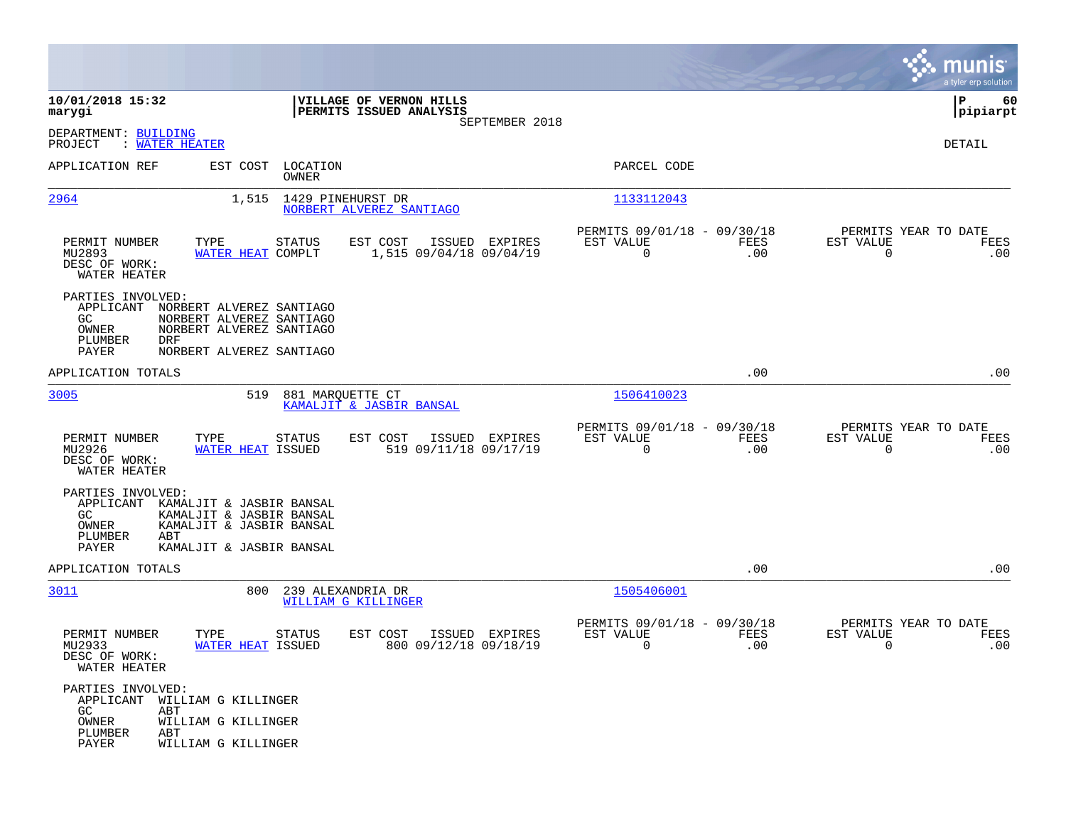**10/01/2018 15:32**
**marygi**

**VILLAGE OF VERNON HILLS**
**PERMITS ISSUED ANALYSIS**
SEPTEMBER 2018

**P 60**
**pipiarpt**

DEPARTMENT: BUILDING
PROJECT : WATER HEATER

DETAIL

| APPLICATION REF | EST COST | LOCATION / OWNER | PARCEL CODE |
|---|---|---|---|
| 2964 | 1,515 | 1429 PINEHURST DR / NORBERT ALVEREZ SANTIAGO | 1133112043 |

| PERMIT NUMBER | TYPE | STATUS | EST COST | ISSUED | EXPIRES | PERMITS 09/01/18 - 09/30/18 EST VALUE | FEES | PERMITS YEAR TO DATE EST VALUE | FEES |
|---|---|---|---|---|---|---|---|---|---|
| MU2893 | WATER HEAT | COMPLT | 1,515 | 09/04/18 | 09/04/19 | 0 | .00 | 0 | .00 |

DESC OF WORK:
WATER HEATER

PARTIES INVOLVED:
- APPLICANT NORBERT ALVEREZ SANTIAGO
- GC NORBERT ALVEREZ SANTIAGO
- OWNER NORBERT ALVEREZ SANTIAGO
- PLUMBER DRF
- PAYER NORBERT ALVEREZ SANTIAGO

APPLICATION TOTALS .00 .00

| APPLICATION REF | EST COST | LOCATION / OWNER | PARCEL CODE |
|---|---|---|---|
| 3005 | 519 | 881 MARQUETTE CT / KAMALJIT & JASBIR BANSAL | 1506410023 |

| PERMIT NUMBER | TYPE | STATUS | EST COST | ISSUED | EXPIRES | PERMITS 09/01/18 - 09/30/18 EST VALUE | FEES | PERMITS YEAR TO DATE EST VALUE | FEES |
|---|---|---|---|---|---|---|---|---|---|
| MU2926 | WATER HEAT | ISSUED | 519 | 09/11/18 | 09/17/19 | 0 | .00 | 0 | .00 |

DESC OF WORK:
WATER HEATER

PARTIES INVOLVED:
- APPLICANT KAMALJIT & JASBIR BANSAL
- GC KAMALJIT & JASBIR BANSAL
- OWNER KAMALJIT & JASBIR BANSAL
- PLUMBER ABT
- PAYER KAMALJIT & JASBIR BANSAL

APPLICATION TOTALS .00 .00

| APPLICATION REF | EST COST | LOCATION / OWNER | PARCEL CODE |
|---|---|---|---|
| 3011 | 800 | 239 ALEXANDRIA DR / WILLIAM G KILLINGER | 1505406001 |

| PERMIT NUMBER | TYPE | STATUS | EST COST | ISSUED | EXPIRES | PERMITS 09/01/18 - 09/30/18 EST VALUE | FEES | PERMITS YEAR TO DATE EST VALUE | FEES |
|---|---|---|---|---|---|---|---|---|---|
| MU2933 | WATER HEAT | ISSUED | 800 | 09/12/18 | 09/18/19 | 0 | .00 | 0 | .00 |

DESC OF WORK:
WATER HEATER

PARTIES INVOLVED:
- APPLICANT WILLIAM G KILLINGER
- GC ABT
- OWNER WILLIAM G KILLINGER
- PLUMBER ABT
- PAYER WILLIAM G KILLINGER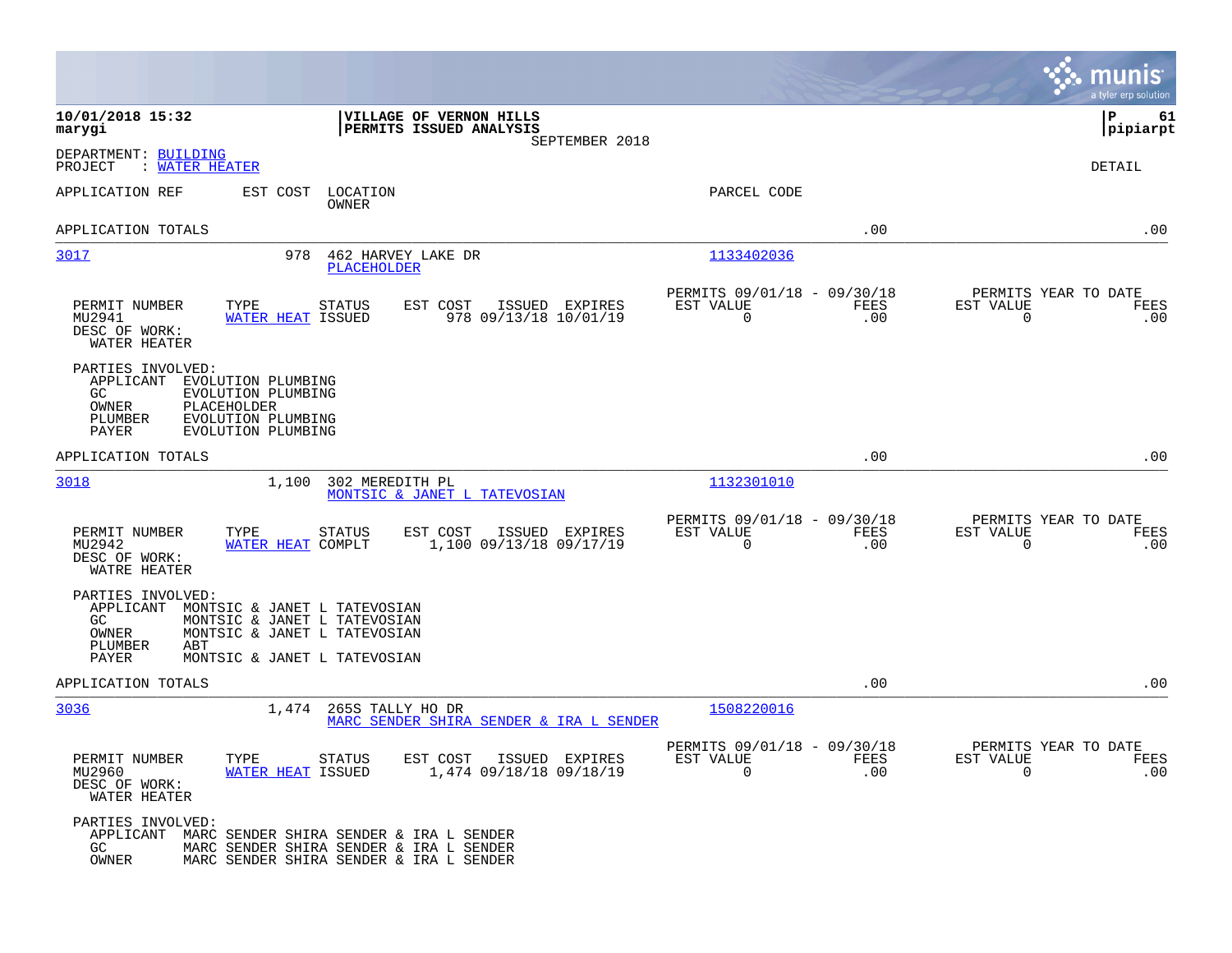**10/01/2018 15:32**
**marygi**

**VILLAGE OF VERNON HILLS**
**PERMITS ISSUED ANALYSIS**
SEPTEMBER 2018

**P 61**
**pipiarpt**

DEPARTMENT: BUILDING
PROJECT : WATER HEATER

DETAIL

| APPLICATION REF | EST COST | LOCATION / OWNER | PARCEL CODE |
|---|---|---|---|

APPLICATION TOTALS .00 .00

---

**3017** — 978 — 462 HARVEY LAKE DR — PLACEHOLDER — 1133402036

| PERMIT NUMBER | TYPE | STATUS | EST COST | ISSUED | EXPIRES | PERMITS 09/01/18 - 09/30/18 EST VALUE | FEES | PERMITS YEAR TO DATE EST VALUE | FEES |
|---|---|---|---|---|---|---|---|---|---|
| MU2941 | WATER HEAT | ISSUED | 978 | 09/13/18 | 10/01/19 | 0 | .00 | 0 | .00 |

DESC OF WORK:
WATER HEATER

PARTIES INVOLVED:
- APPLICANT EVOLUTION PLUMBING
- GC EVOLUTION PLUMBING
- OWNER PLACEHOLDER
- PLUMBER EVOLUTION PLUMBING
- PAYER EVOLUTION PLUMBING

APPLICATION TOTALS .00 .00

---

**3018** — 1,100 — 302 MEREDITH PL — MONTSIC & JANET L TATEVOSIAN — 1132301010

| PERMIT NUMBER | TYPE | STATUS | EST COST | ISSUED | EXPIRES | PERMITS 09/01/18 - 09/30/18 EST VALUE | FEES | PERMITS YEAR TO DATE EST VALUE | FEES |
|---|---|---|---|---|---|---|---|---|---|
| MU2942 | WATER HEAT | COMPLT | 1,100 | 09/13/18 | 09/17/19 | 0 | .00 | 0 | .00 |

DESC OF WORK:
WATRE HEATER

PARTIES INVOLVED:
- APPLICANT MONTSIC & JANET L TATEVOSIAN
- GC MONTSIC & JANET L TATEVOSIAN
- OWNER MONTSIC & JANET L TATEVOSIAN
- PLUMBER ABT
- PAYER MONTSIC & JANET L TATEVOSIAN

APPLICATION TOTALS .00 .00

---

**3036** — 1,474 — 265S TALLY HO DR — MARC SENDER SHIRA SENDER & IRA L SENDER — 1508220016

| PERMIT NUMBER | TYPE | STATUS | EST COST | ISSUED | EXPIRES | PERMITS 09/01/18 - 09/30/18 EST VALUE | FEES | PERMITS YEAR TO DATE EST VALUE | FEES |
|---|---|---|---|---|---|---|---|---|---|
| MU2960 | WATER HEAT | ISSUED | 1,474 | 09/18/18 | 09/18/19 | 0 | .00 | 0 | .00 |

DESC OF WORK:
WATER HEATER

PARTIES INVOLVED:
- APPLICANT MARC SENDER SHIRA SENDER & IRA L SENDER
- GC MARC SENDER SHIRA SENDER & IRA L SENDER
- OWNER MARC SENDER SHIRA SENDER & IRA L SENDER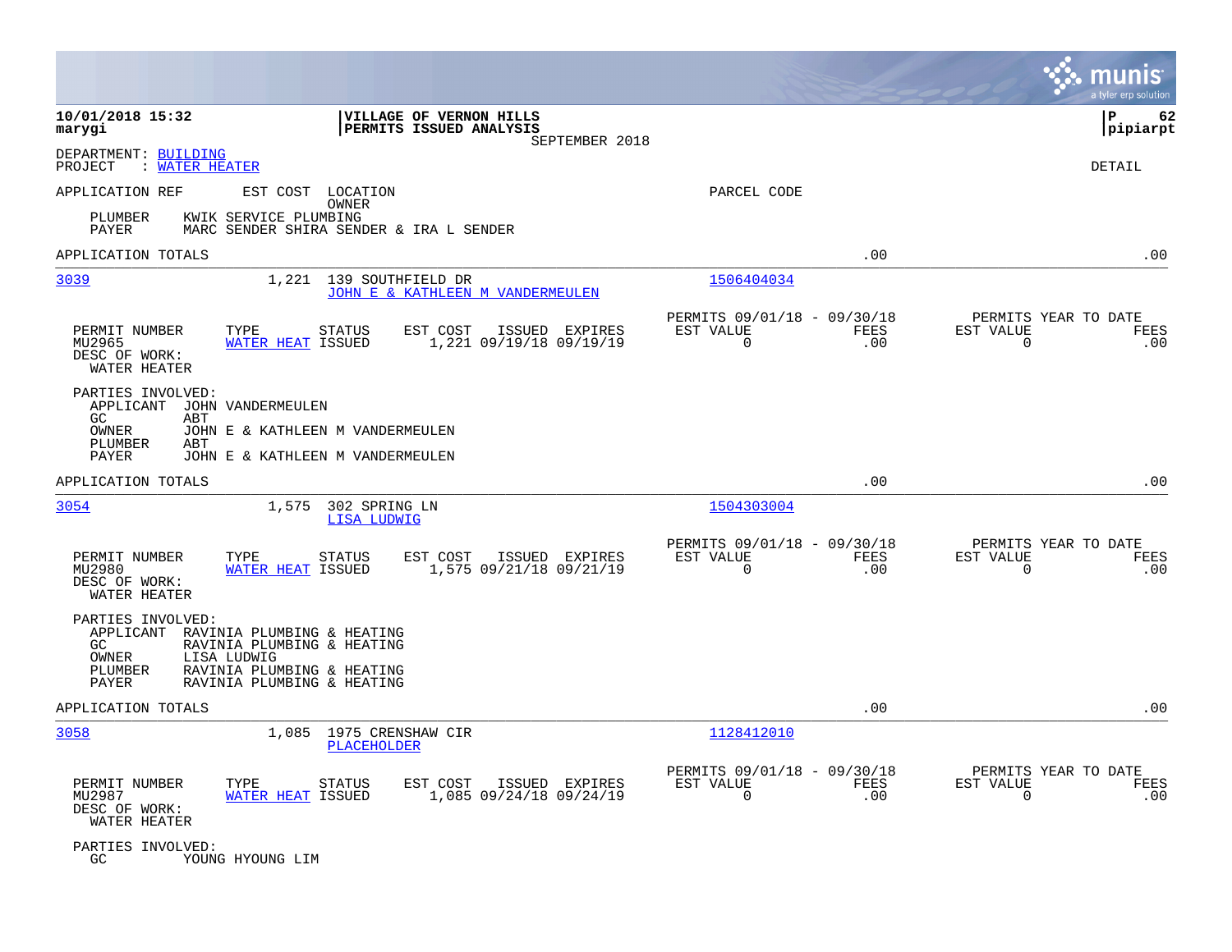**10/01/2018 15:32**
**marygi**

**VILLAGE OF VERNON HILLS**
**PERMITS ISSUED ANALYSIS**
SEPTEMBER 2018

**P 62**
**pipiarpt**

DEPARTMENT: BUILDING
PROJECT : WATER HEATER

DETAIL

APPLICATION REF    EST COST    LOCATION
                               OWNER                    PARCEL CODE

PLUMBER    KWIK SERVICE PLUMBING
PAYER    MARC SENDER SHIRA SENDER & IRA L SENDER

APPLICATION TOTALS    .00    .00

---

3039    1,221    139 SOUTHFIELD DR    1506404034
JOHN E & KATHLEEN M VANDERMEULEN

| PERMIT NUMBER | TYPE | STATUS | EST COST | ISSUED | EXPIRES | PERMITS 09/01/18 - 09/30/18 EST VALUE | FEES | PERMITS YEAR TO DATE EST VALUE | FEES |
|---|---|---|---|---|---|---|---|---|---|
| MU2965 | WATER HEAT | ISSUED | 1,221 | 09/19/18 | 09/19/19 | 0 | .00 | 0 | .00 |

DESC OF WORK:
WATER HEATER

PARTIES INVOLVED:
APPLICANT    JOHN VANDERMEULEN
GC    ABT
OWNER    JOHN E & KATHLEEN M VANDERMEULEN
PLUMBER    ABT
PAYER    JOHN E & KATHLEEN M VANDERMEULEN

APPLICATION TOTALS    .00    .00

---

3054    1,575    302 SPRING LN    1504303004
LISA LUDWIG

| PERMIT NUMBER | TYPE | STATUS | EST COST | ISSUED | EXPIRES | PERMITS 09/01/18 - 09/30/18 EST VALUE | FEES | PERMITS YEAR TO DATE EST VALUE | FEES |
|---|---|---|---|---|---|---|---|---|---|
| MU2980 | WATER HEAT | ISSUED | 1,575 | 09/21/18 | 09/21/19 | 0 | .00 | 0 | .00 |

DESC OF WORK:
WATER HEATER

PARTIES INVOLVED:
APPLICANT    RAVINIA PLUMBING & HEATING
GC    RAVINIA PLUMBING & HEATING
OWNER    LISA LUDWIG
PLUMBER    RAVINIA PLUMBING & HEATING
PAYER    RAVINIA PLUMBING & HEATING

APPLICATION TOTALS    .00    .00

---

3058    1,085    1975 CRENSHAW CIR    1128412010
PLACEHOLDER

| PERMIT NUMBER | TYPE | STATUS | EST COST | ISSUED | EXPIRES | PERMITS 09/01/18 - 09/30/18 EST VALUE | FEES | PERMITS YEAR TO DATE EST VALUE | FEES |
|---|---|---|---|---|---|---|---|---|---|
| MU2987 | WATER HEAT | ISSUED | 1,085 | 09/24/18 | 09/24/19 | 0 | .00 | 0 | .00 |

DESC OF WORK:
WATER HEATER

PARTIES INVOLVED:
GC    YOUNG HYOUNG LIM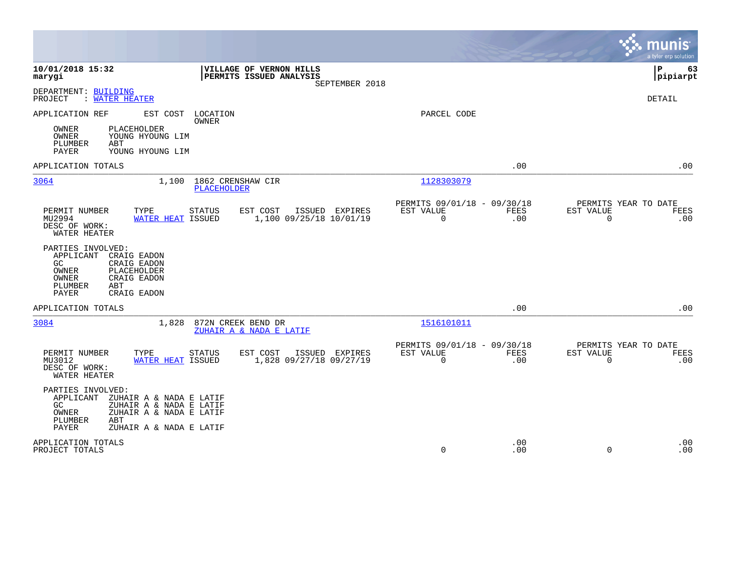10/01/2018 15:32
marygi

**VILLAGE OF VERNON HILLS**
**PERMITS ISSUED ANALYSIS**
SEPTEMBER 2018

P 63
pipiarpt

DEPARTMENT: BUILDING
PROJECT : WATER HEATER

DETAIL

APPLICATION REF    EST COST    LOCATION / OWNER    PARCEL CODE

OWNER    PLACEHOLDER
OWNER    YOUNG HYOUNG LIM
PLUMBER    ABT
PAYER    YOUNG HYOUNG LIM

APPLICATION TOTALS    .00    .00

---

**3064**    1,100    1862 CRENSHAW CIR    1128303079
PLACEHOLDER

| PERMIT NUMBER | TYPE | STATUS | EST COST | ISSUED | EXPIRES | PERMITS 09/01/18 - 09/30/18 EST VALUE | FEES | PERMITS YEAR TO DATE EST VALUE | FEES |
|---|---|---|---|---|---|---|---|---|---|
| MU2994 | WATER HEAT | ISSUED | 1,100 | 09/25/18 | 10/01/19 | 0 | .00 | 0 | .00 |

DESC OF WORK:
WATER HEATER

PARTIES INVOLVED:
APPLICANT    CRAIG EADON
GC    CRAIG EADON
OWNER    PLACEHOLDER
OWNER    CRAIG EADON
PLUMBER    ABT
PAYER    CRAIG EADON

APPLICATION TOTALS    .00    .00

---

**3084**    1,828    872N CREEK BEND DR    1516101011
ZUHAIR A & NADA E LATIF

| PERMIT NUMBER | TYPE | STATUS | EST COST | ISSUED | EXPIRES | PERMITS 09/01/18 - 09/30/18 EST VALUE | FEES | PERMITS YEAR TO DATE EST VALUE | FEES |
|---|---|---|---|---|---|---|---|---|---|
| MU3012 | WATER HEAT | ISSUED | 1,828 | 09/27/18 | 09/27/19 | 0 | .00 | 0 | .00 |

DESC OF WORK:
WATER HEATER

PARTIES INVOLVED:
APPLICANT    ZUHAIR A & NADA E LATIF
GC    ZUHAIR A & NADA E LATIF
OWNER    ZUHAIR A & NADA E LATIF
PLUMBER    ABT
PAYER    ZUHAIR A & NADA E LATIF

| | EST VALUE | FEES | EST VALUE | FEES |
|---|---|---|---|---|
| APPLICATION TOTALS | | .00 | | .00 |
| PROJECT TOTALS | 0 | .00 | 0 | .00 |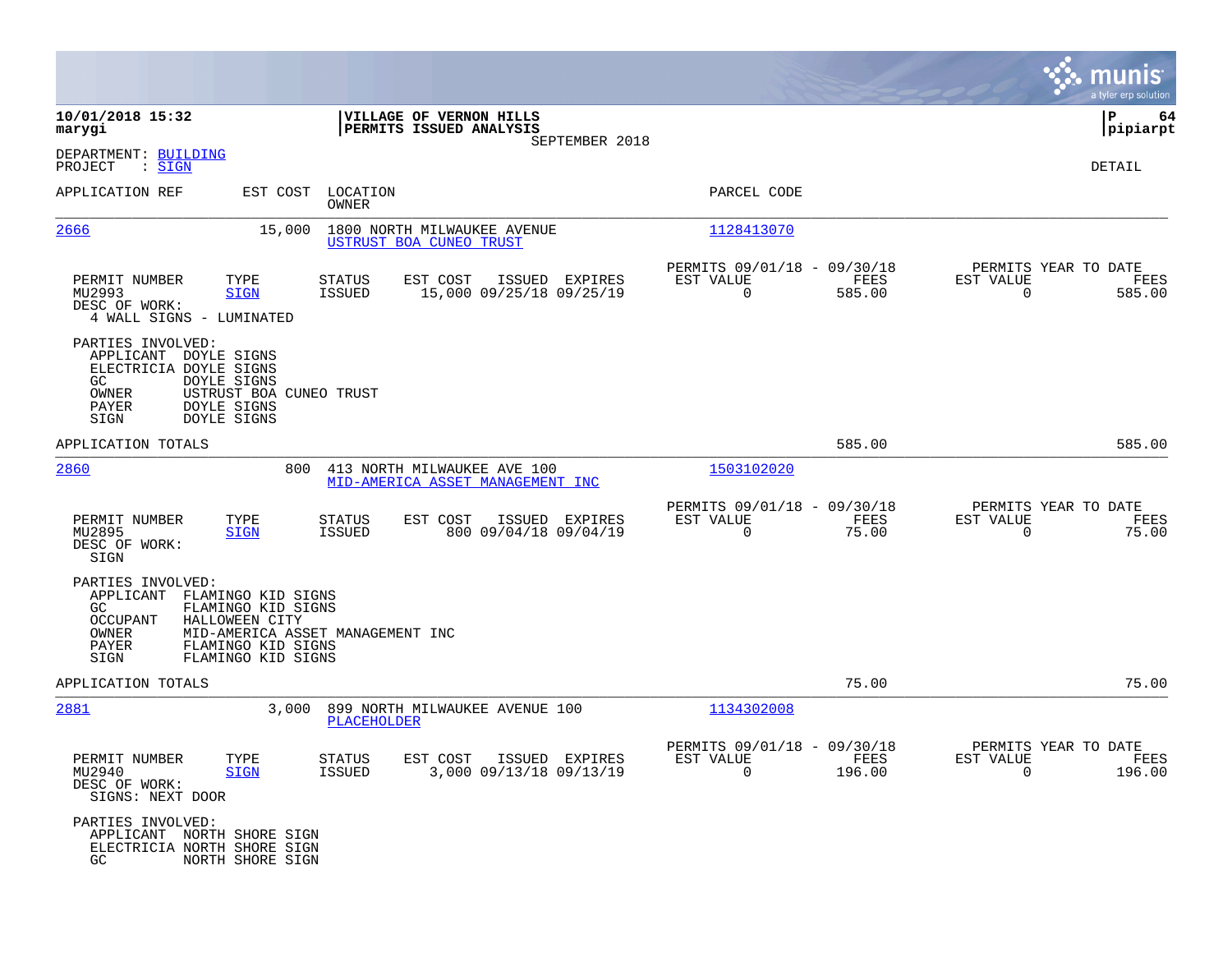**10/01/2018 15:32**
**marygi**

**VILLAGE OF VERNON HILLS**
**PERMITS ISSUED ANALYSIS**
SEPTEMBER 2018

**P 64**
**pipiarpt**

DEPARTMENT: BUILDING
PROJECT : SIGN

DETAIL

| APPLICATION REF | EST COST | LOCATION / OWNER | PARCEL CODE |
|---|---|---|---|

---

**2666** — 15,000 — 1800 NORTH MILWAUKEE AVENUE — USTRUST BOA CUNEO TRUST — 1128413070

| PERMIT NUMBER | TYPE | STATUS | EST COST | ISSUED | EXPIRES | PERMITS 09/01/18 - 09/30/18 EST VALUE | FEES | PERMITS YEAR TO DATE EST VALUE | FEES |
|---|---|---|---|---|---|---|---|---|---|
| MU2993 | SIGN | ISSUED | 15,000 | 09/25/18 | 09/25/19 | 0 | 585.00 | 0 | 585.00 |

DESC OF WORK:
4 WALL SIGNS - LUMINATED

PARTIES INVOLVED:
- APPLICANT DOYLE SIGNS
- ELECTRICIA DOYLE SIGNS
- GC DOYLE SIGNS
- OWNER USTRUST BOA CUNEO TRUST
- PAYER DOYLE SIGNS
- SIGN DOYLE SIGNS

APPLICATION TOTALS 585.00 585.00

---

**2860** — 800 — 413 NORTH MILWAUKEE AVE 100 — MID-AMERICA ASSET MANAGEMENT INC — 1503102020

| PERMIT NUMBER | TYPE | STATUS | EST COST | ISSUED | EXPIRES | PERMITS 09/01/18 - 09/30/18 EST VALUE | FEES | PERMITS YEAR TO DATE EST VALUE | FEES |
|---|---|---|---|---|---|---|---|---|---|
| MU2895 | SIGN | ISSUED | 800 | 09/04/18 | 09/04/19 | 0 | 75.00 | 0 | 75.00 |

DESC OF WORK:
SIGN

PARTIES INVOLVED:
- APPLICANT FLAMINGO KID SIGNS
- GC FLAMINGO KID SIGNS
- OCCUPANT HALLOWEEN CITY
- OWNER MID-AMERICA ASSET MANAGEMENT INC
- PAYER FLAMINGO KID SIGNS
- SIGN FLAMINGO KID SIGNS

APPLICATION TOTALS 75.00 75.00

---

**2881** — 3,000 — 899 NORTH MILWAUKEE AVENUE 100 — PLACEHOLDER — 1134302008

| PERMIT NUMBER | TYPE | STATUS | EST COST | ISSUED | EXPIRES | PERMITS 09/01/18 - 09/30/18 EST VALUE | FEES | PERMITS YEAR TO DATE EST VALUE | FEES |
|---|---|---|---|---|---|---|---|---|---|
| MU2940 | SIGN | ISSUED | 3,000 | 09/13/18 | 09/13/19 | 0 | 196.00 | 0 | 196.00 |

DESC OF WORK:
SIGNS: NEXT DOOR

PARTIES INVOLVED:
- APPLICANT NORTH SHORE SIGN
- ELECTRICIA NORTH SHORE SIGN
- GC NORTH SHORE SIGN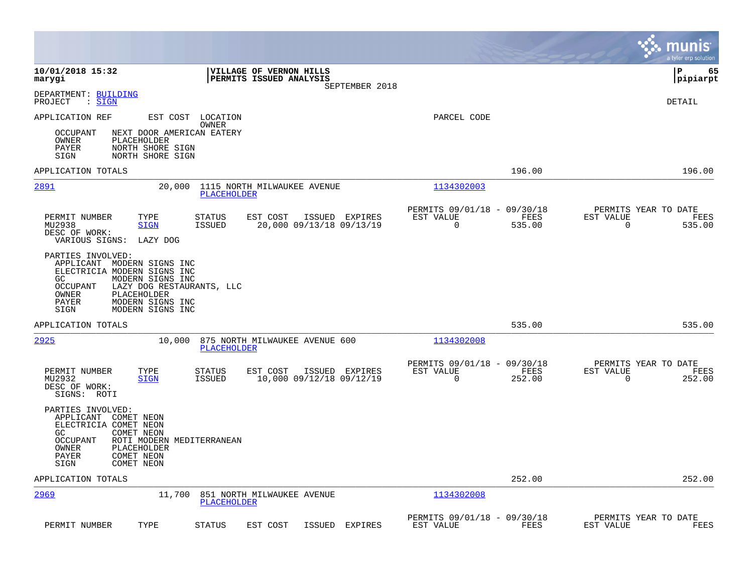**10/01/2018 15:32**
**marygi**

**VILLAGE OF VERNON HILLS**
**PERMITS ISSUED ANALYSIS**
SEPTEMBER 2018

**P 65**
**pipiarpt**

DEPARTMENT: BUILDING
PROJECT : SIGN

DETAIL

APPLICATION REF    EST COST    LOCATION / OWNER    PARCEL CODE

OCCUPANT    NEXT DOOR AMERICAN EATERY
OWNER    PLACEHOLDER
PAYER    NORTH SHORE SIGN
SIGN    NORTH SHORE SIGN

APPLICATION TOTALS    196.00    196.00

---

**2891**    20,000    1115 NORTH MILWAUKEE AVENUE / PLACEHOLDER    1134302003

| PERMIT NUMBER | TYPE | STATUS | EST COST | ISSUED | EXPIRES | PERMITS 09/01/18 - 09/30/18 EST VALUE | FEES | PERMITS YEAR TO DATE EST VALUE | FEES |
|---|---|---|---|---|---|---|---|---|---|
| MU2938 | SIGN | ISSUED | 20,000 | 09/13/18 | 09/13/19 | 0 | 535.00 | 0 | 535.00 |

DESC OF WORK:
VARIOUS SIGNS: LAZY DOG

PARTIES INVOLVED:
APPLICANT    MODERN SIGNS INC
ELECTRICIA    MODERN SIGNS INC
GC    MODERN SIGNS INC
OCCUPANT    LAZY DOG RESTAURANTS, LLC
OWNER    PLACEHOLDER
PAYER    MODERN SIGNS INC
SIGN    MODERN SIGNS INC

APPLICATION TOTALS    535.00    535.00

---

**2925**    10,000    875 NORTH MILWAUKEE AVENUE 600 / PLACEHOLDER    1134302008

| PERMIT NUMBER | TYPE | STATUS | EST COST | ISSUED | EXPIRES | PERMITS 09/01/18 - 09/30/18 EST VALUE | FEES | PERMITS YEAR TO DATE EST VALUE | FEES |
|---|---|---|---|---|---|---|---|---|---|
| MU2932 | SIGN | ISSUED | 10,000 | 09/12/18 | 09/12/19 | 0 | 252.00 | 0 | 252.00 |

DESC OF WORK:
SIGNS: ROTI

PARTIES INVOLVED:
APPLICANT    COMET NEON
ELECTRICIA    COMET NEON
GC    COMET NEON
OCCUPANT    ROTI MODERN MEDITERRANEAN
OWNER    PLACEHOLDER
PAYER    COMET NEON
SIGN    COMET NEON

APPLICATION TOTALS    252.00    252.00

---

**2969**    11,700    851 NORTH MILWAUKEE AVENUE / PLACEHOLDER    1134302008

| PERMIT NUMBER | TYPE | STATUS | EST COST | ISSUED | EXPIRES | PERMITS 09/01/18 - 09/30/18 EST VALUE | FEES | PERMITS YEAR TO DATE EST VALUE | FEES |
|---|---|---|---|---|---|---|---|---|---|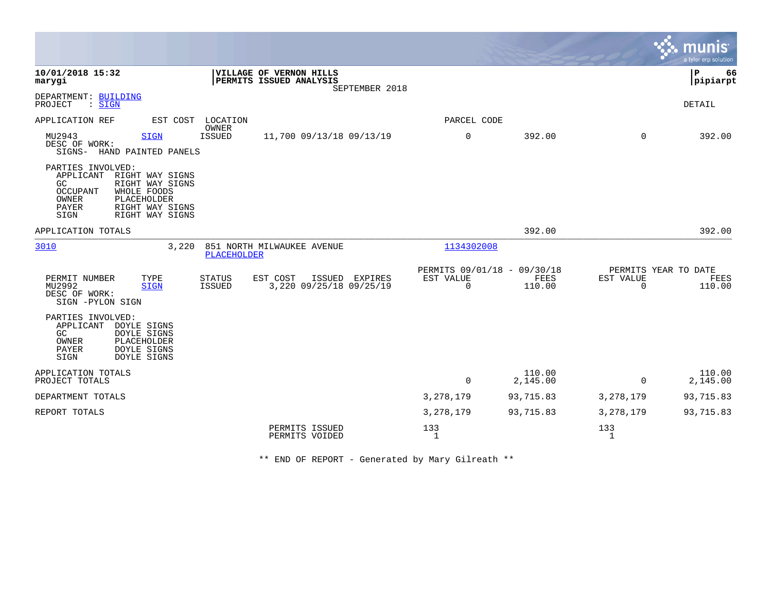**10/01/2018 15:32**
**marygi**

**VILLAGE OF VERNON HILLS**
**PERMITS ISSUED ANALYSIS**
SEPTEMBER 2018

**P 66**
**pipiarpt**

DEPARTMENT: BUILDING
PROJECT : SIGN

DETAIL

| APPLICATION REF | EST COST | LOCATION / OWNER | | PARCEL CODE | | | |
|---|---|---|---|---|---|---|---|
| MU2943 SIGN | | ISSUED | 11,700 09/13/18 09/13/19 | 0 | 392.00 | 0 | 392.00 |

DESC OF WORK:
SIGNS- HAND PAINTED PANELS

PARTIES INVOLVED:
- APPLICANT RIGHT WAY SIGNS
- GC RIGHT WAY SIGNS
- OCCUPANT WHOLE FOODS
- OWNER PLACEHOLDER
- PAYER RIGHT WAY SIGNS
- SIGN RIGHT WAY SIGNS

APPLICATION TOTALS — 392.00 — 392.00

3010 — 3,220 — 851 NORTH MILWAUKEE AVENUE — PLACEHOLDER — 1134302008

| PERMIT NUMBER | TYPE | STATUS | EST COST | ISSUED | EXPIRES | PERMITS 09/01/18 - 09/30/18 EST VALUE | FEES | PERMITS YEAR TO DATE EST VALUE | FEES |
|---|---|---|---|---|---|---|---|---|---|
| MU2992 | SIGN | ISSUED | 3,220 | 09/25/18 | 09/25/19 | 0 | 110.00 | 0 | 110.00 |

DESC OF WORK:
SIGN -PYLON SIGN

PARTIES INVOLVED:
- APPLICANT DOYLE SIGNS
- GC DOYLE SIGNS
- OWNER PLACEHOLDER
- PAYER DOYLE SIGNS
- SIGN DOYLE SIGNS

| | EST VALUE | FEES | EST VALUE | FEES |
|---|---|---|---|---|
| APPLICATION TOTALS | | 110.00 | | 110.00 |
| PROJECT TOTALS | 0 | 2,145.00 | 0 | 2,145.00 |
| DEPARTMENT TOTALS | 3,278,179 | 93,715.83 | 3,278,179 | 93,715.83 |
| REPORT TOTALS | 3,278,179 | 93,715.83 | 3,278,179 | 93,715.83 |
| PERMITS ISSUED | 133 | | 133 | |
| PERMITS VOIDED | 1 | | 1 | |

** END OF REPORT - Generated by Mary Gilreath **